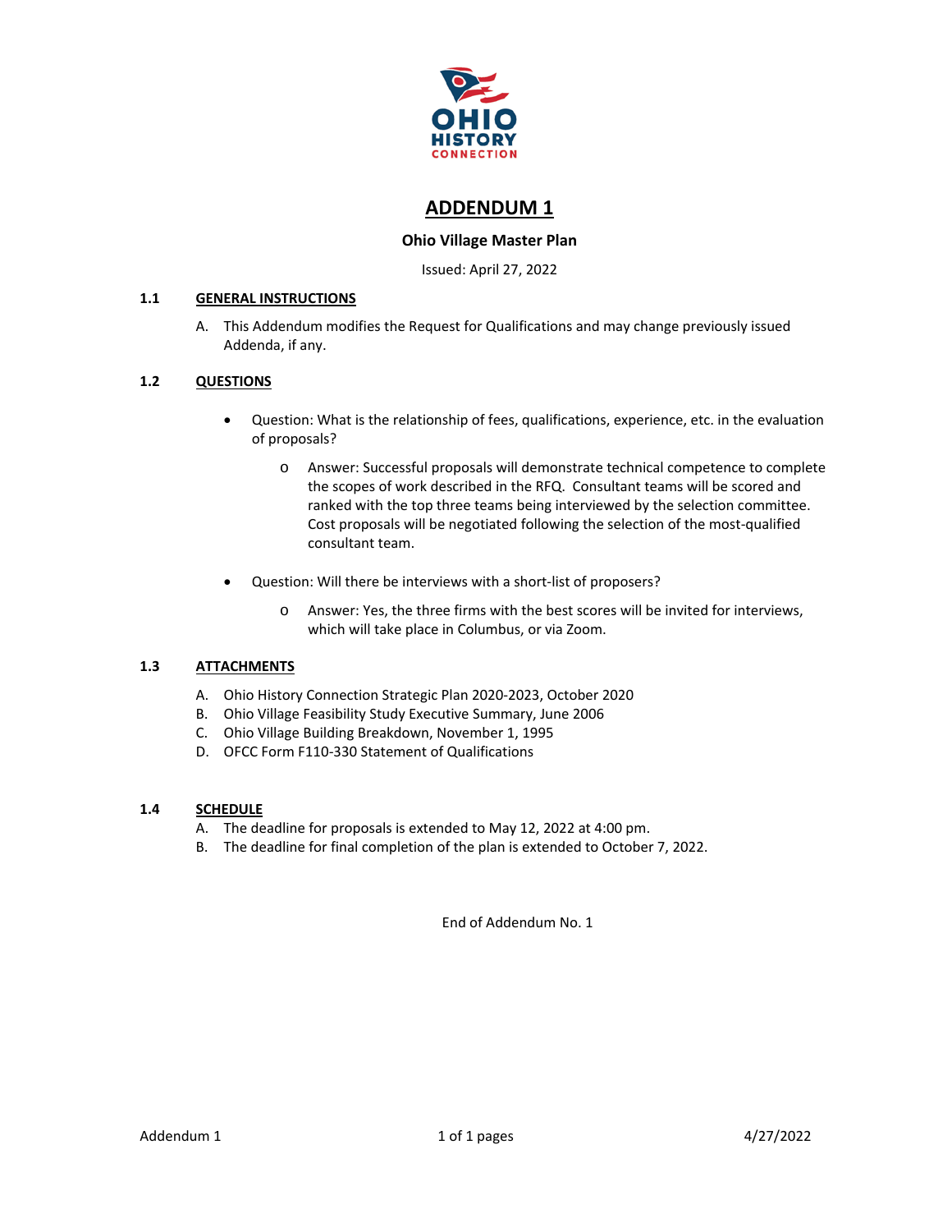OHIO HISTORY CONNECTION

# ADDENDUM 1

**Ohio Village Master Plan**

Issued: April 27, 2022

## 1.1 GENERAL INSTRUCTIONS

A. This Addendum modifies the Request for Qualifications and may change previously issued Addenda, if any.

## 1.2 QUESTIONS

- Question: What is the relationship of fees, qualifications, experience, etc. in the evaluation of proposals?
  - Answer: Successful proposals will demonstrate technical competence to complete the scopes of work described in the RFQ. Consultant teams will be scored and ranked with the top three teams being interviewed by the selection committee. Cost proposals will be negotiated following the selection of the most-qualified consultant team.
- Question: Will there be interviews with a short-list of proposers?
  - Answer: Yes, the three firms with the best scores will be invited for interviews, which will take place in Columbus, or via Zoom.

## 1.3 ATTACHMENTS

A. Ohio History Connection Strategic Plan 2020-2023, October 2020
B. Ohio Village Feasibility Study Executive Summary, June 2006
C. Ohio Village Building Breakdown, November 1, 1995
D. OFCC Form F110-330 Statement of Qualifications

## 1.4 SCHEDULE

A. The deadline for proposals is extended to May 12, 2022 at 4:00 pm.
B. The deadline for final completion of the plan is extended to October 7, 2022.

End of Addendum No. 1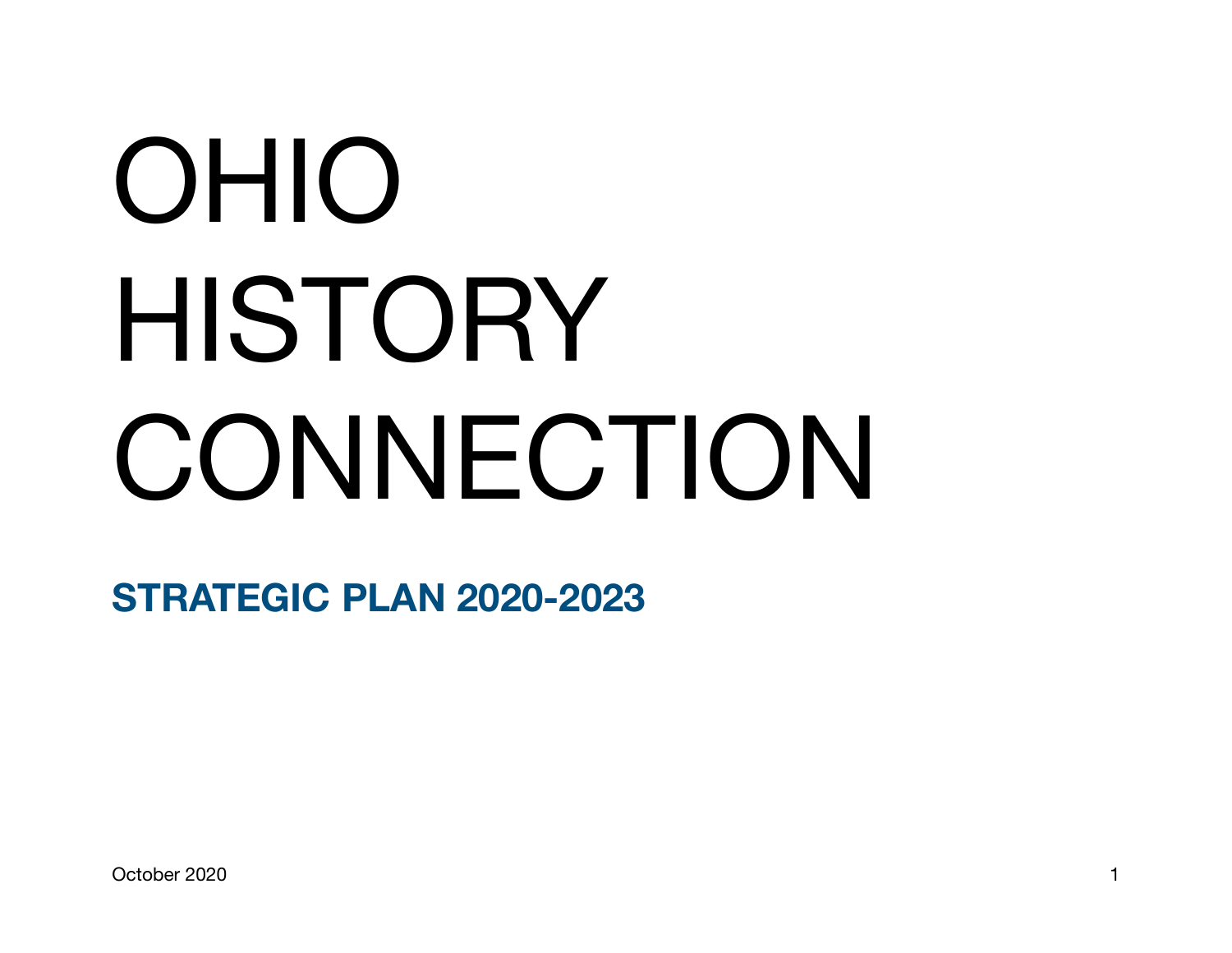# OHIO HISTORY CONNECTION

## STRATEGIC PLAN 2020-2023

October 2020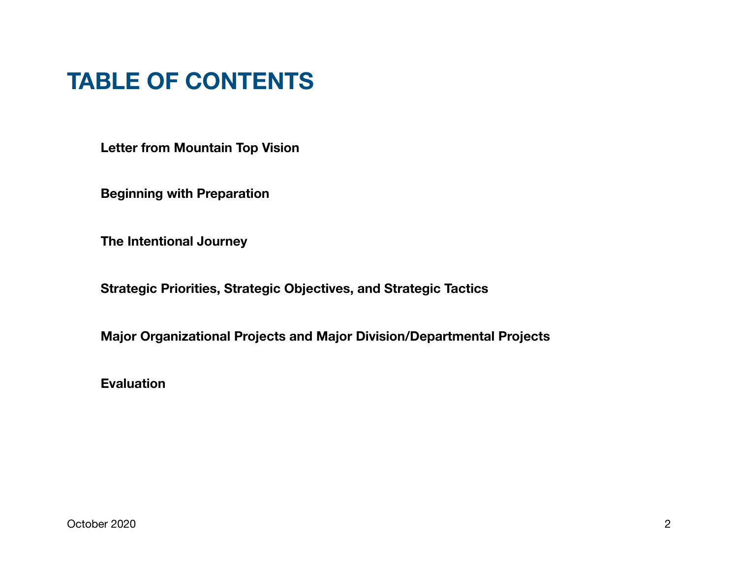# TABLE OF CONTENTS

**Letter from Mountain Top Vision**

**Beginning with Preparation**

**The Intentional Journey**

**Strategic Priorities, Strategic Objectives, and Strategic Tactics**

**Major Organizational Projects and Major Division/Departmental Projects**

**Evaluation**

October 2020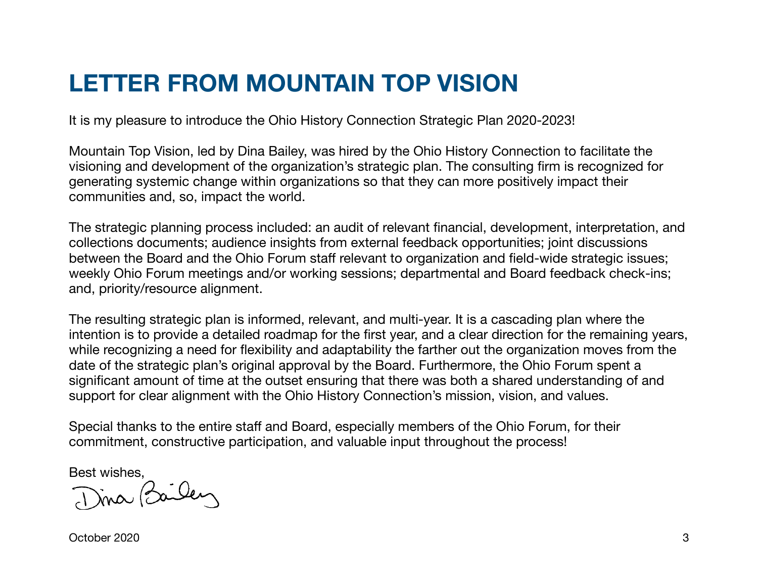# LETTER FROM MOUNTAIN TOP VISION

It is my pleasure to introduce the Ohio History Connection Strategic Plan 2020-2023!

Mountain Top Vision, led by Dina Bailey, was hired by the Ohio History Connection to facilitate the visioning and development of the organization's strategic plan. The consulting firm is recognized for generating systemic change within organizations so that they can more positively impact their communities and, so, impact the world.

The strategic planning process included: an audit of relevant financial, development, interpretation, and collections documents; audience insights from external feedback opportunities; joint discussions between the Board and the Ohio Forum staff relevant to organization and field-wide strategic issues; weekly Ohio Forum meetings and/or working sessions; departmental and Board feedback check-ins; and, priority/resource alignment.

The resulting strategic plan is informed, relevant, and multi-year. It is a cascading plan where the intention is to provide a detailed roadmap for the first year, and a clear direction for the remaining years, while recognizing a need for flexibility and adaptability the farther out the organization moves from the date of the strategic plan's original approval by the Board. Furthermore, the Ohio Forum spent a significant amount of time at the outset ensuring that there was both a shared understanding of and support for clear alignment with the Ohio History Connection's mission, vision, and values.

Special thanks to the entire staff and Board, especially members of the Ohio Forum, for their commitment, constructive participation, and valuable input throughout the process!

Best wishes,

Dina Bailey

October 2020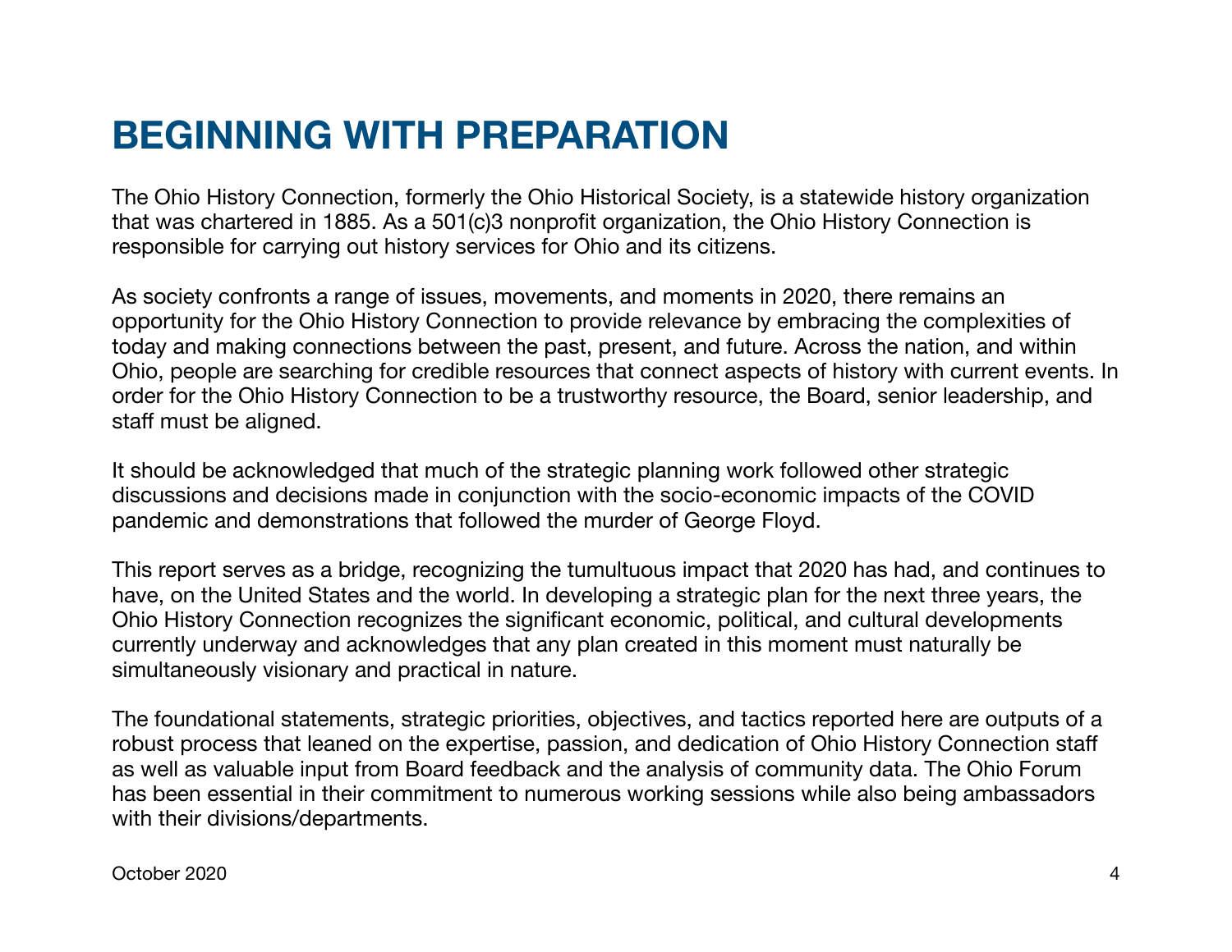# BEGINNING WITH PREPARATION

The Ohio History Connection, formerly the Ohio Historical Society, is a statewide history organization that was chartered in 1885. As a 501(c)3 nonprofit organization, the Ohio History Connection is responsible for carrying out history services for Ohio and its citizens.

As society confronts a range of issues, movements, and moments in 2020, there remains an opportunity for the Ohio History Connection to provide relevance by embracing the complexities of today and making connections between the past, present, and future. Across the nation, and within Ohio, people are searching for credible resources that connect aspects of history with current events. In order for the Ohio History Connection to be a trustworthy resource, the Board, senior leadership, and staff must be aligned.

It should be acknowledged that much of the strategic planning work followed other strategic discussions and decisions made in conjunction with the socio-economic impacts of the COVID pandemic and demonstrations that followed the murder of George Floyd.

This report serves as a bridge, recognizing the tumultuous impact that 2020 has had, and continues to have, on the United States and the world. In developing a strategic plan for the next three years, the Ohio History Connection recognizes the significant economic, political, and cultural developments currently underway and acknowledges that any plan created in this moment must naturally be simultaneously visionary and practical in nature.

The foundational statements, strategic priorities, objectives, and tactics reported here are outputs of a robust process that leaned on the expertise, passion, and dedication of Ohio History Connection staff as well as valuable input from Board feedback and the analysis of community data. The Ohio Forum has been essential in their commitment to numerous working sessions while also being ambassadors with their divisions/departments.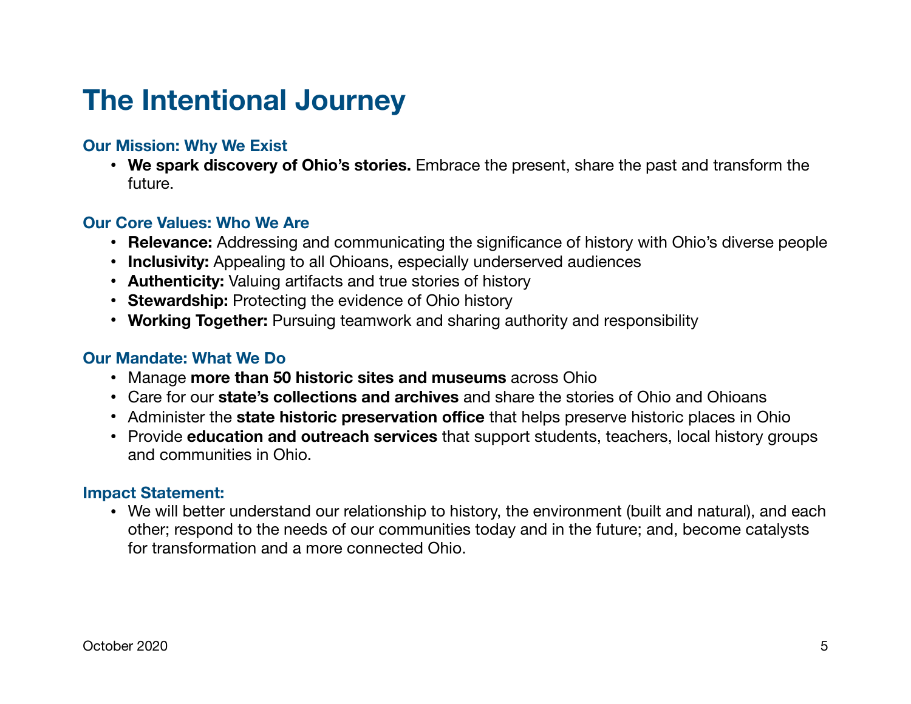# The Intentional Journey

### Our Mission: Why We Exist

- **We spark discovery of Ohio's stories.** Embrace the present, share the past and transform the future.

### Our Core Values: Who We Are

- **Relevance:** Addressing and communicating the significance of history with Ohio's diverse people
- **Inclusivity:** Appealing to all Ohioans, especially underserved audiences
- **Authenticity:** Valuing artifacts and true stories of history
- **Stewardship:** Protecting the evidence of Ohio history
- **Working Together:** Pursuing teamwork and sharing authority and responsibility

### Our Mandate: What We Do

- Manage **more than 50 historic sites and museums** across Ohio
- Care for our **state's collections and archives** and share the stories of Ohio and Ohioans
- Administer the **state historic preservation office** that helps preserve historic places in Ohio
- Provide **education and outreach services** that support students, teachers, local history groups and communities in Ohio.

### Impact Statement:

- We will better understand our relationship to history, the environment (built and natural), and each other; respond to the needs of our communities today and in the future; and, become catalysts for transformation and a more connected Ohio.

October 2020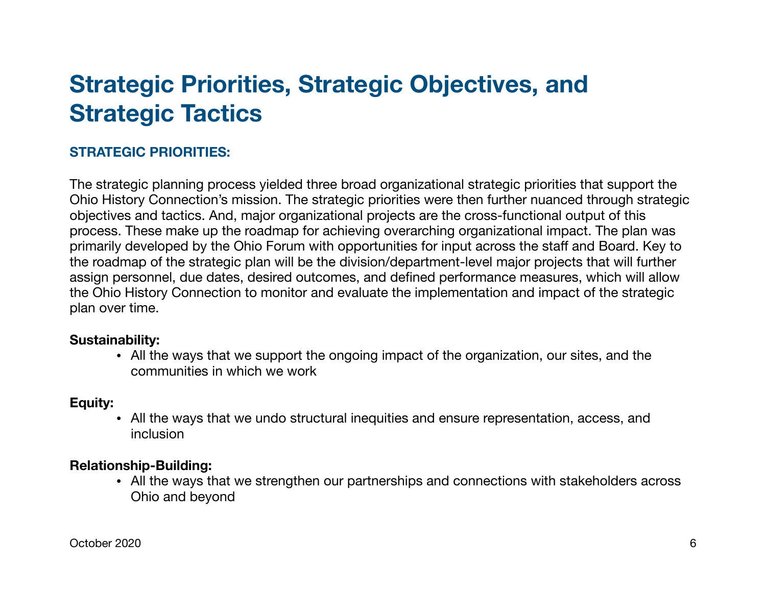# Strategic Priorities, Strategic Objectives, and Strategic Tactics

## STRATEGIC PRIORITIES:

The strategic planning process yielded three broad organizational strategic priorities that support the Ohio History Connection's mission. The strategic priorities were then further nuanced through strategic objectives and tactics. And, major organizational projects are the cross-functional output of this process. These make up the roadmap for achieving overarching organizational impact. The plan was primarily developed by the Ohio Forum with opportunities for input across the staff and Board. Key to the roadmap of the strategic plan will be the division/department-level major projects that will further assign personnel, due dates, desired outcomes, and defined performance measures, which will allow the Ohio History Connection to monitor and evaluate the implementation and impact of the strategic plan over time.

**Sustainability:**

- All the ways that we support the ongoing impact of the organization, our sites, and the communities in which we work

**Equity:**

- All the ways that we undo structural inequities and ensure representation, access, and inclusion

**Relationship-Building:**

- All the ways that we strengthen our partnerships and connections with stakeholders across Ohio and beyond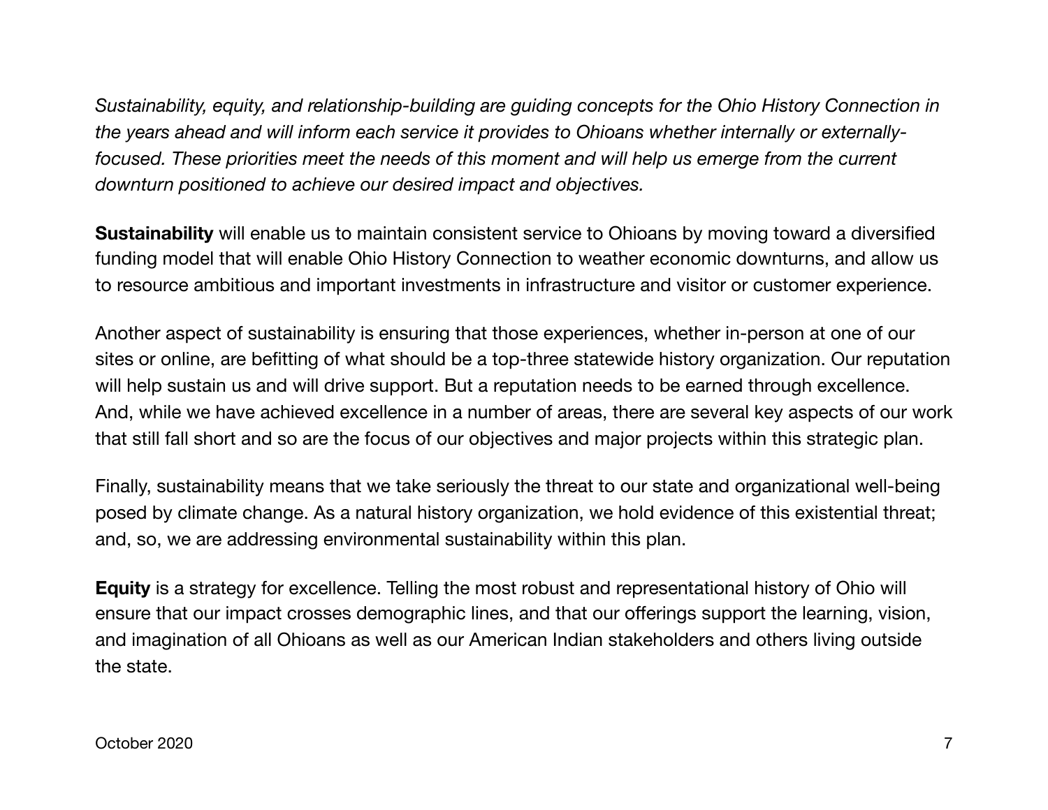*Sustainability, equity, and relationship-building are guiding concepts for the Ohio History Connection in the years ahead and will inform each service it provides to Ohioans whether internally or externally-focused. These priorities meet the needs of this moment and will help us emerge from the current downturn positioned to achieve our desired impact and objectives.*

**Sustainability** will enable us to maintain consistent service to Ohioans by moving toward a diversified funding model that will enable Ohio History Connection to weather economic downturns, and allow us to resource ambitious and important investments in infrastructure and visitor or customer experience.

Another aspect of sustainability is ensuring that those experiences, whether in-person at one of our sites or online, are befitting of what should be a top-three statewide history organization. Our reputation will help sustain us and will drive support. But a reputation needs to be earned through excellence. And, while we have achieved excellence in a number of areas, there are several key aspects of our work that still fall short and so are the focus of our objectives and major projects within this strategic plan.

Finally, sustainability means that we take seriously the threat to our state and organizational well-being posed by climate change. As a natural history organization, we hold evidence of this existential threat; and, so, we are addressing environmental sustainability within this plan.

**Equity** is a strategy for excellence. Telling the most robust and representational history of Ohio will ensure that our impact crosses demographic lines, and that our offerings support the learning, vision, and imagination of all Ohioans as well as our American Indian stakeholders and others living outside the state.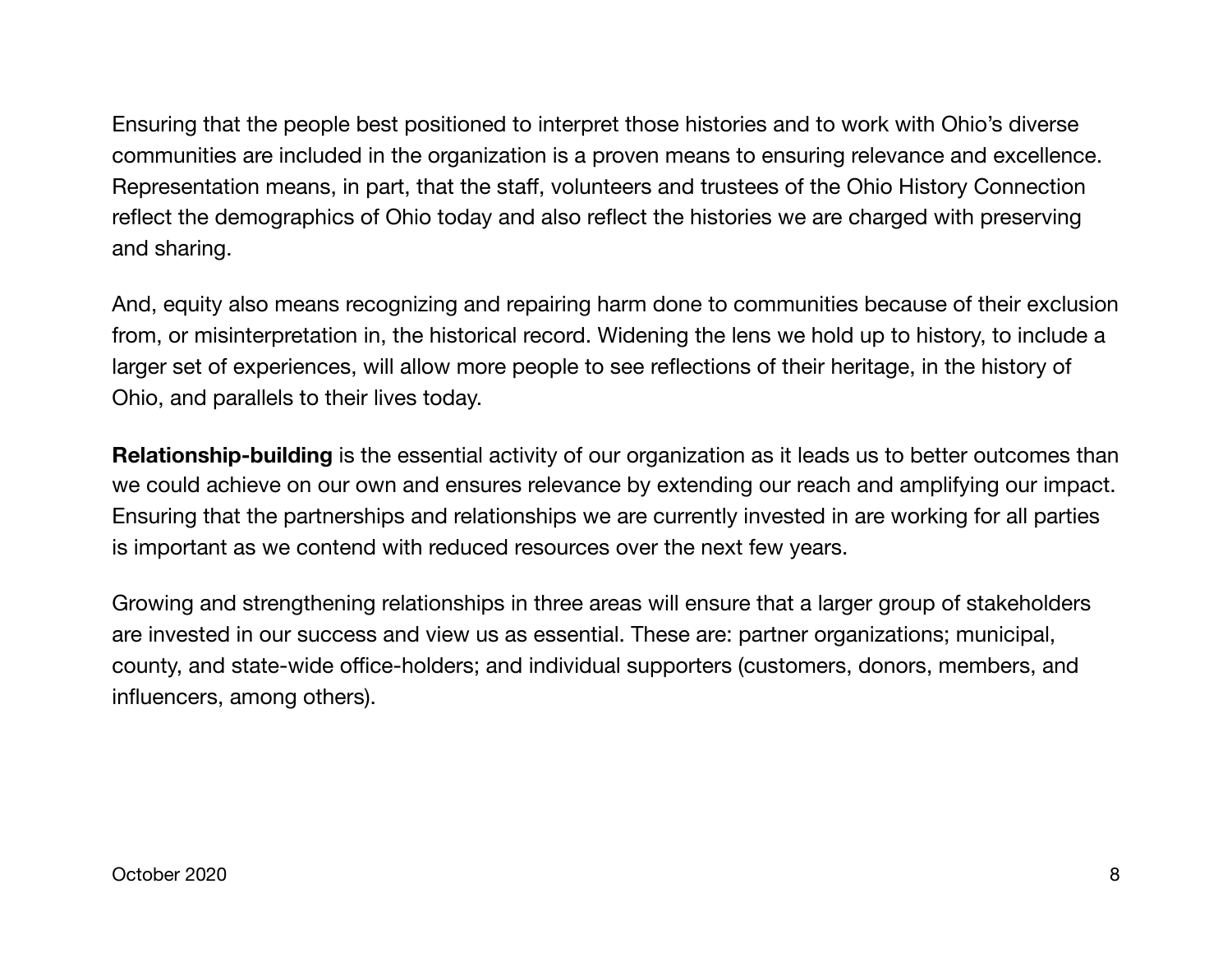Ensuring that the people best positioned to interpret those histories and to work with Ohio's diverse communities are included in the organization is a proven means to ensuring relevance and excellence. Representation means, in part, that the staff, volunteers and trustees of the Ohio History Connection reflect the demographics of Ohio today and also reflect the histories we are charged with preserving and sharing.

And, equity also means recognizing and repairing harm done to communities because of their exclusion from, or misinterpretation in, the historical record. Widening the lens we hold up to history, to include a larger set of experiences, will allow more people to see reflections of their heritage, in the history of Ohio, and parallels to their lives today.

**Relationship-building** is the essential activity of our organization as it leads us to better outcomes than we could achieve on our own and ensures relevance by extending our reach and amplifying our impact. Ensuring that the partnerships and relationships we are currently invested in are working for all parties is important as we contend with reduced resources over the next few years.

Growing and strengthening relationships in three areas will ensure that a larger group of stakeholders are invested in our success and view us as essential. These are: partner organizations; municipal, county, and state-wide office-holders; and individual supporters (customers, donors, members, and influencers, among others).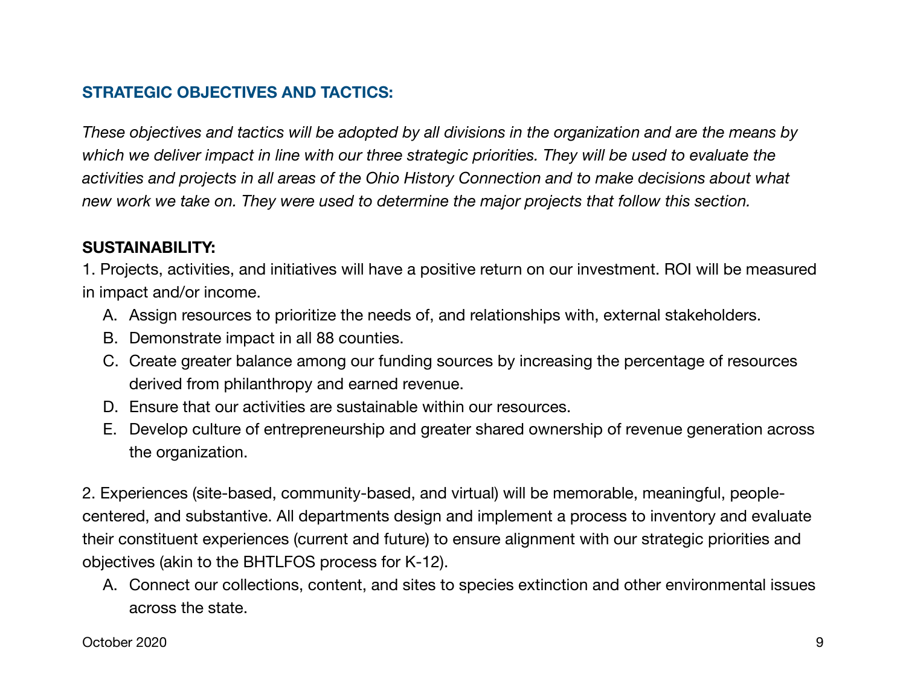## STRATEGIC OBJECTIVES AND TACTICS:

*These objectives and tactics will be adopted by all divisions in the organization and are the means by which we deliver impact in line with our three strategic priorities. They will be used to evaluate the activities and projects in all areas of the Ohio History Connection and to make decisions about what new work we take on. They were used to determine the major projects that follow this section.*

### SUSTAINABILITY:

1. Projects, activities, and initiatives will have a positive return on our investment. ROI will be measured in impact and/or income.
   A. Assign resources to prioritize the needs of, and relationships with, external stakeholders.
   B. Demonstrate impact in all 88 counties.
   C. Create greater balance among our funding sources by increasing the percentage of resources derived from philanthropy and earned revenue.
   D. Ensure that our activities are sustainable within our resources.
   E. Develop culture of entrepreneurship and greater shared ownership of revenue generation across the organization.

2. Experiences (site-based, community-based, and virtual) will be memorable, meaningful, people-centered, and substantive. All departments design and implement a process to inventory and evaluate their constituent experiences (current and future) to ensure alignment with our strategic priorities and objectives (akin to the BHTLFOS process for K-12).
   A. Connect our collections, content, and sites to species extinction and other environmental issues across the state.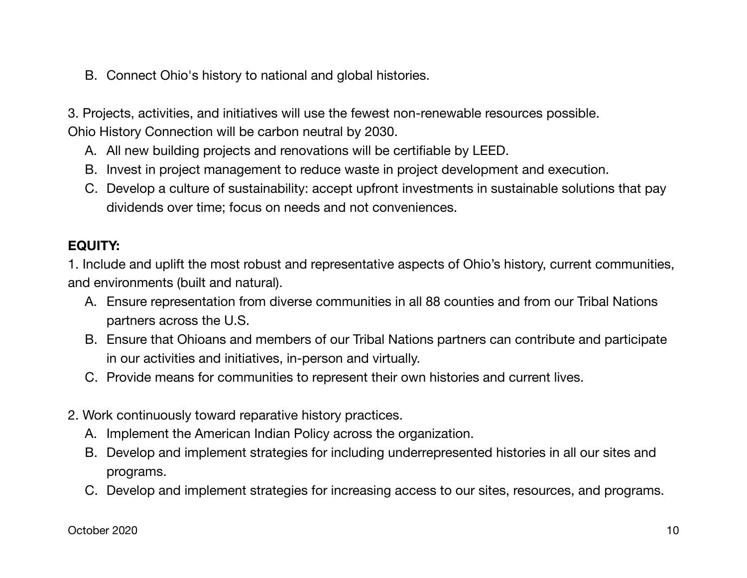B. Connect Ohio's history to national and global histories.

3. Projects, activities, and initiatives will use the fewest non-renewable resources possible.
Ohio History Connection will be carbon neutral by 2030.

A. All new building projects and renovations will be certifiable by LEED.
B. Invest in project management to reduce waste in project development and execution.
C. Develop a culture of sustainability: accept upfront investments in sustainable solutions that pay dividends over time; focus on needs and not conveniences.

**EQUITY:**

1. Include and uplift the most robust and representative aspects of Ohio's history, current communities, and environments (built and natural).

A. Ensure representation from diverse communities in all 88 counties and from our Tribal Nations partners across the U.S.
B. Ensure that Ohioans and members of our Tribal Nations partners can contribute and participate in our activities and initiatives, in-person and virtually.
C. Provide means for communities to represent their own histories and current lives.

2. Work continuously toward reparative history practices.

A. Implement the American Indian Policy across the organization.
B. Develop and implement strategies for including underrepresented histories in all our sites and programs.
C. Develop and implement strategies for increasing access to our sites, resources, and programs.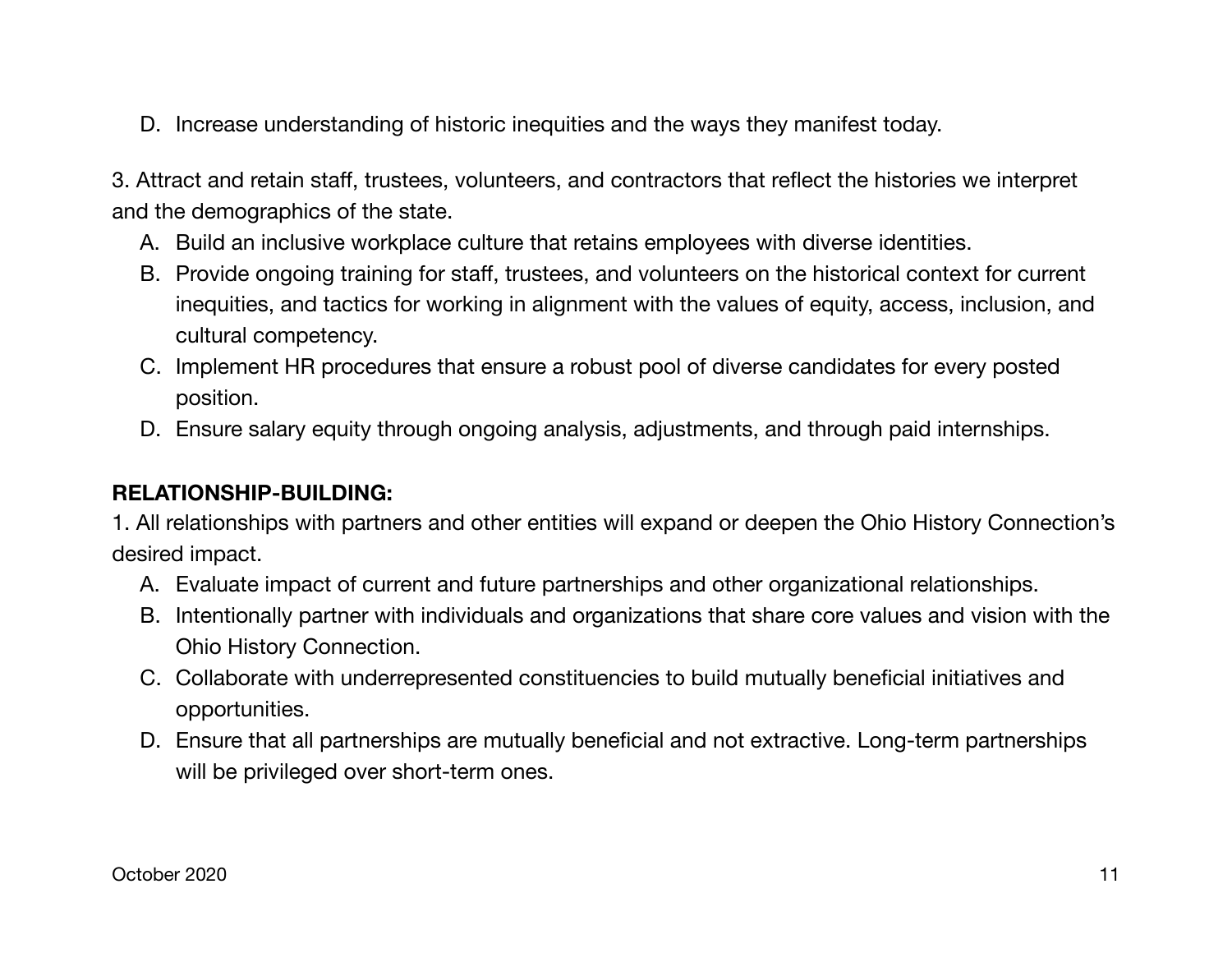D. Increase understanding of historic inequities and the ways they manifest today.

3. Attract and retain staff, trustees, volunteers, and contractors that reflect the histories we interpret and the demographics of the state.

A. Build an inclusive workplace culture that retains employees with diverse identities.
B. Provide ongoing training for staff, trustees, and volunteers on the historical context for current inequities, and tactics for working in alignment with the values of equity, access, inclusion, and cultural competency.
C. Implement HR procedures that ensure a robust pool of diverse candidates for every posted position.
D. Ensure salary equity through ongoing analysis, adjustments, and through paid internships.

**RELATIONSHIP-BUILDING:**

1. All relationships with partners and other entities will expand or deepen the Ohio History Connection's desired impact.

A. Evaluate impact of current and future partnerships and other organizational relationships.
B. Intentionally partner with individuals and organizations that share core values and vision with the Ohio History Connection.
C. Collaborate with underrepresented constituencies to build mutually beneficial initiatives and opportunities.
D. Ensure that all partnerships are mutually beneficial and not extractive. Long-term partnerships will be privileged over short-term ones.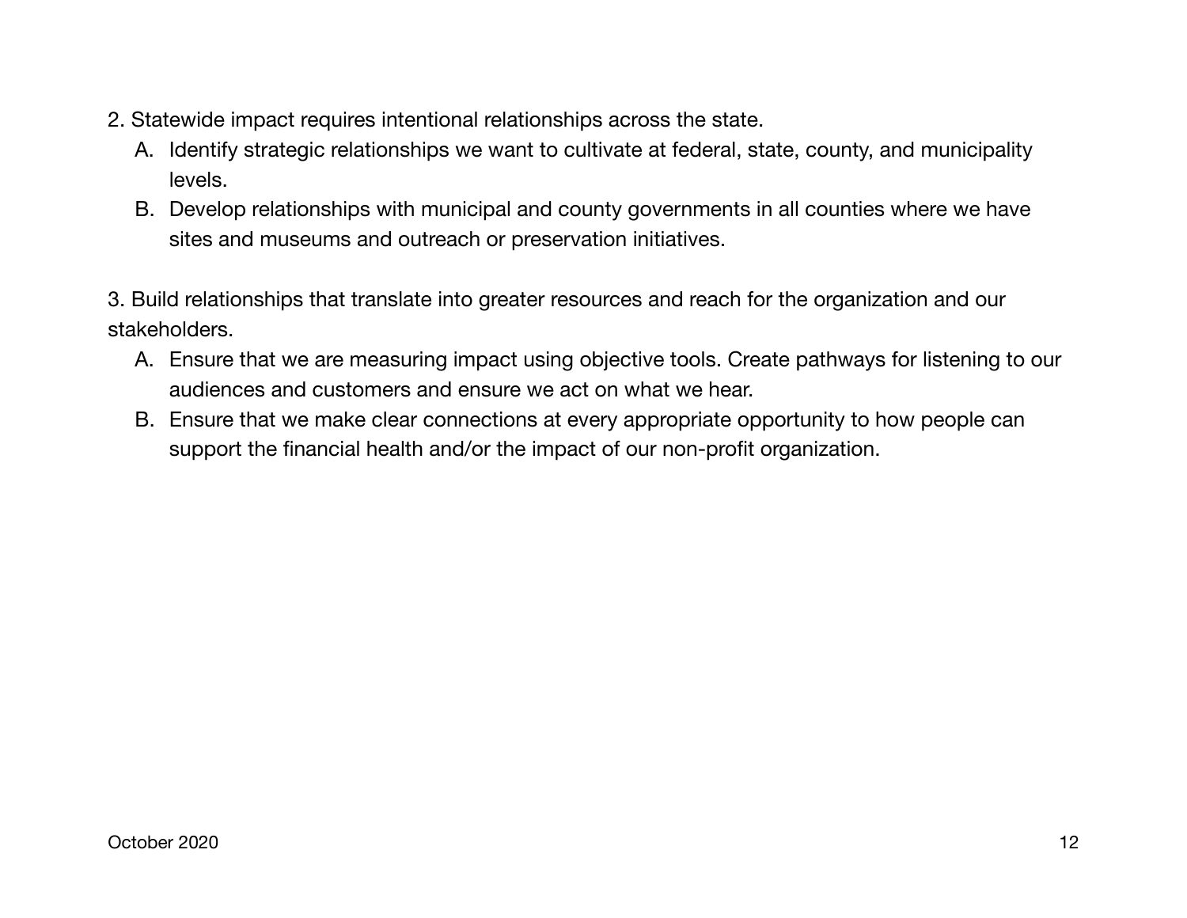2. Statewide impact requires intentional relationships across the state.

   A. Identify strategic relationships we want to cultivate at federal, state, county, and municipality levels.

   B. Develop relationships with municipal and county governments in all counties where we have sites and museums and outreach or preservation initiatives.

3. Build relationships that translate into greater resources and reach for the organization and our stakeholders.

   A. Ensure that we are measuring impact using objective tools. Create pathways for listening to our audiences and customers and ensure we act on what we hear.

   B. Ensure that we make clear connections at every appropriate opportunity to how people can support the financial health and/or the impact of our non-profit organization.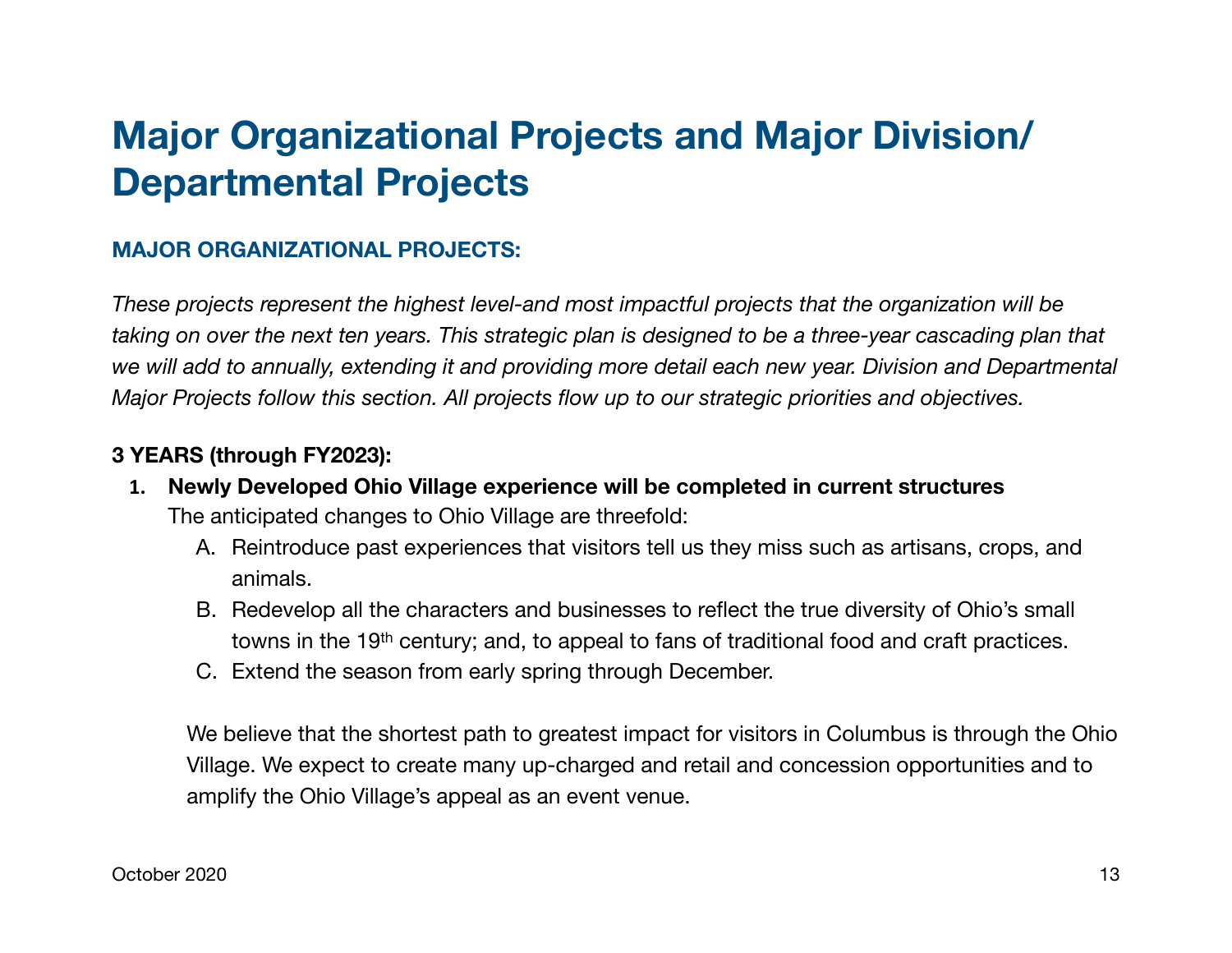# Major Organizational Projects and Major Division/ Departmental Projects

## MAJOR ORGANIZATIONAL PROJECTS:

*These projects represent the highest level-and most impactful projects that the organization will be taking on over the next ten years. This strategic plan is designed to be a three-year cascading plan that we will add to annually, extending it and providing more detail each new year. Division and Departmental Major Projects follow this section. All projects flow up to our strategic priorities and objectives.*

**3 YEARS (through FY2023):**

1. **Newly Developed Ohio Village experience will be completed in current structures**
   The anticipated changes to Ohio Village are threefold:
   A. Reintroduce past experiences that visitors tell us they miss such as artisans, crops, and animals.
   B. Redevelop all the characters and businesses to reflect the true diversity of Ohio's small towns in the 19th century; and, to appeal to fans of traditional food and craft practices.
   C. Extend the season from early spring through December.

   We believe that the shortest path to greatest impact for visitors in Columbus is through the Ohio Village. We expect to create many up-charged and retail and concession opportunities and to amplify the Ohio Village's appeal as an event venue.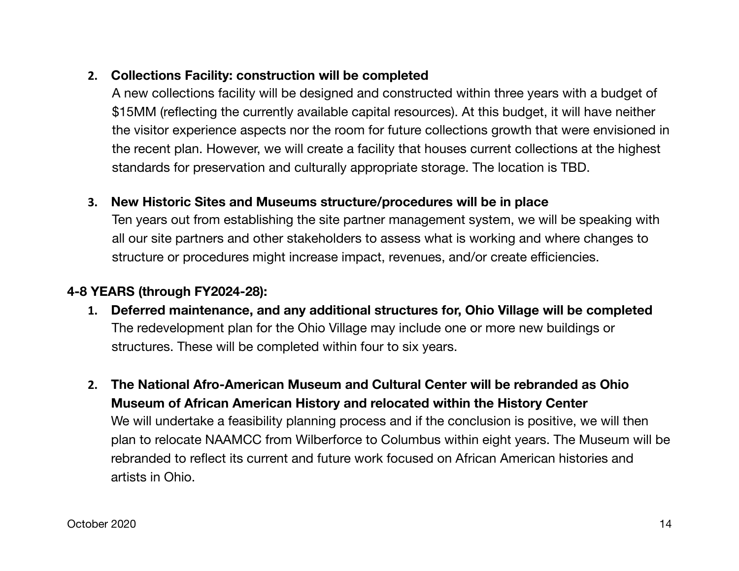2. **Collections Facility: construction will be completed**
   A new collections facility will be designed and constructed within three years with a budget of $15MM (reflecting the currently available capital resources). At this budget, it will have neither the visitor experience aspects nor the room for future collections growth that were envisioned in the recent plan. However, we will create a facility that houses current collections at the highest standards for preservation and culturally appropriate storage. The location is TBD.

3. **New Historic Sites and Museums structure/procedures will be in place**
   Ten years out from establishing the site partner management system, we will be speaking with all our site partners and other stakeholders to assess what is working and where changes to structure or procedures might increase impact, revenues, and/or create efficiencies.

**4-8 YEARS (through FY2024-28):**

1. **Deferred maintenance, and any additional structures for, Ohio Village will be completed**
   The redevelopment plan for the Ohio Village may include one or more new buildings or structures. These will be completed within four to six years.

2. **The National Afro-American Museum and Cultural Center will be rebranded as Ohio Museum of African American History and relocated within the History Center**
   We will undertake a feasibility planning process and if the conclusion is positive, we will then plan to relocate NAAMCC from Wilberforce to Columbus within eight years. The Museum will be rebranded to reflect its current and future work focused on African American histories and artists in Ohio.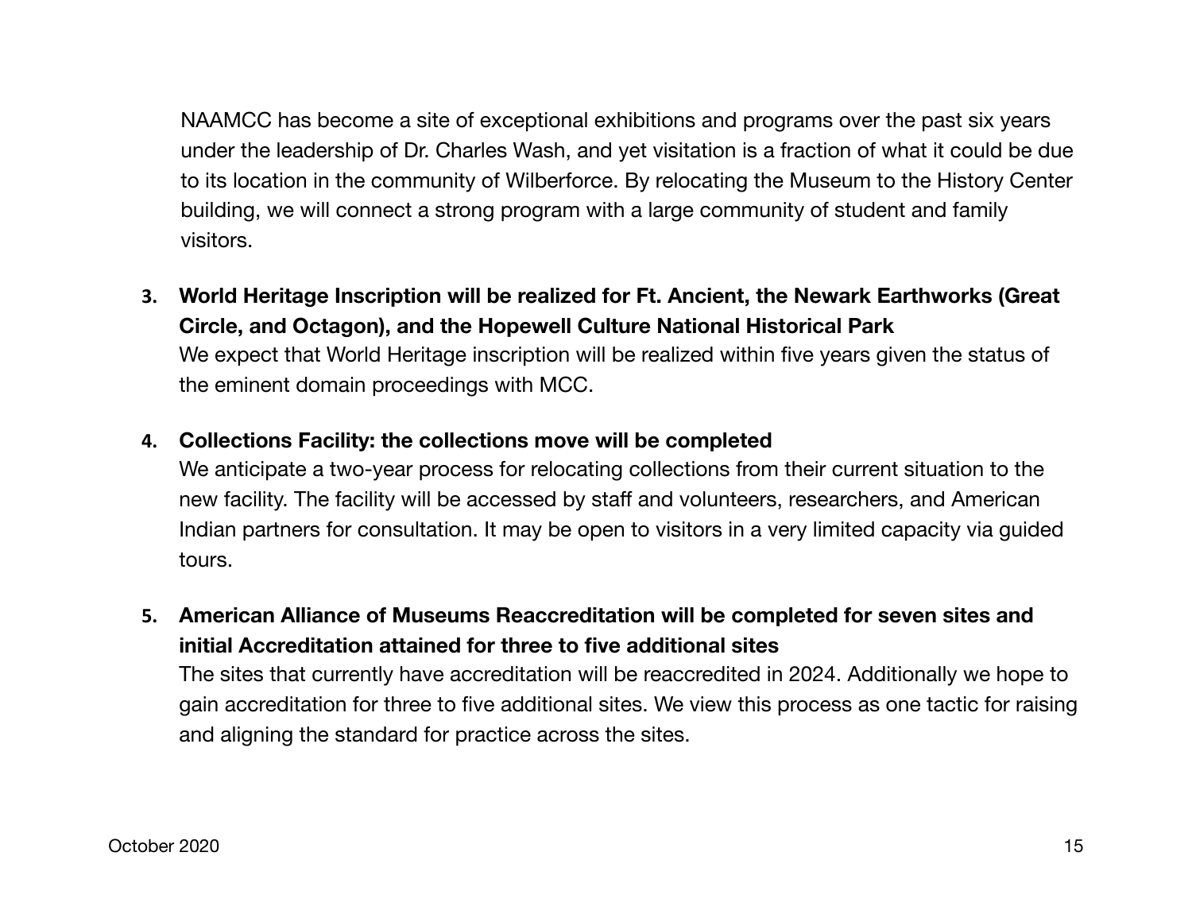NAAMCC has become a site of exceptional exhibitions and programs over the past six years under the leadership of Dr. Charles Wash, and yet visitation is a fraction of what it could be due to its location in the community of Wilberforce. By relocating the Museum to the History Center building, we will connect a strong program with a large community of student and family visitors.

3. **World Heritage Inscription will be realized for Ft. Ancient, the Newark Earthworks (Great Circle, and Octagon), and the Hopewell Culture National Historical Park**
   We expect that World Heritage inscription will be realized within five years given the status of the eminent domain proceedings with MCC.

4. **Collections Facility: the collections move will be completed**
   We anticipate a two-year process for relocating collections from their current situation to the new facility. The facility will be accessed by staff and volunteers, researchers, and American Indian partners for consultation. It may be open to visitors in a very limited capacity via guided tours.

5. **American Alliance of Museums Reaccreditation will be completed for seven sites and initial Accreditation attained for three to five additional sites**
   The sites that currently have accreditation will be reaccredited in 2024. Additionally we hope to gain accreditation for three to five additional sites. We view this process as one tactic for raising and aligning the standard for practice across the sites.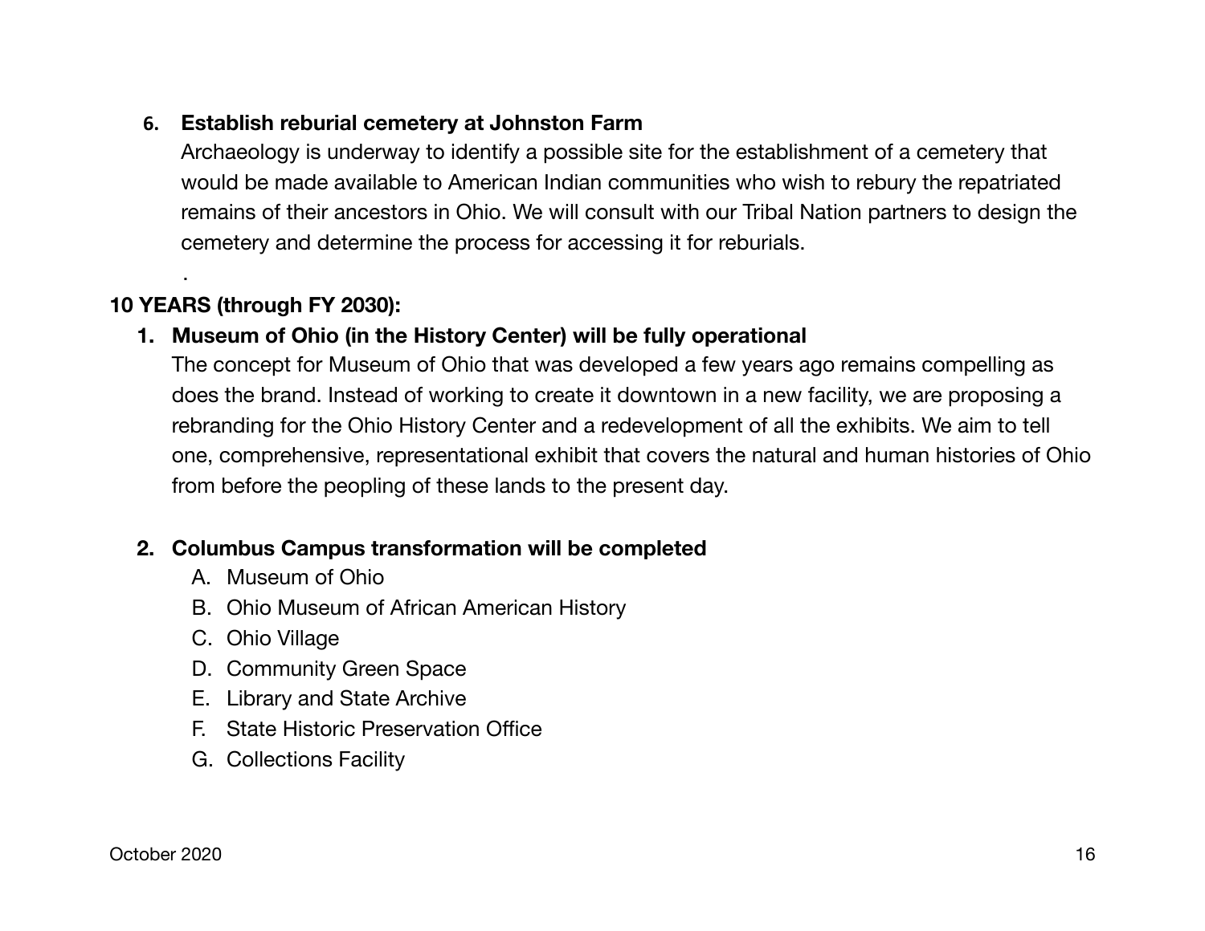6. **Establish reburial cemetery at Johnston Farm**
   Archaeology is underway to identify a possible site for the establishment of a cemetery that would be made available to American Indian communities who wish to rebury the repatriated remains of their ancestors in Ohio. We will consult with our Tribal Nation partners to design the cemetery and determine the process for accessing it for reburials.

   .

**10 YEARS (through FY 2030):**

1. **Museum of Ohio (in the History Center) will be fully operational**
   The concept for Museum of Ohio that was developed a few years ago remains compelling as does the brand. Instead of working to create it downtown in a new facility, we are proposing a rebranding for the Ohio History Center and a redevelopment of all the exhibits. We aim to tell one, comprehensive, representational exhibit that covers the natural and human histories of Ohio from before the peopling of these lands to the present day.

2. **Columbus Campus transformation will be completed**
   A. Museum of Ohio
   B. Ohio Museum of African American History
   C. Ohio Village
   D. Community Green Space
   E. Library and State Archive
   F. State Historic Preservation Office
   G. Collections Facility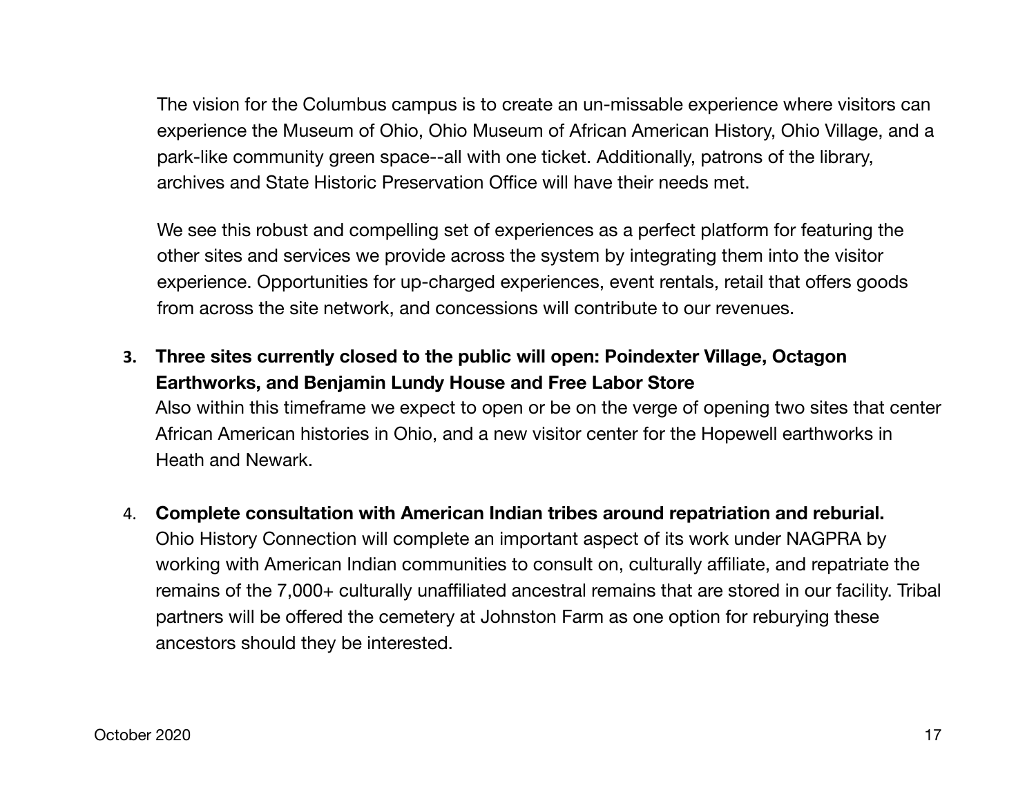The vision for the Columbus campus is to create an un-missable experience where visitors can experience the Museum of Ohio, Ohio Museum of African American History, Ohio Village, and a park-like community green space--all with one ticket. Additionally, patrons of the library, archives and State Historic Preservation Office will have their needs met.

We see this robust and compelling set of experiences as a perfect platform for featuring the other sites and services we provide across the system by integrating them into the visitor experience. Opportunities for up-charged experiences, event rentals, retail that offers goods from across the site network, and concessions will contribute to our revenues.

3. **Three sites currently closed to the public will open: Poindexter Village, Octagon Earthworks, and Benjamin Lundy House and Free Labor Store**
   Also within this timeframe we expect to open or be on the verge of opening two sites that center African American histories in Ohio, and a new visitor center for the Hopewell earthworks in Heath and Newark.

4. **Complete consultation with American Indian tribes around repatriation and reburial.**
   Ohio History Connection will complete an important aspect of its work under NAGPRA by working with American Indian communities to consult on, culturally affiliate, and repatriate the remains of the 7,000+ culturally unaffiliated ancestral remains that are stored in our facility. Tribal partners will be offered the cemetery at Johnston Farm as one option for reburying these ancestors should they be interested.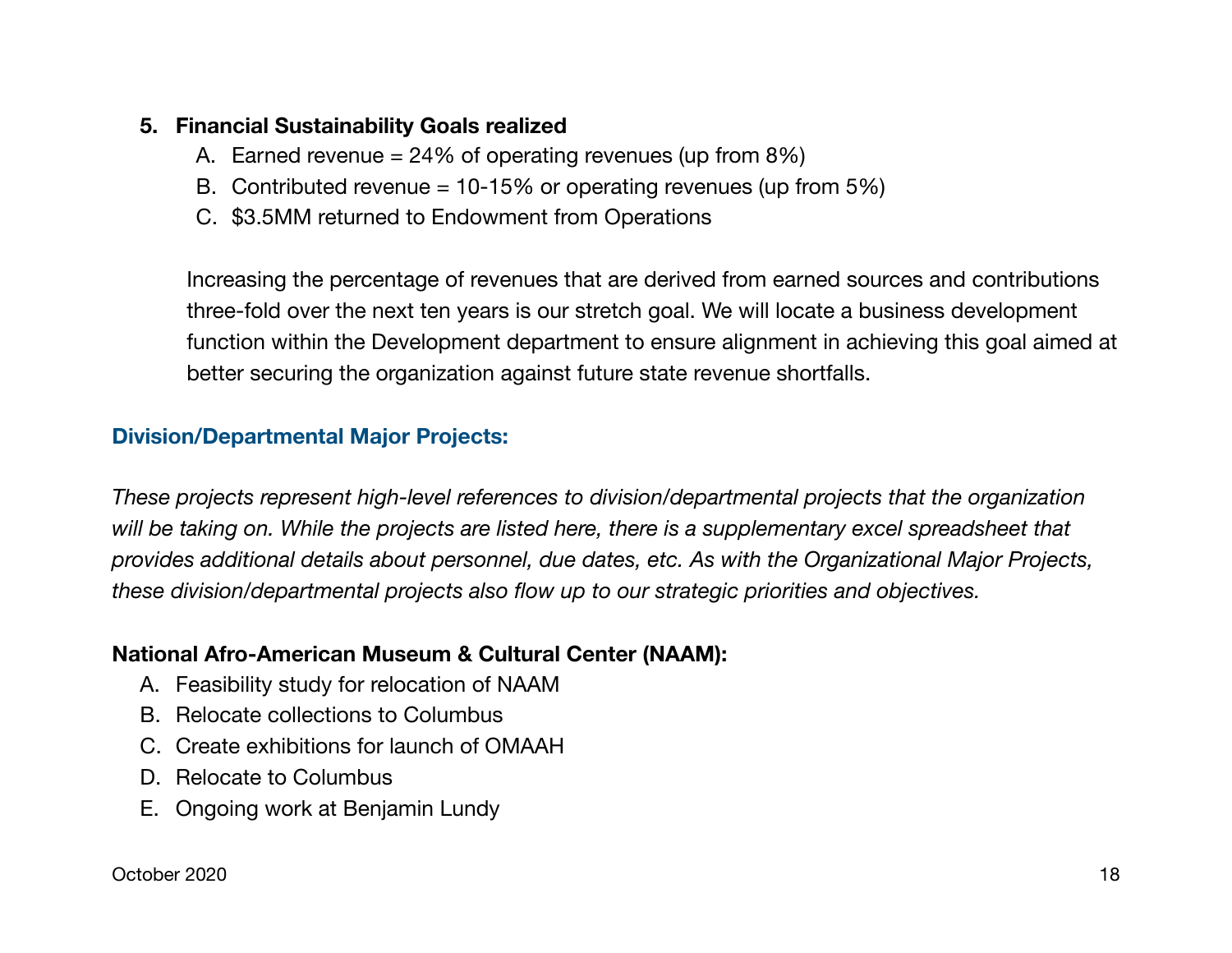5. **Financial Sustainability Goals realized**
    A. Earned revenue = 24% of operating revenues (up from 8%)
    B. Contributed revenue = 10-15% or operating revenues (up from 5%)
    C. $3.5MM returned to Endowment from Operations

    Increasing the percentage of revenues that are derived from earned sources and contributions three-fold over the next ten years is our stretch goal. We will locate a business development function within the Development department to ensure alignment in achieving this goal aimed at better securing the organization against future state revenue shortfalls.

### Division/Departmental Major Projects:

*These projects represent high-level references to division/departmental projects that the organization will be taking on. While the projects are listed here, there is a supplementary excel spreadsheet that provides additional details about personnel, due dates, etc. As with the Organizational Major Projects, these division/departmental projects also flow up to our strategic priorities and objectives.*

**National Afro-American Museum & Cultural Center (NAAM):**

A. Feasibility study for relocation of NAAM
B. Relocate collections to Columbus
C. Create exhibitions for launch of OMAAH
D. Relocate to Columbus
E. Ongoing work at Benjamin Lundy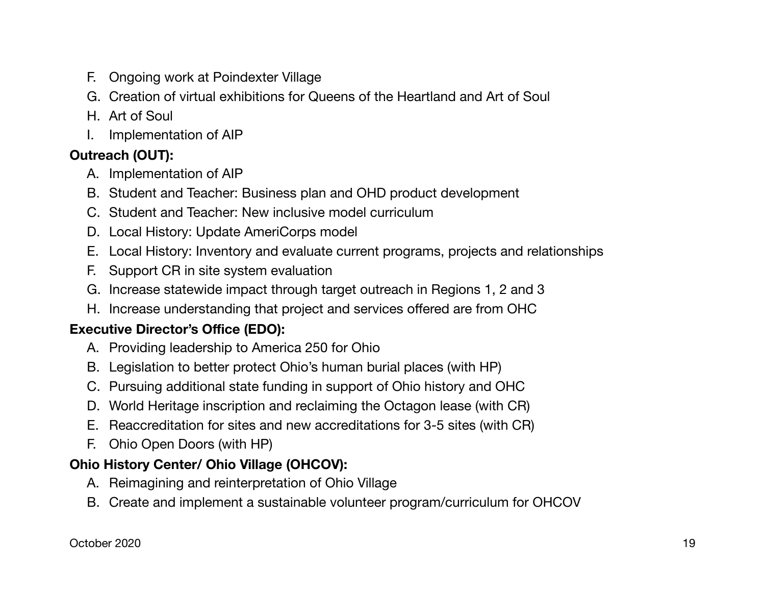F. Ongoing work at Poindexter Village
G. Creation of virtual exhibitions for Queens of the Heartland and Art of Soul
H. Art of Soul
I. Implementation of AIP

**Outreach (OUT):**

A. Implementation of AIP
B. Student and Teacher: Business plan and OHD product development
C. Student and Teacher: New inclusive model curriculum
D. Local History: Update AmeriCorps model
E. Local History: Inventory and evaluate current programs, projects and relationships
F. Support CR in site system evaluation
G. Increase statewide impact through target outreach in Regions 1, 2 and 3
H. Increase understanding that project and services offered are from OHC

**Executive Director's Office (EDO):**

A. Providing leadership to America 250 for Ohio
B. Legislation to better protect Ohio's human burial places (with HP)
C. Pursuing additional state funding in support of Ohio history and OHC
D. World Heritage inscription and reclaiming the Octagon lease (with CR)
E. Reaccreditation for sites and new accreditations for 3-5 sites (with CR)
F. Ohio Open Doors (with HP)

**Ohio History Center/ Ohio Village (OHCOV):**

A. Reimagining and reinterpretation of Ohio Village
B. Create and implement a sustainable volunteer program/curriculum for OHCOV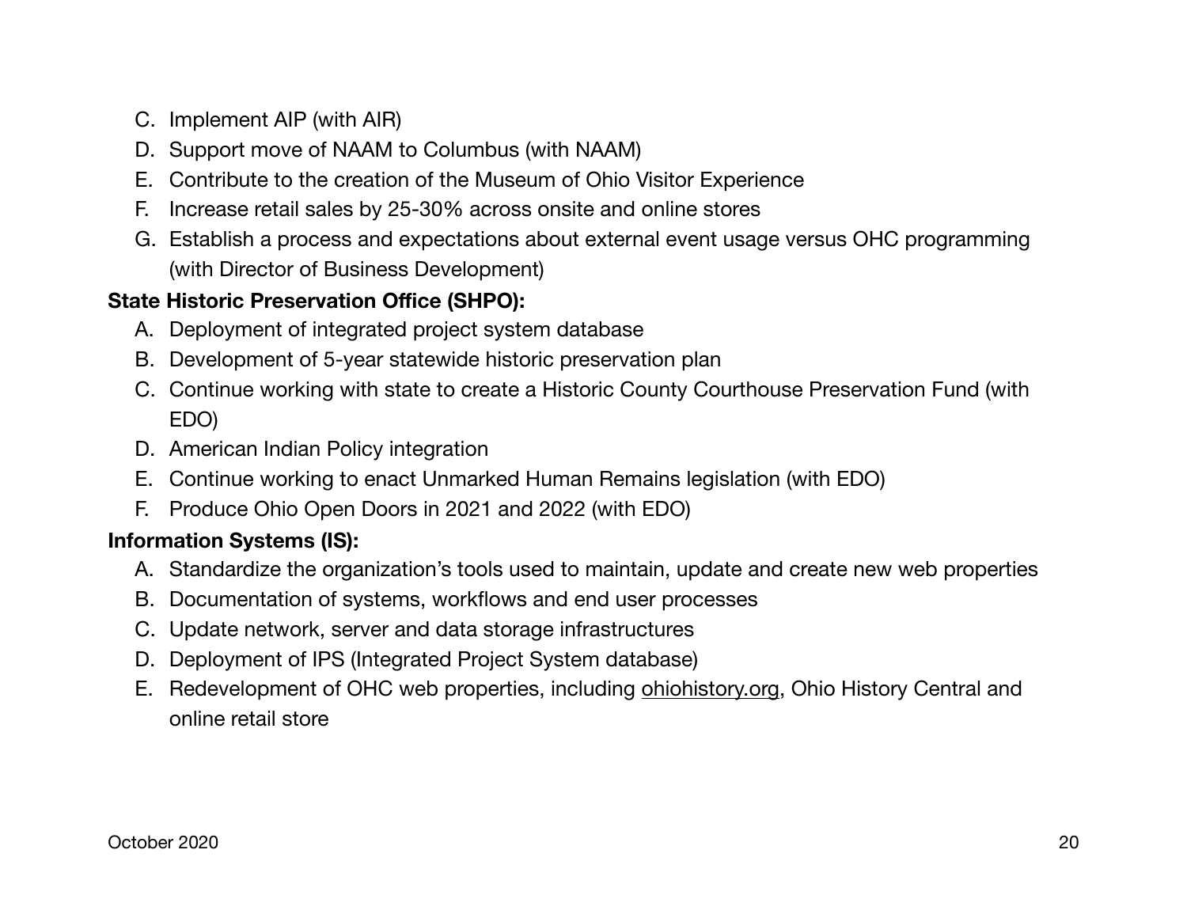C. Implement AIP (with AIR)
D. Support move of NAAM to Columbus (with NAAM)
E. Contribute to the creation of the Museum of Ohio Visitor Experience
F. Increase retail sales by 25-30% across onsite and online stores
G. Establish a process and expectations about external event usage versus OHC programming (with Director of Business Development)

**State Historic Preservation Office (SHPO):**

A. Deployment of integrated project system database
B. Development of 5-year statewide historic preservation plan
C. Continue working with state to create a Historic County Courthouse Preservation Fund (with EDO)
D. American Indian Policy integration
E. Continue working to enact Unmarked Human Remains legislation (with EDO)
F. Produce Ohio Open Doors in 2021 and 2022 (with EDO)

**Information Systems (IS):**

A. Standardize the organization's tools used to maintain, update and create new web properties
B. Documentation of systems, workflows and end user processes
C. Update network, server and data storage infrastructures
D. Deployment of IPS (Integrated Project System database)
E. Redevelopment of OHC web properties, including ohiohistory.org, Ohio History Central and online retail store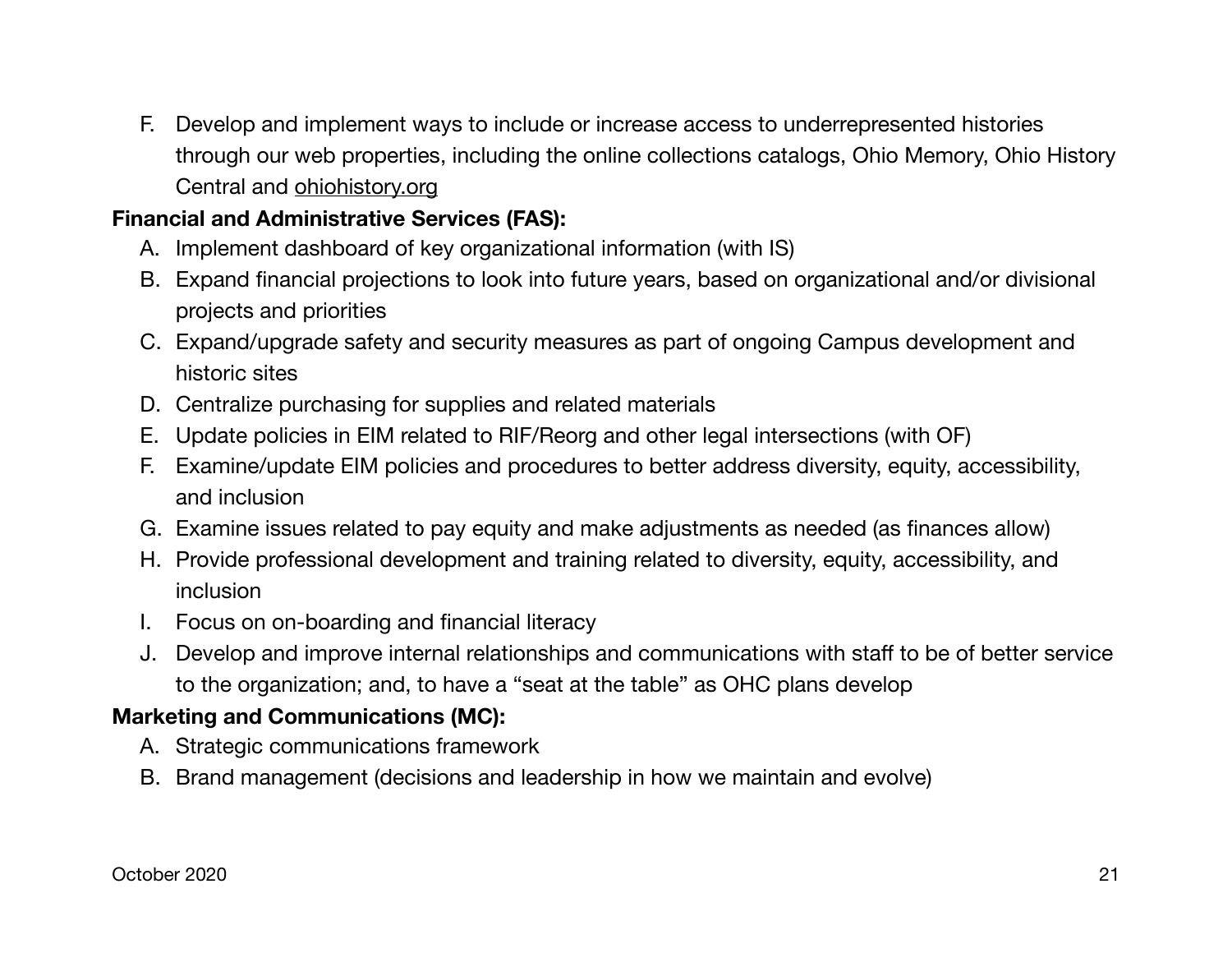F. Develop and implement ways to include or increase access to underrepresented histories through our web properties, including the online collections catalogs, Ohio Memory, Ohio History Central and ohiohistory.org

**Financial and Administrative Services (FAS):**

A. Implement dashboard of key organizational information (with IS)
B. Expand financial projections to look into future years, based on organizational and/or divisional projects and priorities
C. Expand/upgrade safety and security measures as part of ongoing Campus development and historic sites
D. Centralize purchasing for supplies and related materials
E. Update policies in EIM related to RIF/Reorg and other legal intersections (with OF)
F. Examine/update EIM policies and procedures to better address diversity, equity, accessibility, and inclusion
G. Examine issues related to pay equity and make adjustments as needed (as finances allow)
H. Provide professional development and training related to diversity, equity, accessibility, and inclusion
I. Focus on on-boarding and financial literacy
J. Develop and improve internal relationships and communications with staff to be of better service to the organization; and, to have a “seat at the table” as OHC plans develop

**Marketing and Communications (MC):**

A. Strategic communications framework
B. Brand management (decisions and leadership in how we maintain and evolve)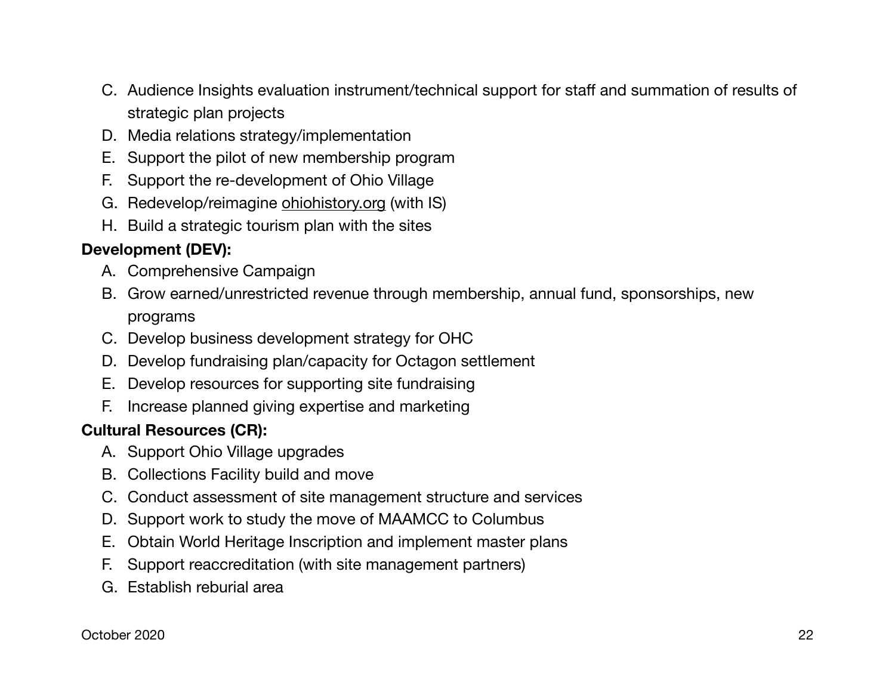C. Audience Insights evaluation instrument/technical support for staff and summation of results of strategic plan projects
D. Media relations strategy/implementation
E. Support the pilot of new membership program
F. Support the re-development of Ohio Village
G. Redevelop/reimagine ohiohistory.org (with IS)
H. Build a strategic tourism plan with the sites

**Development (DEV):**

A. Comprehensive Campaign
B. Grow earned/unrestricted revenue through membership, annual fund, sponsorships, new programs
C. Develop business development strategy for OHC
D. Develop fundraising plan/capacity for Octagon settlement
E. Develop resources for supporting site fundraising
F. Increase planned giving expertise and marketing

**Cultural Resources (CR):**

A. Support Ohio Village upgrades
B. Collections Facility build and move
C. Conduct assessment of site management structure and services
D. Support work to study the move of MAAMCC to Columbus
E. Obtain World Heritage Inscription and implement master plans
F. Support reaccreditation (with site management partners)
G. Establish reburial area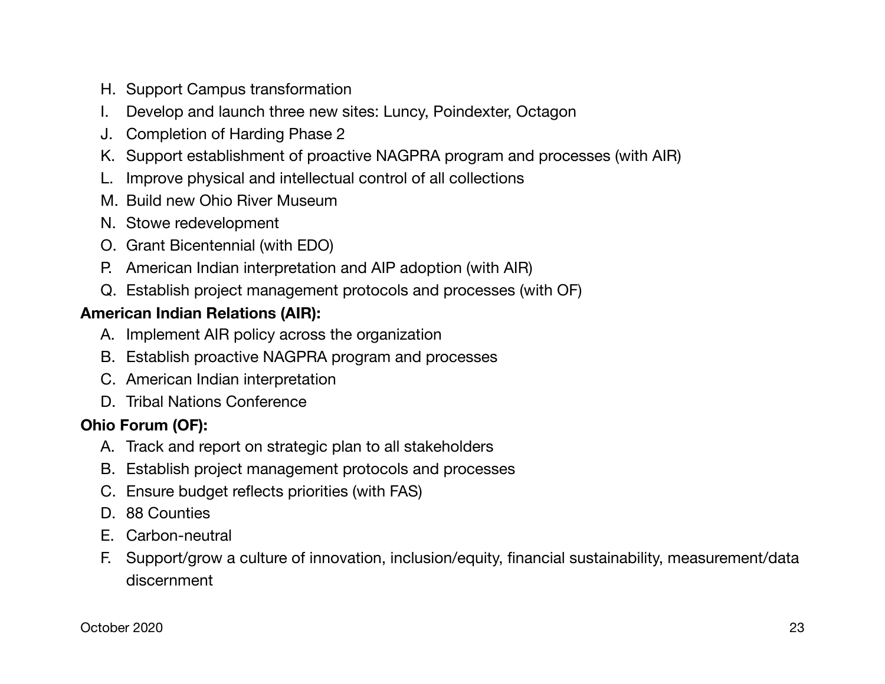H. Support Campus transformation
I. Develop and launch three new sites: Luncy, Poindexter, Octagon
J. Completion of Harding Phase 2
K. Support establishment of proactive NAGPRA program and processes (with AIR)
L. Improve physical and intellectual control of all collections
M. Build new Ohio River Museum
N. Stowe redevelopment
O. Grant Bicentennial (with EDO)
P. American Indian interpretation and AIP adoption (with AIR)
Q. Establish project management protocols and processes (with OF)

**American Indian Relations (AIR):**

A. Implement AIR policy across the organization
B. Establish proactive NAGPRA program and processes
C. American Indian interpretation
D. Tribal Nations Conference

**Ohio Forum (OF):**

A. Track and report on strategic plan to all stakeholders
B. Establish project management protocols and processes
C. Ensure budget reflects priorities (with FAS)
D. 88 Counties
E. Carbon-neutral
F. Support/grow a culture of innovation, inclusion/equity, financial sustainability, measurement/data discernment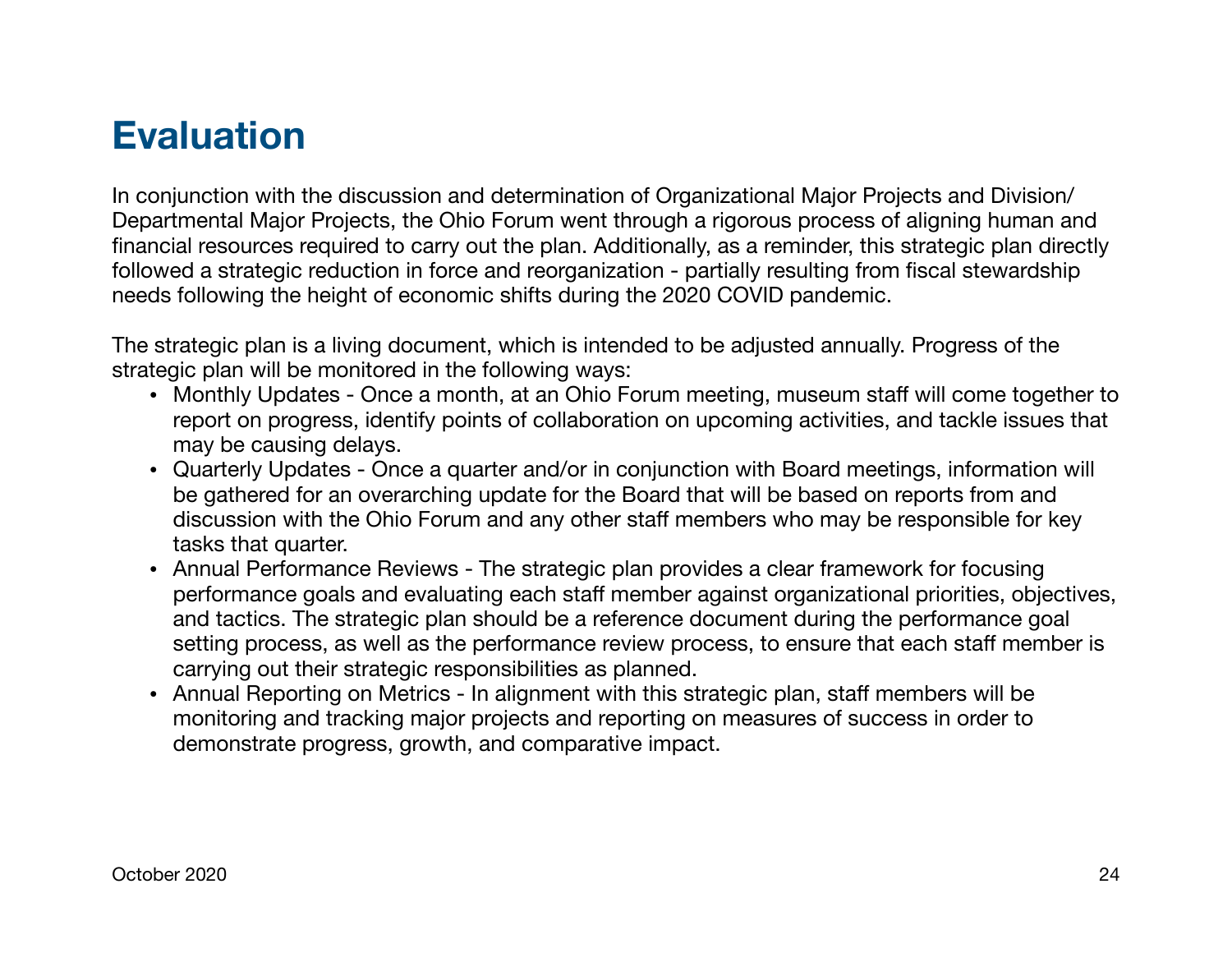# Evaluation

In conjunction with the discussion and determination of Organizational Major Projects and Division/ Departmental Major Projects, the Ohio Forum went through a rigorous process of aligning human and financial resources required to carry out the plan. Additionally, as a reminder, this strategic plan directly followed a strategic reduction in force and reorganization - partially resulting from fiscal stewardship needs following the height of economic shifts during the 2020 COVID pandemic.

The strategic plan is a living document, which is intended to be adjusted annually. Progress of the strategic plan will be monitored in the following ways:

- Monthly Updates - Once a month, at an Ohio Forum meeting, museum staff will come together to report on progress, identify points of collaboration on upcoming activities, and tackle issues that may be causing delays.
- Quarterly Updates - Once a quarter and/or in conjunction with Board meetings, information will be gathered for an overarching update for the Board that will be based on reports from and discussion with the Ohio Forum and any other staff members who may be responsible for key tasks that quarter.
- Annual Performance Reviews - The strategic plan provides a clear framework for focusing performance goals and evaluating each staff member against organizational priorities, objectives, and tactics. The strategic plan should be a reference document during the performance goal setting process, as well as the performance review process, to ensure that each staff member is carrying out their strategic responsibilities as planned.
- Annual Reporting on Metrics - In alignment with this strategic plan, staff members will be monitoring and tracking major projects and reporting on measures of success in order to demonstrate progress, growth, and comparative impact.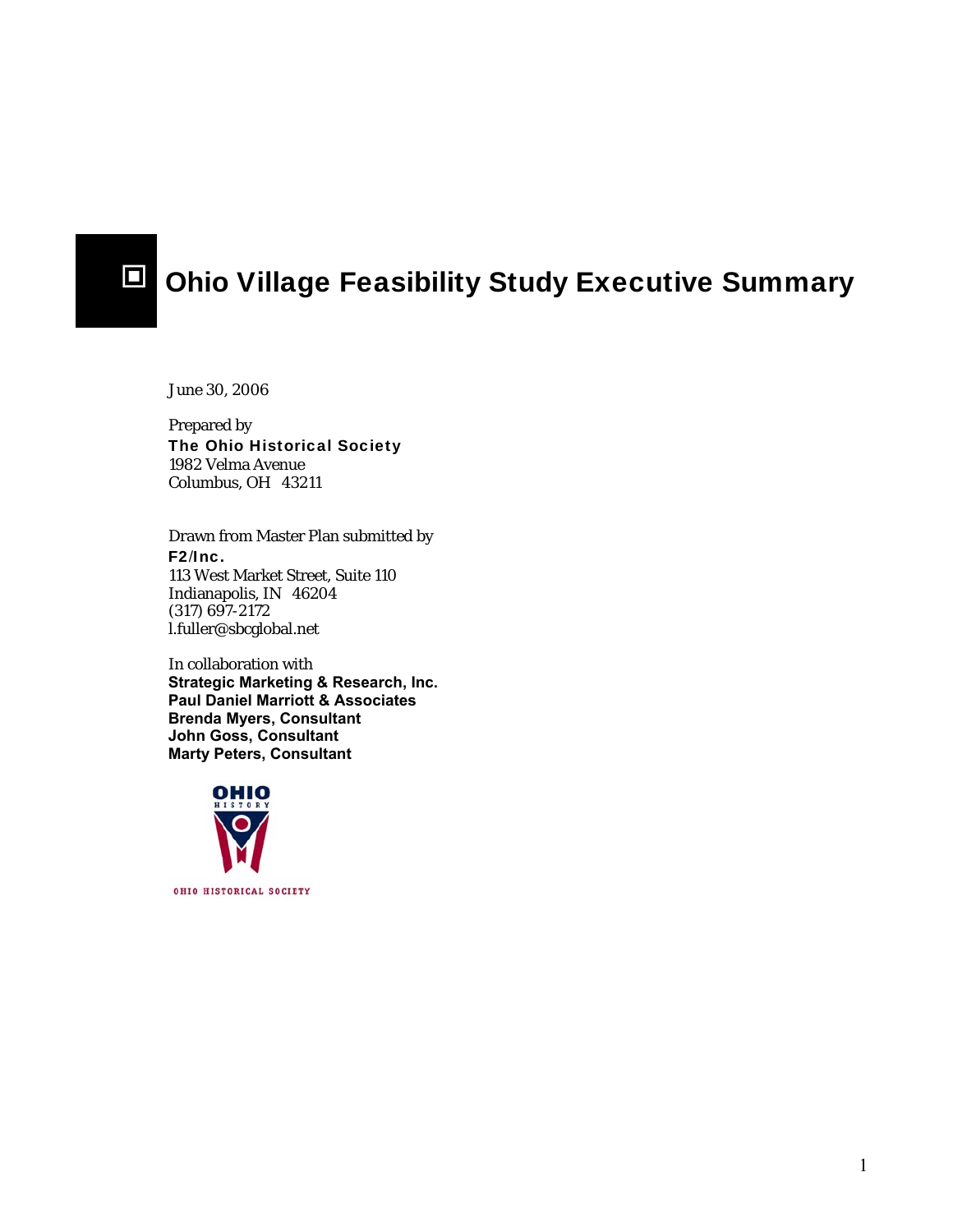# Ohio Village Feasibility Study Executive Summary

June 30, 2006

Prepared by
**The Ohio Historical Society**
1982 Velma Avenue
Columbus, OH 43211

Drawn from Master Plan submitted by
**F2/Inc.**
113 West Market Street, Suite 110
Indianapolis, IN 46204
(317) 697-2172
l.fuller@sbcglobal.net

In collaboration with
**Strategic Marketing & Research, Inc.**
**Paul Daniel Marriott & Associates**
**Brenda Myers, Consultant**
**John Goss, Consultant**
**Marty Peters, Consultant**

OHIO HISTORY

OHIO HISTORICAL SOCIETY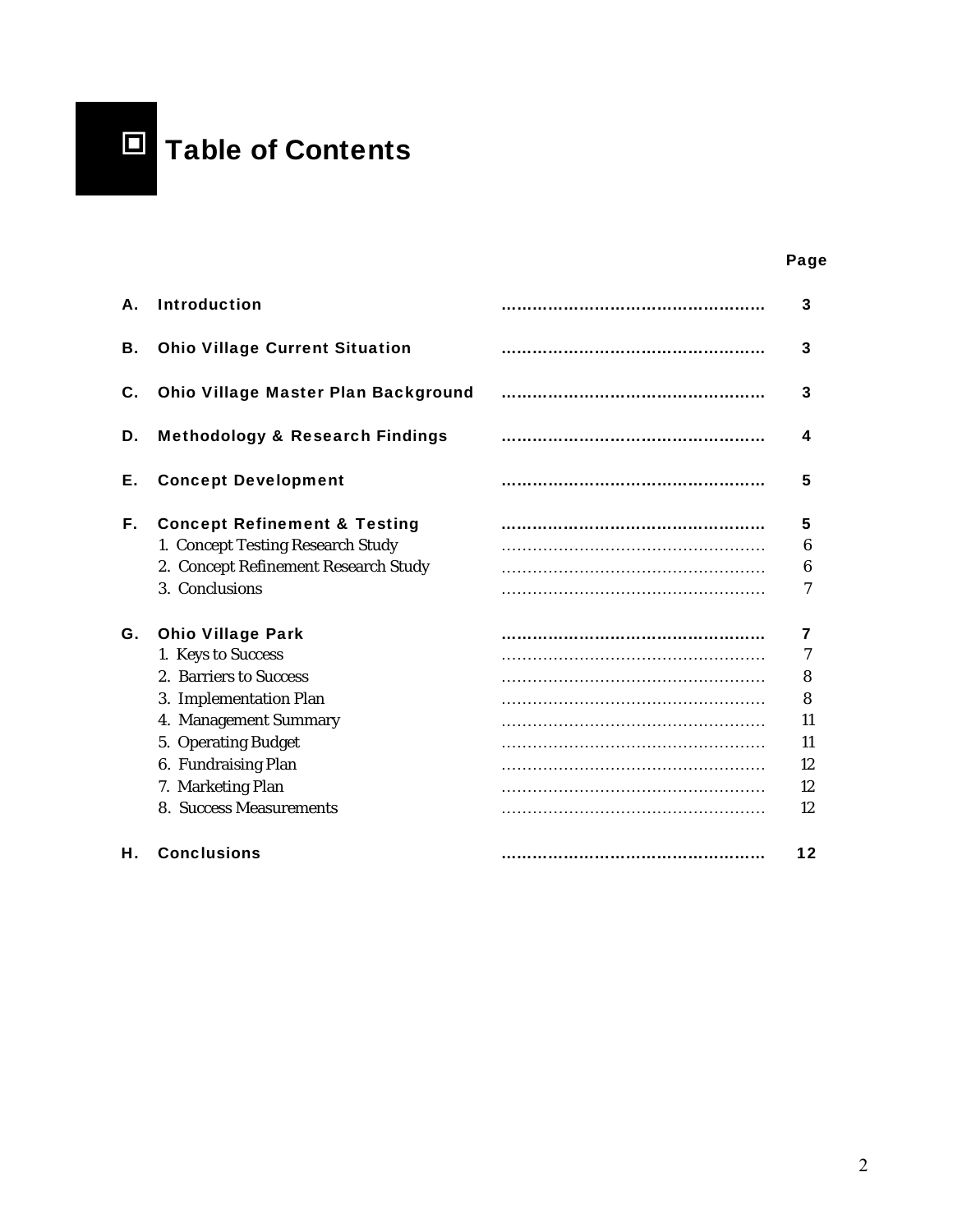# Table of Contents

| | | Page |
|---|---|---|
| **A.** | **Introduction** | **3** |
| **B.** | **Ohio Village Current Situation** | **3** |
| **C.** | **Ohio Village Master Plan Background** | **3** |
| **D.** | **Methodology & Research Findings** | **4** |
| **E.** | **Concept Development** | **5** |
| **F.** | **Concept Refinement & Testing** | **5** |
| | 1. Concept Testing Research Study | 6 |
| | 2. Concept Refinement Research Study | 6 |
| | 3. Conclusions | 7 |
| **G.** | **Ohio Village Park** | **7** |
| | 1. Keys to Success | 7 |
| | 2. Barriers to Success | 8 |
| | 3. Implementation Plan | 8 |
| | 4. Management Summary | 11 |
| | 5. Operating Budget | 11 |
| | 6. Fundraising Plan | 12 |
| | 7. Marketing Plan | 12 |
| | 8. Success Measurements | 12 |
| **H.** | **Conclusions** | **12** |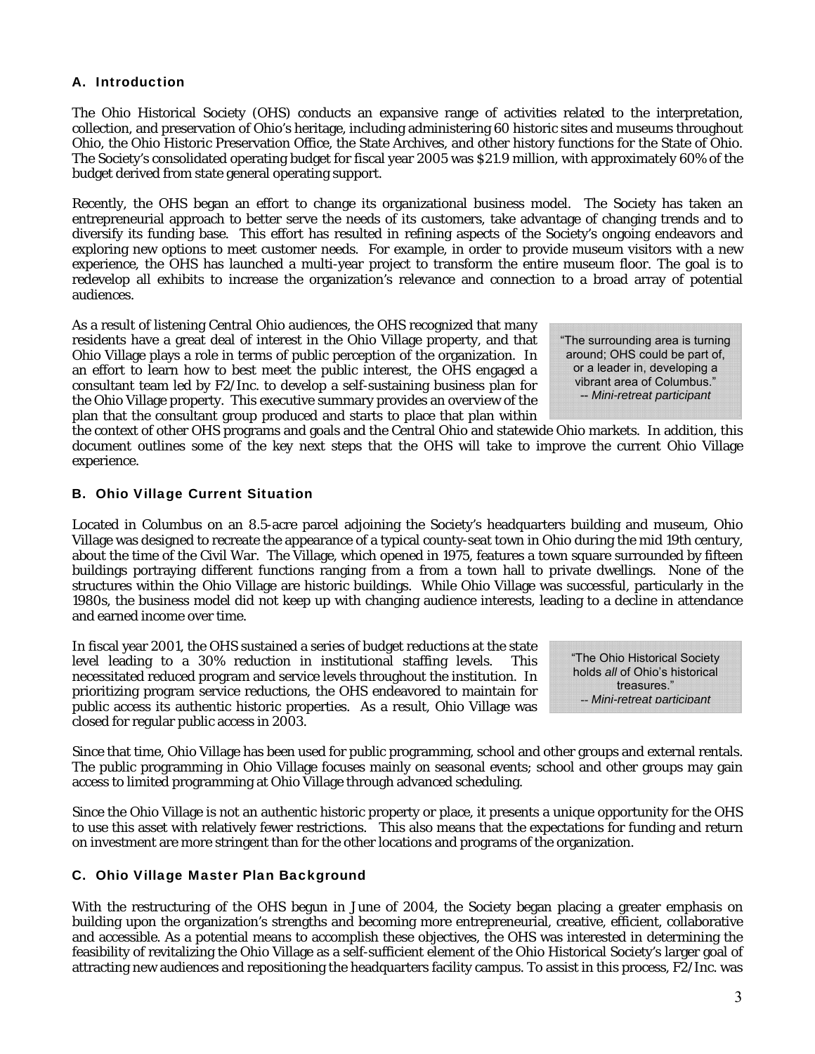## A. Introduction

The Ohio Historical Society (OHS) conducts an expansive range of activities related to the interpretation, collection, and preservation of Ohio's heritage, including administering 60 historic sites and museums throughout Ohio, the Ohio Historic Preservation Office, the State Archives, and other history functions for the State of Ohio. The Society's consolidated operating budget for fiscal year 2005 was $21.9 million, with approximately 60% of the budget derived from state general operating support.

Recently, the OHS began an effort to change its organizational business model. The Society has taken an entrepreneurial approach to better serve the needs of its customers, take advantage of changing trends and to diversify its funding base. This effort has resulted in refining aspects of the Society's ongoing endeavors and exploring new options to meet customer needs. For example, in order to provide museum visitors with a new experience, the OHS has launched a multi-year project to transform the entire museum floor. The goal is to redevelop all exhibits to increase the organization's relevance and connection to a broad array of potential audiences.

> "The surrounding area is turning around; OHS could be part of, or a leader in, developing a vibrant area of Columbus."
> -- *Mini-retreat participant*

As a result of listening Central Ohio audiences, the OHS recognized that many residents have a great deal of interest in the Ohio Village property, and that Ohio Village plays a role in terms of public perception of the organization. In an effort to learn how to best meet the public interest, the OHS engaged a consultant team led by F2/Inc. to develop a self-sustaining business plan for the Ohio Village property. This executive summary provides an overview of the plan that the consultant group produced and starts to place that plan within the context of other OHS programs and goals and the Central Ohio and statewide Ohio markets. In addition, this document outlines some of the key next steps that the OHS will take to improve the current Ohio Village experience.

## B. Ohio Village Current Situation

Located in Columbus on an 8.5-acre parcel adjoining the Society's headquarters building and museum, Ohio Village was designed to recreate the appearance of a typical county-seat town in Ohio during the mid 19th century, about the time of the Civil War. The Village, which opened in 1975, features a town square surrounded by fifteen buildings portraying different functions ranging from a from a town hall to private dwellings. None of the structures within the Ohio Village are historic buildings. While Ohio Village was successful, particularly in the 1980s, the business model did not keep up with changing audience interests, leading to a decline in attendance and earned income over time.

> "The Ohio Historical Society holds *all* of Ohio's historical treasures."
> -- *Mini-retreat participant*

In fiscal year 2001, the OHS sustained a series of budget reductions at the state level leading to a 30% reduction in institutional staffing levels. This necessitated reduced program and service levels throughout the institution. In prioritizing program service reductions, the OHS endeavored to maintain for public access its authentic historic properties. As a result, Ohio Village was closed for regular public access in 2003.

Since that time, Ohio Village has been used for public programming, school and other groups and external rentals. The public programming in Ohio Village focuses mainly on seasonal events; school and other groups may gain access to limited programming at Ohio Village through advanced scheduling.

Since the Ohio Village is not an authentic historic property or place, it presents a unique opportunity for the OHS to use this asset with relatively fewer restrictions. This also means that the expectations for funding and return on investment are more stringent than for the other locations and programs of the organization.

## C. Ohio Village Master Plan Background

With the restructuring of the OHS begun in June of 2004, the Society began placing a greater emphasis on building upon the organization's strengths and becoming more entrepreneurial, creative, efficient, collaborative and accessible. As a potential means to accomplish these objectives, the OHS was interested in determining the feasibility of revitalizing the Ohio Village as a self-sufficient element of the Ohio Historical Society's larger goal of attracting new audiences and repositioning the headquarters facility campus. To assist in this process, F2/Inc. was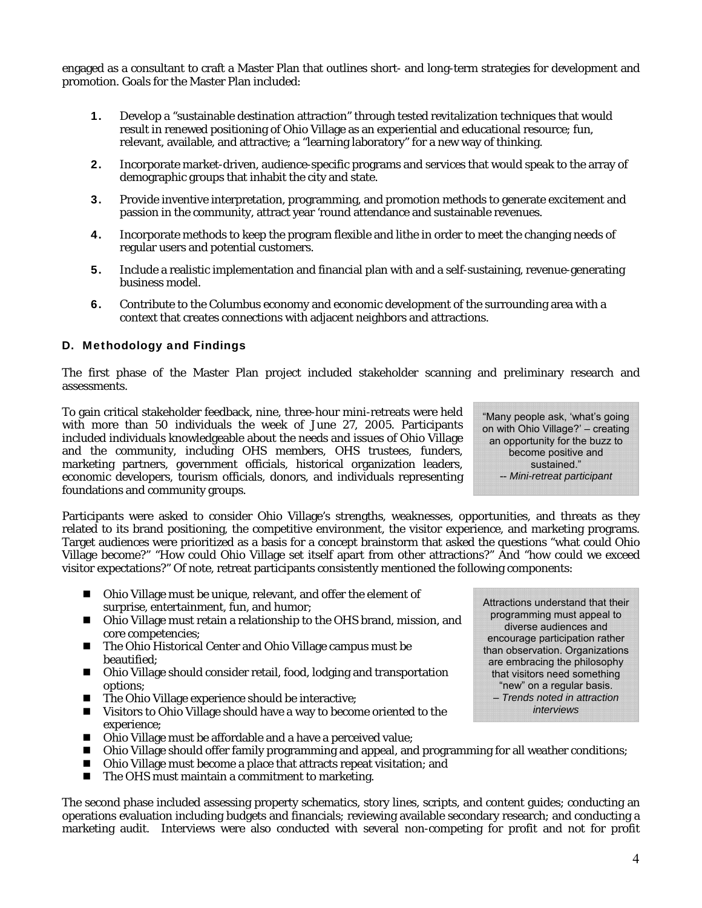engaged as a consultant to craft a Master Plan that outlines short- and long-term strategies for development and promotion. Goals for the Master Plan included:

1. Develop a "sustainable destination attraction" through tested revitalization techniques that would result in renewed positioning of Ohio Village as an experiential and educational resource; fun, relevant, available, and attractive; a "learning laboratory" for a new way of thinking.
2. Incorporate market-driven, audience-specific programs and services that would speak to the array of demographic groups that inhabit the city and state.
3. Provide inventive interpretation, programming, and promotion methods to generate excitement and passion in the community, attract year 'round attendance and sustainable revenues.
4. Incorporate methods to keep the program flexible and lithe in order to meet the changing needs of regular users and potential customers.
5. Include a realistic implementation and financial plan with and a self-sustaining, revenue-generating business model.
6. Contribute to the Columbus economy and economic development of the surrounding area with a context that creates connections with adjacent neighbors and attractions.

### D. Methodology and Findings

The first phase of the Master Plan project included stakeholder scanning and preliminary research and assessments.

To gain critical stakeholder feedback, nine, three-hour mini-retreats were held with more than 50 individuals the week of June 27, 2005. Participants included individuals knowledgeable about the needs and issues of Ohio Village and the community, including OHS members, OHS trustees, funders, marketing partners, government officials, historical organization leaders, economic developers, tourism officials, donors, and individuals representing foundations and community groups.

> "Many people ask, 'what's going on with Ohio Village?' – creating an opportunity for the buzz to become positive and sustained."
> -- *Mini-retreat participant*

Participants were asked to consider Ohio Village's strengths, weaknesses, opportunities, and threats as they related to its brand positioning, the competitive environment, the visitor experience, and marketing programs. Target audiences were prioritized as a basis for a concept brainstorm that asked the questions "what could Ohio Village become?" "How could Ohio Village set itself apart from other attractions?" And "how could we exceed visitor expectations?" Of note, retreat participants consistently mentioned the following components:

- Ohio Village must be unique, relevant, and offer the element of surprise, entertainment, fun, and humor;
- Ohio Village must retain a relationship to the OHS brand, mission, and core competencies;
- The Ohio Historical Center and Ohio Village campus must be beautified;
- Ohio Village should consider retail, food, lodging and transportation options;
- The Ohio Village experience should be interactive;
- Visitors to Ohio Village should have a way to become oriented to the experience;
- Ohio Village must be affordable and a have a perceived value;
- Ohio Village should offer family programming and appeal, and programming for all weather conditions;
- Ohio Village must become a place that attracts repeat visitation; and
- The OHS must maintain a commitment to marketing.

> Attractions understand that their programming must appeal to diverse audiences and encourage participation rather than observation. Organizations are embracing the philosophy that visitors need something "new" on a regular basis.
> – *Trends noted in attraction interviews*

The second phase included assessing property schematics, story lines, scripts, and content guides; conducting an operations evaluation including budgets and financials; reviewing available secondary research; and conducting a marketing audit. Interviews were also conducted with several non-competing for profit and not for profit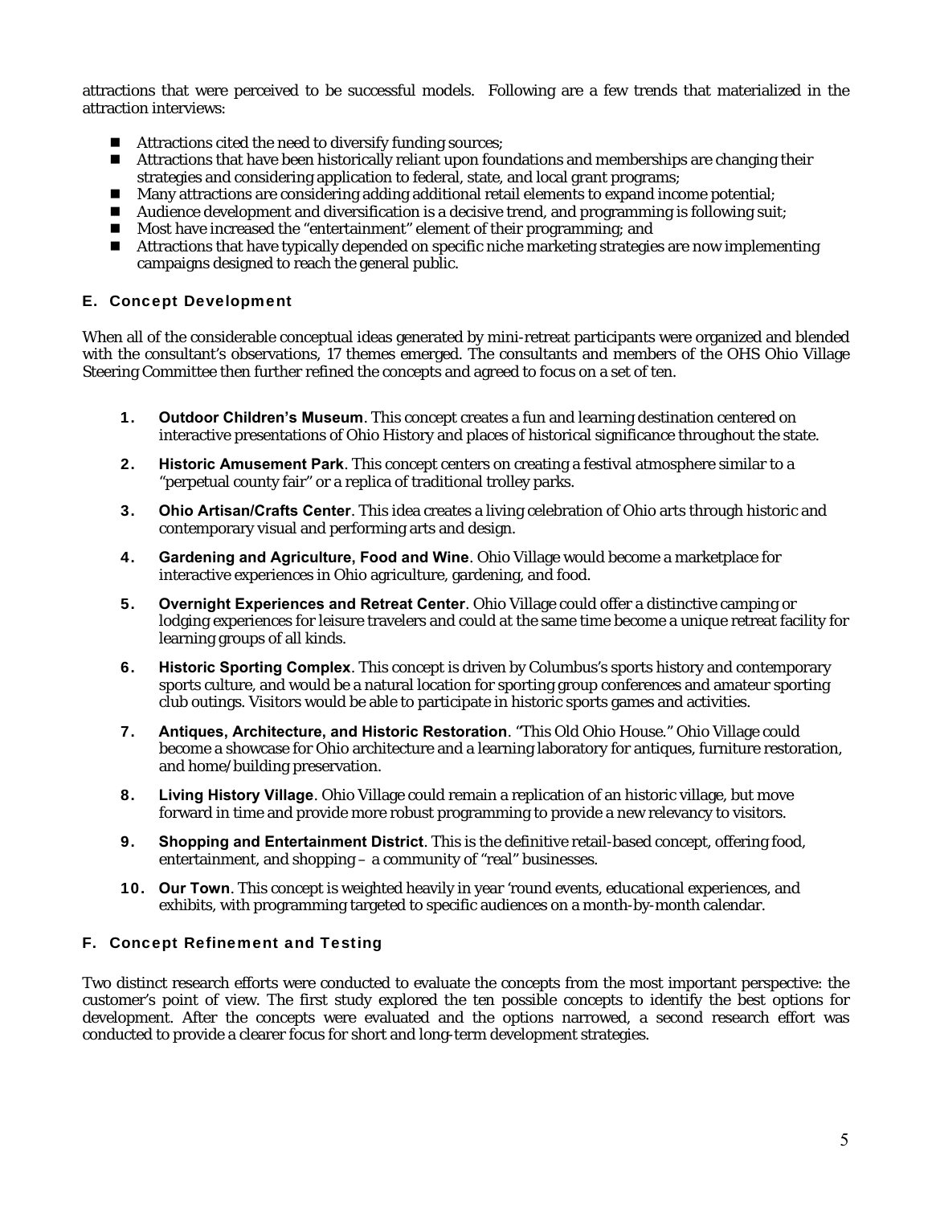attractions that were perceived to be successful models. Following are a few trends that materialized in the attraction interviews:

- Attractions cited the need to diversify funding sources;
- Attractions that have been historically reliant upon foundations and memberships are changing their strategies and considering application to federal, state, and local grant programs;
- Many attractions are considering adding additional retail elements to expand income potential;
- Audience development and diversification is a decisive trend, and programming is following suit;
- Most have increased the "entertainment" element of their programming; and
- Attractions that have typically depended on specific niche marketing strategies are now implementing campaigns designed to reach the general public.

### E. Concept Development

When all of the considerable conceptual ideas generated by mini-retreat participants were organized and blended with the consultant's observations, 17 themes emerged. The consultants and members of the OHS Ohio Village Steering Committee then further refined the concepts and agreed to focus on a set of ten.

1. **Outdoor Children's Museum**. This concept creates a fun and learning destination centered on interactive presentations of Ohio History and places of historical significance throughout the state.
2. **Historic Amusement Park**. This concept centers on creating a festival atmosphere similar to a "perpetual county fair" or a replica of traditional trolley parks.
3. **Ohio Artisan/Crafts Center**. This idea creates a living celebration of Ohio arts through historic and contemporary visual and performing arts and design.
4. **Gardening and Agriculture, Food and Wine**. Ohio Village would become a marketplace for interactive experiences in Ohio agriculture, gardening, and food.
5. **Overnight Experiences and Retreat Center**. Ohio Village could offer a distinctive camping or lodging experiences for leisure travelers and could at the same time become a unique retreat facility for learning groups of all kinds.
6. **Historic Sporting Complex**. This concept is driven by Columbus's sports history and contemporary sports culture, and would be a natural location for sporting group conferences and amateur sporting club outings. Visitors would be able to participate in historic sports games and activities.
7. **Antiques, Architecture, and Historic Restoration**. "This Old Ohio House." Ohio Village could become a showcase for Ohio architecture and a learning laboratory for antiques, furniture restoration, and home/building preservation.
8. **Living History Village**. Ohio Village could remain a replication of an historic village, but move forward in time and provide more robust programming to provide a new relevancy to visitors.
9. **Shopping and Entertainment District**. This is the definitive retail-based concept, offering food, entertainment, and shopping – a community of "real" businesses.
10. **Our Town**. This concept is weighted heavily in year 'round events, educational experiences, and exhibits, with programming targeted to specific audiences on a month-by-month calendar.

### F. Concept Refinement and Testing

Two distinct research efforts were conducted to evaluate the concepts from the most important perspective: the customer's point of view. The first study explored the ten possible concepts to identify the best options for development. After the concepts were evaluated and the options narrowed, a second research effort was conducted to provide a clearer focus for short and long-term development strategies.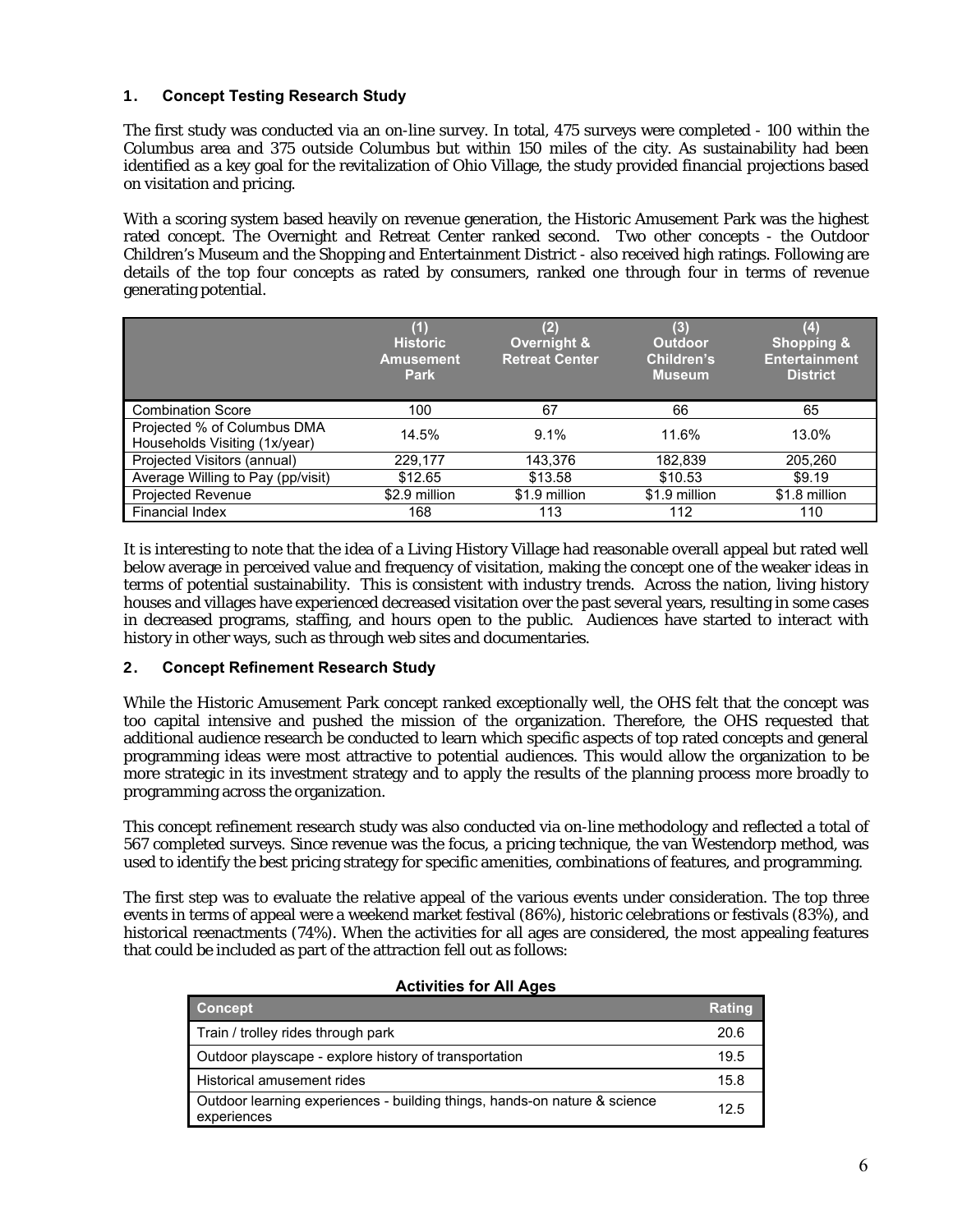### 1. Concept Testing Research Study

The first study was conducted via an on-line survey. In total, 475 surveys were completed - 100 within the Columbus area and 375 outside Columbus but within 150 miles of the city. As sustainability had been identified as a key goal for the revitalization of Ohio Village, the study provided financial projections based on visitation and pricing.

With a scoring system based heavily on revenue generation, the Historic Amusement Park was the highest rated concept. The Overnight and Retreat Center ranked second. Two other concepts - the Outdoor Children's Museum and the Shopping and Entertainment District - also received high ratings. Following are details of the top four concepts as rated by consumers, ranked one through four in terms of revenue generating potential.

| | (1) Historic Amusement Park | (2) Overnight & Retreat Center | (3) Outdoor Children's Museum | (4) Shopping & Entertainment District |
|---|---|---|---|---|
| Combination Score | 100 | 67 | 66 | 65 |
| Projected % of Columbus DMA Households Visiting (1x/year) | 14.5% | 9.1% | 11.6% | 13.0% |
| Projected Visitors (annual) | 229,177 | 143,376 | 182,839 | 205,260 |
| Average Willing to Pay (pp/visit) | $12.65 | $13.58 | $10.53 | $9.19 |
| Projected Revenue | $2.9 million | $1.9 million | $1.9 million | $1.8 million |
| Financial Index | 168 | 113 | 112 | 110 |

It is interesting to note that the idea of a Living History Village had reasonable overall appeal but rated well below average in perceived value and frequency of visitation, making the concept one of the weaker ideas in terms of potential sustainability. This is consistent with industry trends. Across the nation, living history houses and villages have experienced decreased visitation over the past several years, resulting in some cases in decreased programs, staffing, and hours open to the public. Audiences have started to interact with history in other ways, such as through web sites and documentaries.

### 2. Concept Refinement Research Study

While the Historic Amusement Park concept ranked exceptionally well, the OHS felt that the concept was too capital intensive and pushed the mission of the organization. Therefore, the OHS requested that additional audience research be conducted to learn which specific aspects of top rated concepts and general programming ideas were most attractive to potential audiences. This would allow the organization to be more strategic in its investment strategy and to apply the results of the planning process more broadly to programming across the organization.

This concept refinement research study was also conducted via on-line methodology and reflected a total of 567 completed surveys. Since revenue was the focus, a pricing technique, the van Westendorp method, was used to identify the best pricing strategy for specific amenities, combinations of features, and programming.

The first step was to evaluate the relative appeal of the various events under consideration. The top three events in terms of appeal were a weekend market festival (86%), historic celebrations or festivals (83%), and historical reenactments (74%). When the activities for all ages are considered, the most appealing features that could be included as part of the attraction fell out as follows:

**Activities for All Ages**

| Concept | Rating |
|---|---|
| Train / trolley rides through park | 20.6 |
| Outdoor playscape - explore history of transportation | 19.5 |
| Historical amusement rides | 15.8 |
| Outdoor learning experiences - building things, hands-on nature & science experiences | 12.5 |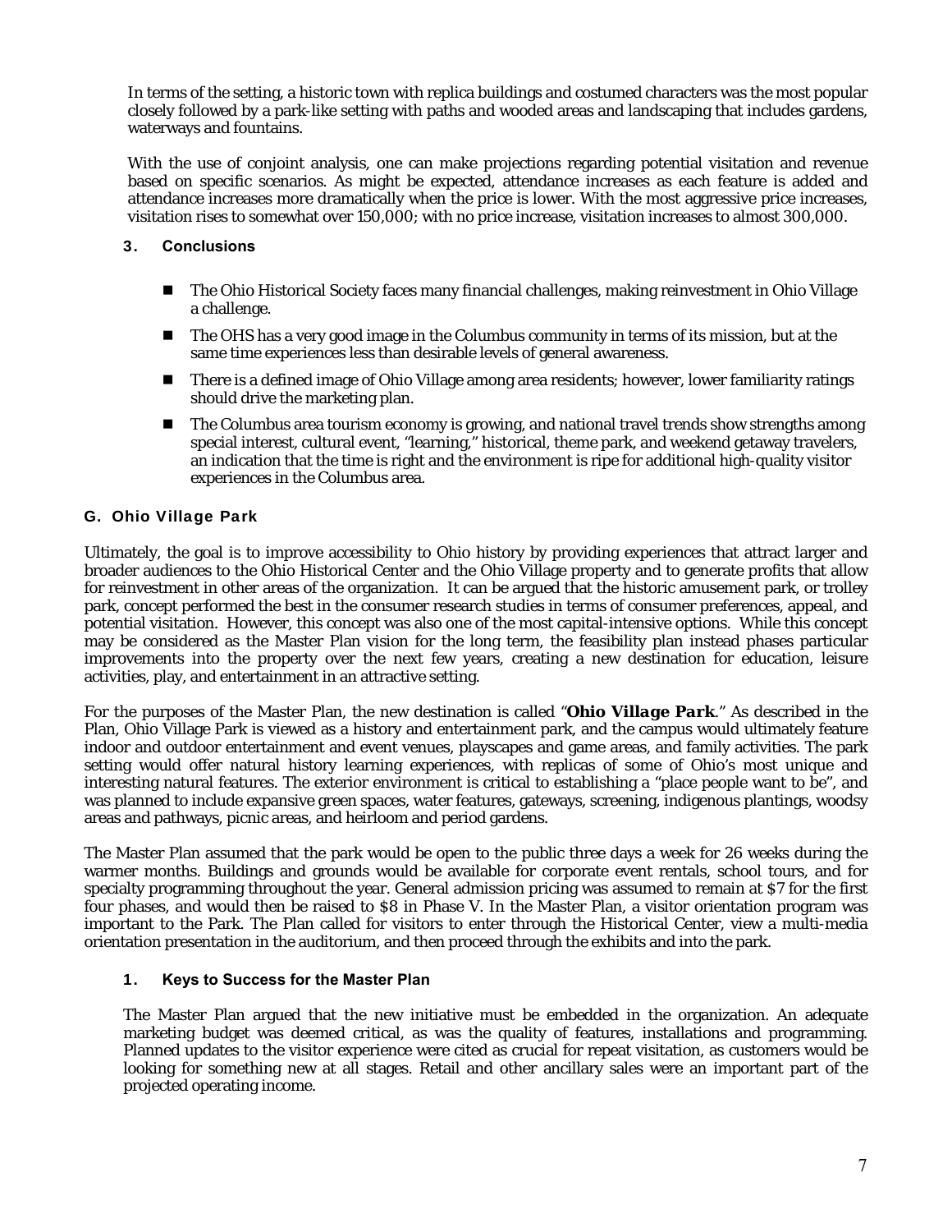In terms of the setting, a historic town with replica buildings and costumed characters was the most popular closely followed by a park-like setting with paths and wooded areas and landscaping that includes gardens, waterways and fountains.

With the use of conjoint analysis, one can make projections regarding potential visitation and revenue based on specific scenarios. As might be expected, attendance increases as each feature is added and attendance increases more dramatically when the price is lower. With the most aggressive price increases, visitation rises to somewhat over 150,000; with no price increase, visitation increases to almost 300,000.

#### 3. Conclusions

- The Ohio Historical Society faces many financial challenges, making reinvestment in Ohio Village a challenge.
- The OHS has a very good image in the Columbus community in terms of its mission, but at the same time experiences less than desirable levels of general awareness.
- There is a defined image of Ohio Village among area residents; however, lower familiarity ratings should drive the marketing plan.
- The Columbus area tourism economy is growing, and national travel trends show strengths among special interest, cultural event, "learning," historical, theme park, and weekend getaway travelers, an indication that the time is right and the environment is ripe for additional high-quality visitor experiences in the Columbus area.

### G. Ohio Village Park

Ultimately, the goal is to improve accessibility to Ohio history by providing experiences that attract larger and broader audiences to the Ohio Historical Center and the Ohio Village property and to generate profits that allow for reinvestment in other areas of the organization. It can be argued that the historic amusement park, or trolley park, concept performed the best in the consumer research studies in terms of consumer preferences, appeal, and potential visitation. However, this concept was also one of the most capital-intensive options. While this concept may be considered as the Master Plan vision for the long term, the feasibility plan instead phases particular improvements into the property over the next few years, creating a new destination for education, leisure activities, play, and entertainment in an attractive setting.

For the purposes of the Master Plan, the new destination is called "**Ohio Village Park**." As described in the Plan, Ohio Village Park is viewed as a history and entertainment park, and the campus would ultimately feature indoor and outdoor entertainment and event venues, playscapes and game areas, and family activities. The park setting would offer natural history learning experiences, with replicas of some of Ohio's most unique and interesting natural features. The exterior environment is critical to establishing a "place people want to be", and was planned to include expansive green spaces, water features, gateways, screening, indigenous plantings, woodsy areas and pathways, picnic areas, and heirloom and period gardens.

The Master Plan assumed that the park would be open to the public three days a week for 26 weeks during the warmer months. Buildings and grounds would be available for corporate event rentals, school tours, and for specialty programming throughout the year. General admission pricing was assumed to remain at $7 for the first four phases, and would then be raised to $8 in Phase V. In the Master Plan, a visitor orientation program was important to the Park. The Plan called for visitors to enter through the Historical Center, view a multi-media orientation presentation in the auditorium, and then proceed through the exhibits and into the park.

#### 1. Keys to Success for the Master Plan

The Master Plan argued that the new initiative must be embedded in the organization. An adequate marketing budget was deemed critical, as was the quality of features, installations and programming. Planned updates to the visitor experience were cited as crucial for repeat visitation, as customers would be looking for something new at all stages. Retail and other ancillary sales were an important part of the projected operating income.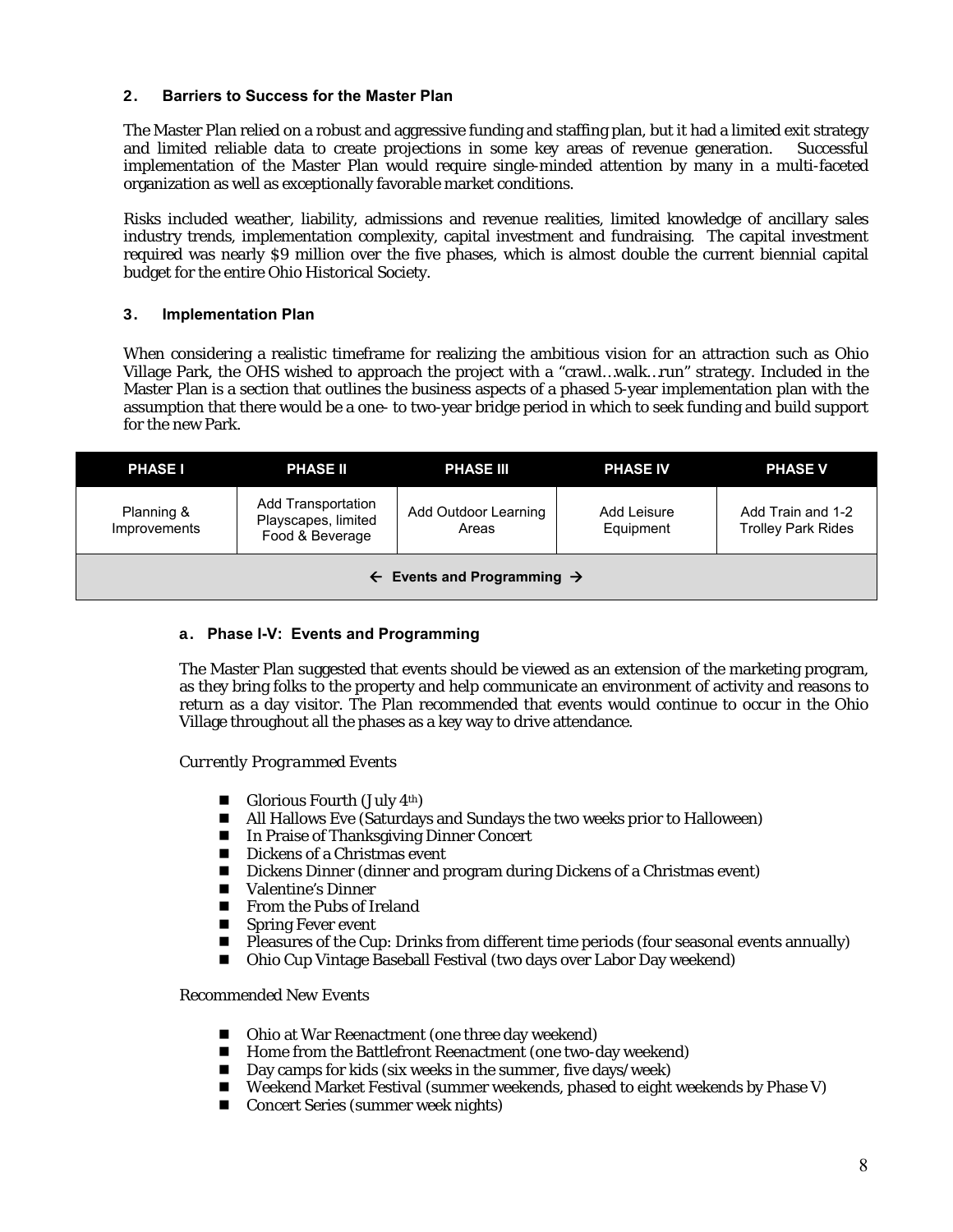### 2. Barriers to Success for the Master Plan

The Master Plan relied on a robust and aggressive funding and staffing plan, but it had a limited exit strategy and limited reliable data to create projections in some key areas of revenue generation. Successful implementation of the Master Plan would require single-minded attention by many in a multi-faceted organization as well as exceptionally favorable market conditions.

Risks included weather, liability, admissions and revenue realities, limited knowledge of ancillary sales industry trends, implementation complexity, capital investment and fundraising. The capital investment required was nearly $9 million over the five phases, which is almost double the current biennial capital budget for the entire Ohio Historical Society.

### 3. Implementation Plan

When considering a realistic timeframe for realizing the ambitious vision for an attraction such as Ohio Village Park, the OHS wished to approach the project with a "crawl…walk…run" strategy. Included in the Master Plan is a section that outlines the business aspects of a phased 5-year implementation plan with the assumption that there would be a one- to two-year bridge period in which to seek funding and build support for the new Park.

| PHASE I | PHASE II | PHASE III | PHASE IV | PHASE V |
|---|---|---|---|---|
| Planning & Improvements | Add Transportation Playscapes, limited Food & Beverage | Add Outdoor Learning Areas | Add Leisure Equipment | Add Train and 1-2 Trolley Park Rides |
| ← Events and Programming → | | | | |

#### a. Phase I-V: Events and Programming

The Master Plan suggested that events should be viewed as an extension of the marketing program, as they bring folks to the property and help communicate an environment of activity and reasons to return as a day visitor. The Plan recommended that events would continue to occur in the Ohio Village throughout all the phases as a key way to drive attendance.

*Currently Programmed Events*

- Glorious Fourth (July 4th)
- All Hallows Eve (Saturdays and Sundays the two weeks prior to Halloween)
- In Praise of Thanksgiving Dinner Concert
- Dickens of a Christmas event
- Dickens Dinner (dinner and program during Dickens of a Christmas event)
- Valentine's Dinner
- From the Pubs of Ireland
- Spring Fever event
- Pleasures of the Cup: Drinks from different time periods (four seasonal events annually)
- Ohio Cup Vintage Baseball Festival (two days over Labor Day weekend)

*Recommended New Events*

- Ohio at War Reenactment (one three day weekend)
- Home from the Battlefront Reenactment (one two-day weekend)
- Day camps for kids (six weeks in the summer, five days/week)
- Weekend Market Festival (summer weekends, phased to eight weekends by Phase V)
- Concert Series (summer week nights)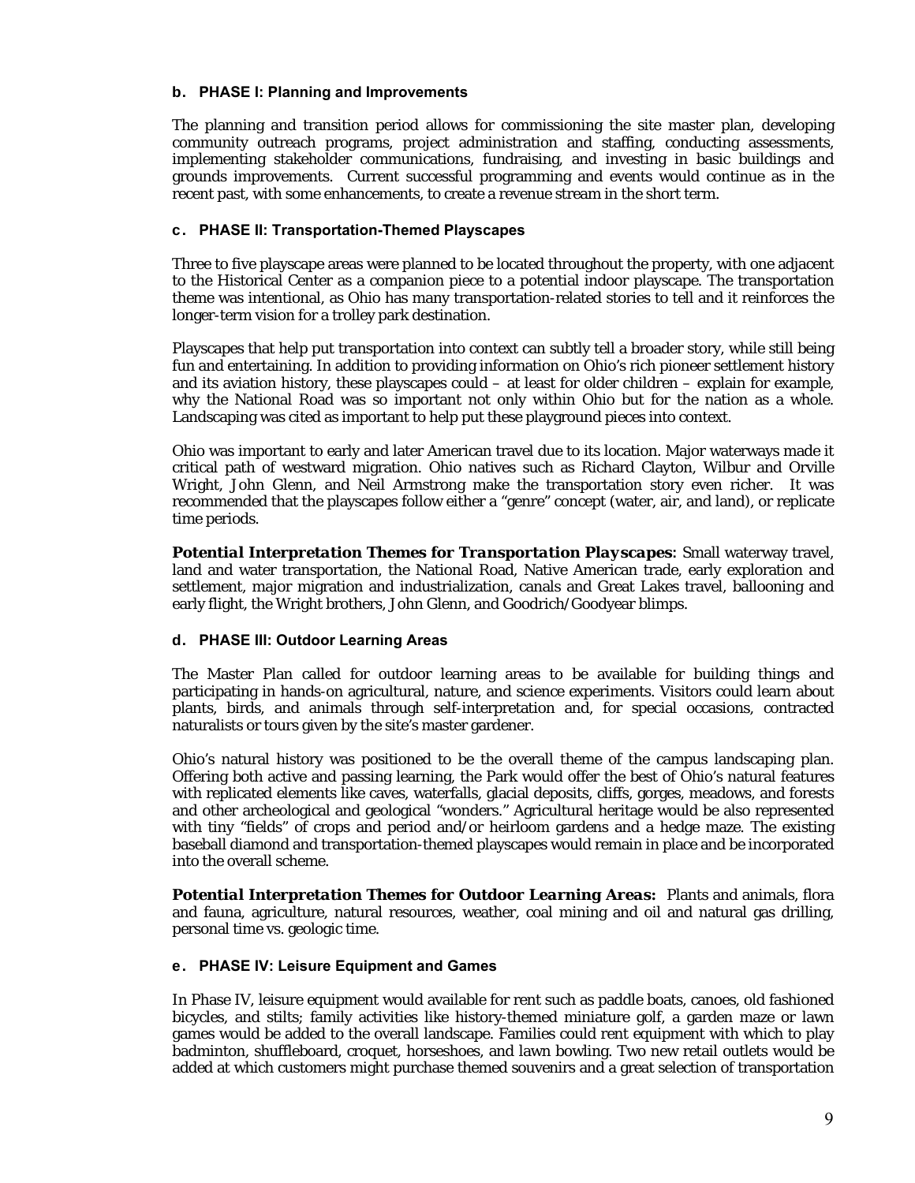### b. PHASE I: Planning and Improvements

The planning and transition period allows for commissioning the site master plan, developing community outreach programs, project administration and staffing, conducting assessments, implementing stakeholder communications, fundraising, and investing in basic buildings and grounds improvements. Current successful programming and events would continue as in the recent past, with some enhancements, to create a revenue stream in the short term.

### c. PHASE II: Transportation-Themed Playscapes

Three to five playscape areas were planned to be located throughout the property, with one adjacent to the Historical Center as a companion piece to a potential indoor playscape. The transportation theme was intentional, as Ohio has many transportation-related stories to tell and it reinforces the longer-term vision for a trolley park destination.

Playscapes that help put transportation into context can subtly tell a broader story, while still being fun and entertaining. In addition to providing information on Ohio's rich pioneer settlement history and its aviation history, these playscapes could – at least for older children – explain for example, why the National Road was so important not only within Ohio but for the nation as a whole. Landscaping was cited as important to help put these playground pieces into context.

Ohio was important to early and later American travel due to its location. Major waterways made it critical path of westward migration. Ohio natives such as Richard Clayton, Wilbur and Orville Wright, John Glenn, and Neil Armstrong make the transportation story even richer. It was recommended that the playscapes follow either a "genre" concept (water, air, and land), or replicate time periods.

***Potential Interpretation Themes for Transportation Playscapes:*** Small waterway travel, land and water transportation, the National Road, Native American trade, early exploration and settlement, major migration and industrialization, canals and Great Lakes travel, ballooning and early flight, the Wright brothers, John Glenn, and Goodrich/Goodyear blimps.

### d. PHASE III: Outdoor Learning Areas

The Master Plan called for outdoor learning areas to be available for building things and participating in hands-on agricultural, nature, and science experiments. Visitors could learn about plants, birds, and animals through self-interpretation and, for special occasions, contracted naturalists or tours given by the site's master gardener.

Ohio's natural history was positioned to be the overall theme of the campus landscaping plan. Offering both active and passing learning, the Park would offer the best of Ohio's natural features with replicated elements like caves, waterfalls, glacial deposits, cliffs, gorges, meadows, and forests and other archeological and geological "wonders." Agricultural heritage would be also represented with tiny "fields" of crops and period and/or heirloom gardens and a hedge maze. The existing baseball diamond and transportation-themed playscapes would remain in place and be incorporated into the overall scheme.

***Potential Interpretation Themes for Outdoor Learning Areas:*** Plants and animals, flora and fauna, agriculture, natural resources, weather, coal mining and oil and natural gas drilling, personal time vs. geologic time.

### e. PHASE IV: Leisure Equipment and Games

In Phase IV, leisure equipment would available for rent such as paddle boats, canoes, old fashioned bicycles, and stilts; family activities like history-themed miniature golf, a garden maze or lawn games would be added to the overall landscape. Families could rent equipment with which to play badminton, shuffleboard, croquet, horseshoes, and lawn bowling. Two new retail outlets would be added at which customers might purchase themed souvenirs and a great selection of transportation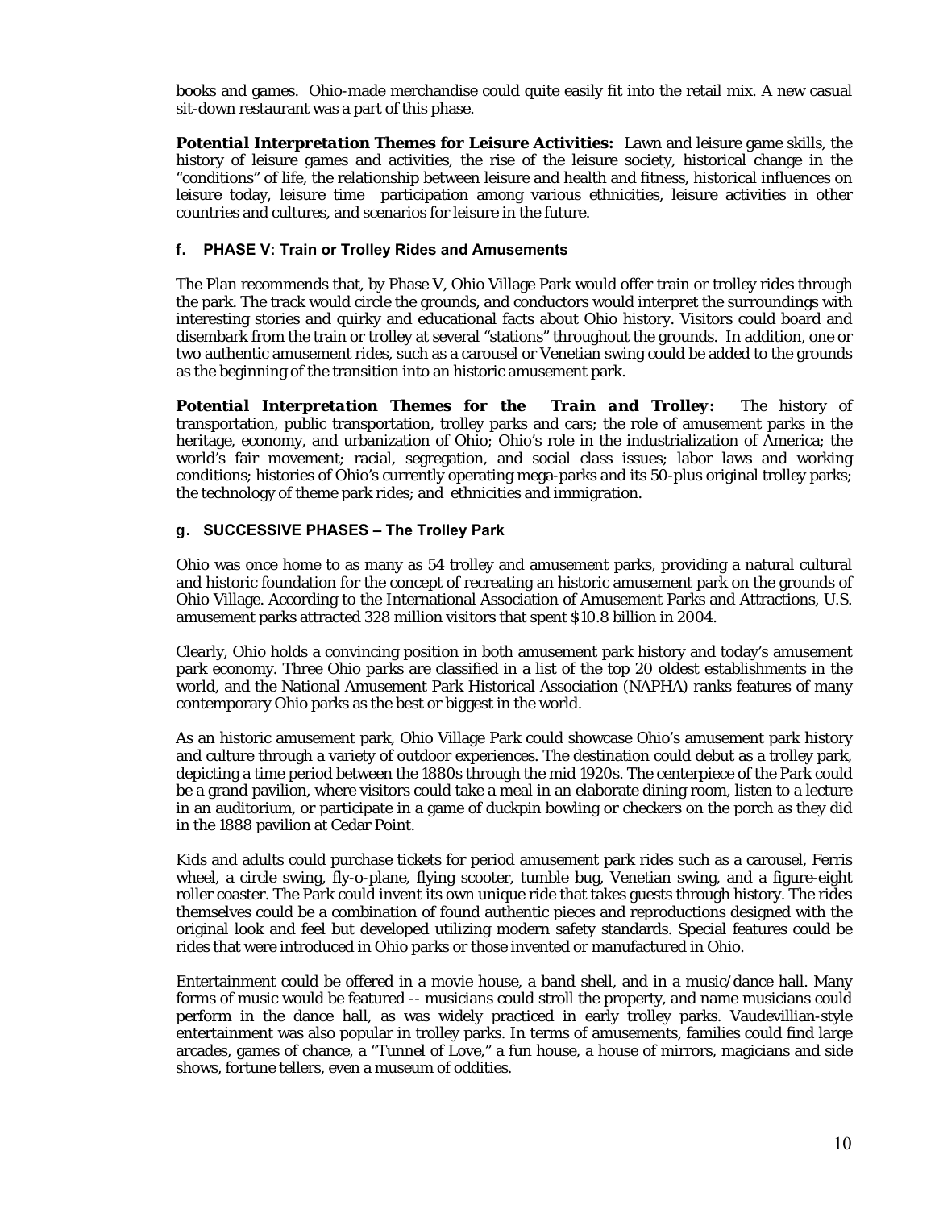books and games. Ohio-made merchandise could quite easily fit into the retail mix. A new casual sit-down restaurant was a part of this phase.

***Potential Interpretation Themes for Leisure Activities:*** Lawn and leisure game skills, the history of leisure games and activities, the rise of the leisure society, historical change in the "conditions" of life, the relationship between leisure and health and fitness, historical influences on leisure today, leisure time participation among various ethnicities, leisure activities in other countries and cultures, and scenarios for leisure in the future.

#### f. PHASE V: Train or Trolley Rides and Amusements

The Plan recommends that, by Phase V, Ohio Village Park would offer train or trolley rides through the park. The track would circle the grounds, and conductors would interpret the surroundings with interesting stories and quirky and educational facts about Ohio history. Visitors could board and disembark from the train or trolley at several "stations" throughout the grounds. In addition, one or two authentic amusement rides, such as a carousel or Venetian swing could be added to the grounds as the beginning of the transition into an historic amusement park.

***Potential Interpretation Themes for the Train and Trolley:*** The history of transportation, public transportation, trolley parks and cars; the role of amusement parks in the heritage, economy, and urbanization of Ohio; Ohio's role in the industrialization of America; the world's fair movement; racial, segregation, and social class issues; labor laws and working conditions; histories of Ohio's currently operating mega-parks and its 50-plus original trolley parks; the technology of theme park rides; and ethnicities and immigration.

#### g. SUCCESSIVE PHASES – The Trolley Park

Ohio was once home to as many as 54 trolley and amusement parks, providing a natural cultural and historic foundation for the concept of recreating an historic amusement park on the grounds of Ohio Village. According to the International Association of Amusement Parks and Attractions, U.S. amusement parks attracted 328 million visitors that spent $10.8 billion in 2004.

Clearly, Ohio holds a convincing position in both amusement park history and today's amusement park economy. Three Ohio parks are classified in a list of the top 20 oldest establishments in the world, and the National Amusement Park Historical Association (NAPHA) ranks features of many contemporary Ohio parks as the best or biggest in the world.

As an historic amusement park, Ohio Village Park could showcase Ohio's amusement park history and culture through a variety of outdoor experiences. The destination could debut as a trolley park, depicting a time period between the 1880s through the mid 1920s. The centerpiece of the Park could be a grand pavilion, where visitors could take a meal in an elaborate dining room, listen to a lecture in an auditorium, or participate in a game of duckpin bowling or checkers on the porch as they did in the 1888 pavilion at Cedar Point.

Kids and adults could purchase tickets for period amusement park rides such as a carousel, Ferris wheel, a circle swing, fly-o-plane, flying scooter, tumble bug, Venetian swing, and a figure-eight roller coaster. The Park could invent its own unique ride that takes guests through history. The rides themselves could be a combination of found authentic pieces and reproductions designed with the original look and feel but developed utilizing modern safety standards. Special features could be rides that were introduced in Ohio parks or those invented or manufactured in Ohio.

Entertainment could be offered in a movie house, a band shell, and in a music/dance hall. Many forms of music would be featured -- musicians could stroll the property, and name musicians could perform in the dance hall, as was widely practiced in early trolley parks. Vaudevillian-style entertainment was also popular in trolley parks. In terms of amusements, families could find large arcades, games of chance, a "Tunnel of Love," a fun house, a house of mirrors, magicians and side shows, fortune tellers, even a museum of oddities.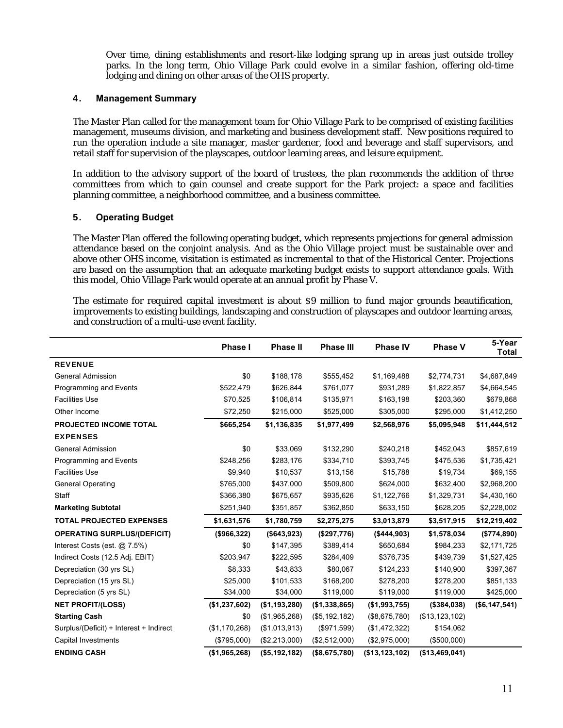Over time, dining establishments and resort-like lodging sprang up in areas just outside trolley parks. In the long term, Ohio Village Park could evolve in a similar fashion, offering old-time lodging and dining on other areas of the OHS property.

### 4. Management Summary

The Master Plan called for the management team for Ohio Village Park to be comprised of existing facilities management, museums division, and marketing and business development staff. New positions required to run the operation include a site manager, master gardener, food and beverage and staff supervisors, and retail staff for supervision of the playscapes, outdoor learning areas, and leisure equipment.

In addition to the advisory support of the board of trustees, the plan recommends the addition of three committees from which to gain counsel and create support for the Park project: a space and facilities planning committee, a neighborhood committee, and a business committee.

### 5. Operating Budget

The Master Plan offered the following operating budget, which represents projections for general admission attendance based on the conjoint analysis. And as the Ohio Village project must be sustainable over and above other OHS income, visitation is estimated as incremental to that of the Historical Center. Projections are based on the assumption that an adequate marketing budget exists to support attendance goals. With this model, Ohio Village Park would operate at an annual profit by Phase V.

The estimate for required capital investment is about $9 million to fund major grounds beautification, improvements to existing buildings, landscaping and construction of playscapes and outdoor learning areas, and construction of a multi-use event facility.

| | Phase I | Phase II | Phase III | Phase IV | Phase V | 5-Year Total |
|---|---|---|---|---|---|---|
| **REVENUE** | | | | | | |
| General Admission | $0 | $188,178 | $555,452 | $1,169,488 | $2,774,731 | $4,687,849 |
| Programming and Events | $522,479 | $626,844 | $761,077 | $931,289 | $1,822,857 | $4,664,545 |
| Facilities Use | $70,525 | $106,814 | $135,971 | $163,198 | $203,360 | $679,868 |
| Other Income | $72,250 | $215,000 | $525,000 | $305,000 | $295,000 | $1,412,250 |
| **PROJECTED INCOME TOTAL** | **$665,254** | **$1,136,835** | **$1,977,499** | **$2,568,976** | **$5,095,948** | **$11,444,512** |
| **EXPENSES** | | | | | | |
| General Admission | $0 | $33,069 | $132,290 | $240,218 | $452,043 | $857,619 |
| Programming and Events | $248,256 | $283,176 | $334,710 | $393,745 | $475,536 | $1,735,421 |
| Facilities Use | $9,940 | $10,537 | $13,156 | $15,788 | $19,734 | $69,155 |
| General Operating | $765,000 | $437,000 | $509,800 | $624,000 | $632,400 | $2,968,200 |
| Staff | $366,380 | $675,657 | $935,626 | $1,122,766 | $1,329,731 | $4,430,160 |
| **Marketing Subtotal** | $251,940 | $351,857 | $362,850 | $633,150 | $628,205 | $2,228,002 |
| **TOTAL PROJECTED EXPENSES** | **$1,631,576** | **$1,780,759** | **$2,275,275** | **$3,013,879** | **$3,517,915** | **$12,219,402** |
| **OPERATING SURPLUS/(DEFICIT)** | **($966,322)** | **($643,923)** | **($297,776)** | **($444,903)** | **$1,578,034** | **($774,890)** |
| Interest Costs (est. @ 7.5%) | $0 | $147,395 | $389,414 | $650,684 | $984,233 | $2,171,725 |
| Indirect Costs (12.5 Adj. EBIT) | $203,947 | $222,595 | $284,409 | $376,735 | $439,739 | $1,527,425 |
| Depreciation (30 yrs SL) | $8,333 | $43,833 | $80,067 | $124,233 | $140,900 | $397,367 |
| Depreciation (15 yrs SL) | $25,000 | $101,533 | $168,200 | $278,200 | $278,200 | $851,133 |
| Depreciation (5 yrs SL) | $34,000 | $34,000 | $119,000 | $119,000 | $119,000 | $425,000 |
| **NET PROFIT/(LOSS)** | **($1,237,602)** | **($1,193,280)** | **($1,338,865)** | **($1,993,755)** | **($384,038)** | **($6,147,541)** |
| **Starting Cash** | $0 | ($1,965,268) | ($5,192,182) | ($8,675,780) | ($13,123,102) | |
| Surplus/(Deficit) + Interest + Indirect | ($1,170,268) | ($1,013,913) | ($971,599) | ($1,472,322) | $154,062 | |
| Capital Investments | ($795,000) | ($2,213,000) | ($2,512,000) | ($2,975,000) | ($500,000) | |
| **ENDING CASH** | **($1,965,268)** | **($5,192,182)** | **($8,675,780)** | **($13,123,102)** | **($13,469,041)** | |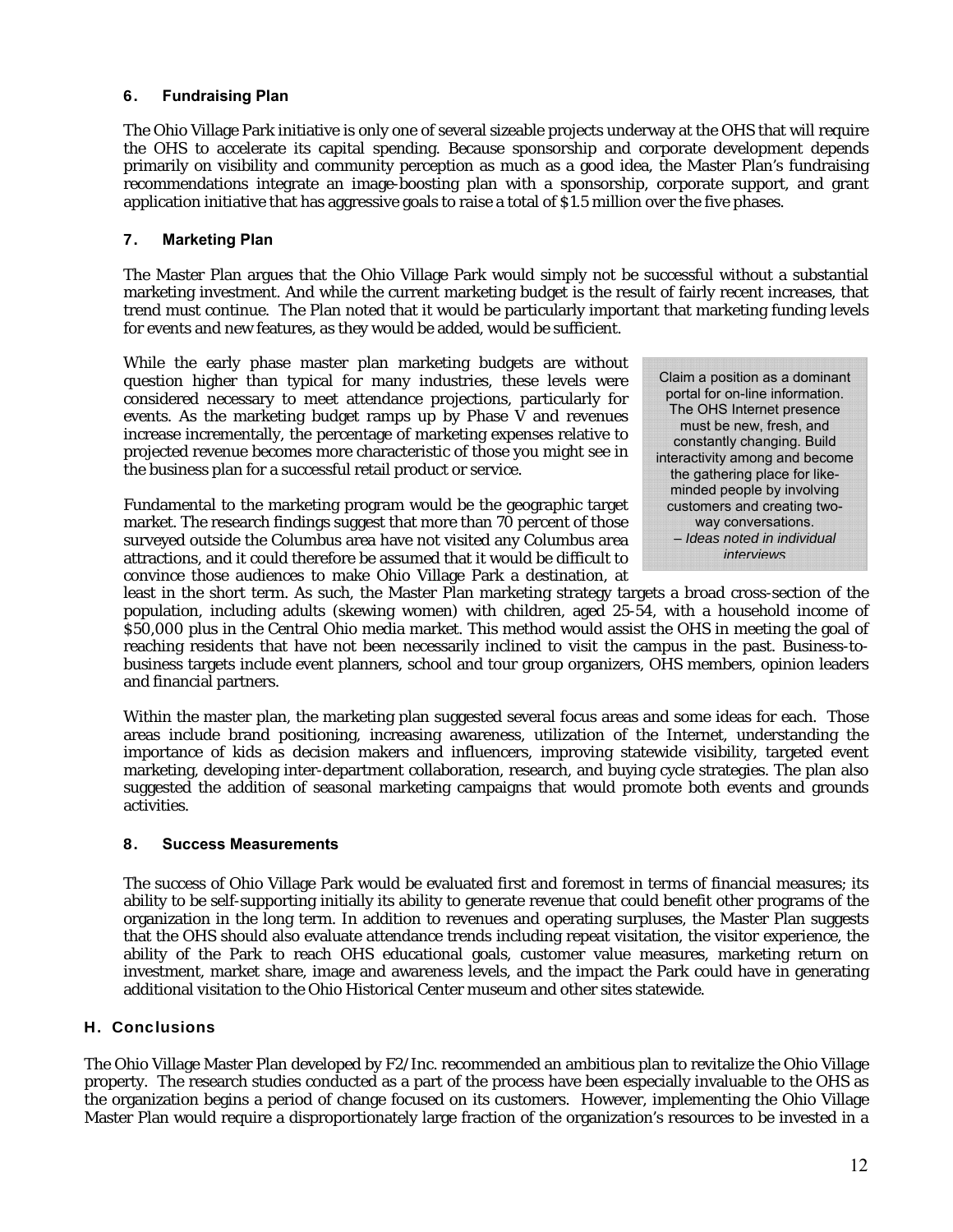### 6. Fundraising Plan

The Ohio Village Park initiative is only one of several sizeable projects underway at the OHS that will require the OHS to accelerate its capital spending. Because sponsorship and corporate development depends primarily on visibility and community perception as much as a good idea, the Master Plan's fundraising recommendations integrate an image-boosting plan with a sponsorship, corporate support, and grant application initiative that has aggressive goals to raise a total of $1.5 million over the five phases.

### 7. Marketing Plan

The Master Plan argues that the Ohio Village Park would simply not be successful without a substantial marketing investment. And while the current marketing budget is the result of fairly recent increases, that trend must continue. The Plan noted that it would be particularly important that marketing funding levels for events and new features, as they would be added, would be sufficient.

While the early phase master plan marketing budgets are without question higher than typical for many industries, these levels were considered necessary to meet attendance projections, particularly for events. As the marketing budget ramps up by Phase V and revenues increase incrementally, the percentage of marketing expenses relative to projected revenue becomes more characteristic of those you might see in the business plan for a successful retail product or service.

> Claim a position as a dominant portal for on-line information. The OHS Internet presence must be new, fresh, and constantly changing. Build interactivity among and become the gathering place for like-minded people by involving customers and creating two-way conversations.
> – *Ideas noted in individual interviews*

Fundamental to the marketing program would be the geographic target market. The research findings suggest that more than 70 percent of those surveyed outside the Columbus area have not visited any Columbus area attractions, and it could therefore be assumed that it would be difficult to convince those audiences to make Ohio Village Park a destination, at least in the short term. As such, the Master Plan marketing strategy targets a broad cross-section of the population, including adults (skewing women) with children, aged 25-54, with a household income of $50,000 plus in the Central Ohio media market. This method would assist the OHS in meeting the goal of reaching residents that have not been necessarily inclined to visit the campus in the past. Business-to-business targets include event planners, school and tour group organizers, OHS members, opinion leaders and financial partners.

Within the master plan, the marketing plan suggested several focus areas and some ideas for each. Those areas include brand positioning, increasing awareness, utilization of the Internet, understanding the importance of kids as decision makers and influencers, improving statewide visibility, targeted event marketing, developing inter-department collaboration, research, and buying cycle strategies. The plan also suggested the addition of seasonal marketing campaigns that would promote both events and grounds activities.

### 8. Success Measurements

The success of Ohio Village Park would be evaluated first and foremost in terms of financial measures; its ability to be self-supporting initially its ability to generate revenue that could benefit other programs of the organization in the long term. In addition to revenues and operating surpluses, the Master Plan suggests that the OHS should also evaluate attendance trends including repeat visitation, the visitor experience, the ability of the Park to reach OHS educational goals, customer value measures, marketing return on investment, market share, image and awareness levels, and the impact the Park could have in generating additional visitation to the Ohio Historical Center museum and other sites statewide.

## H. Conclusions

The Ohio Village Master Plan developed by F2/Inc. recommended an ambitious plan to revitalize the Ohio Village property. The research studies conducted as a part of the process have been especially invaluable to the OHS as the organization begins a period of change focused on its customers. However, implementing the Ohio Village Master Plan would require a disproportionately large fraction of the organization's resources to be invested in a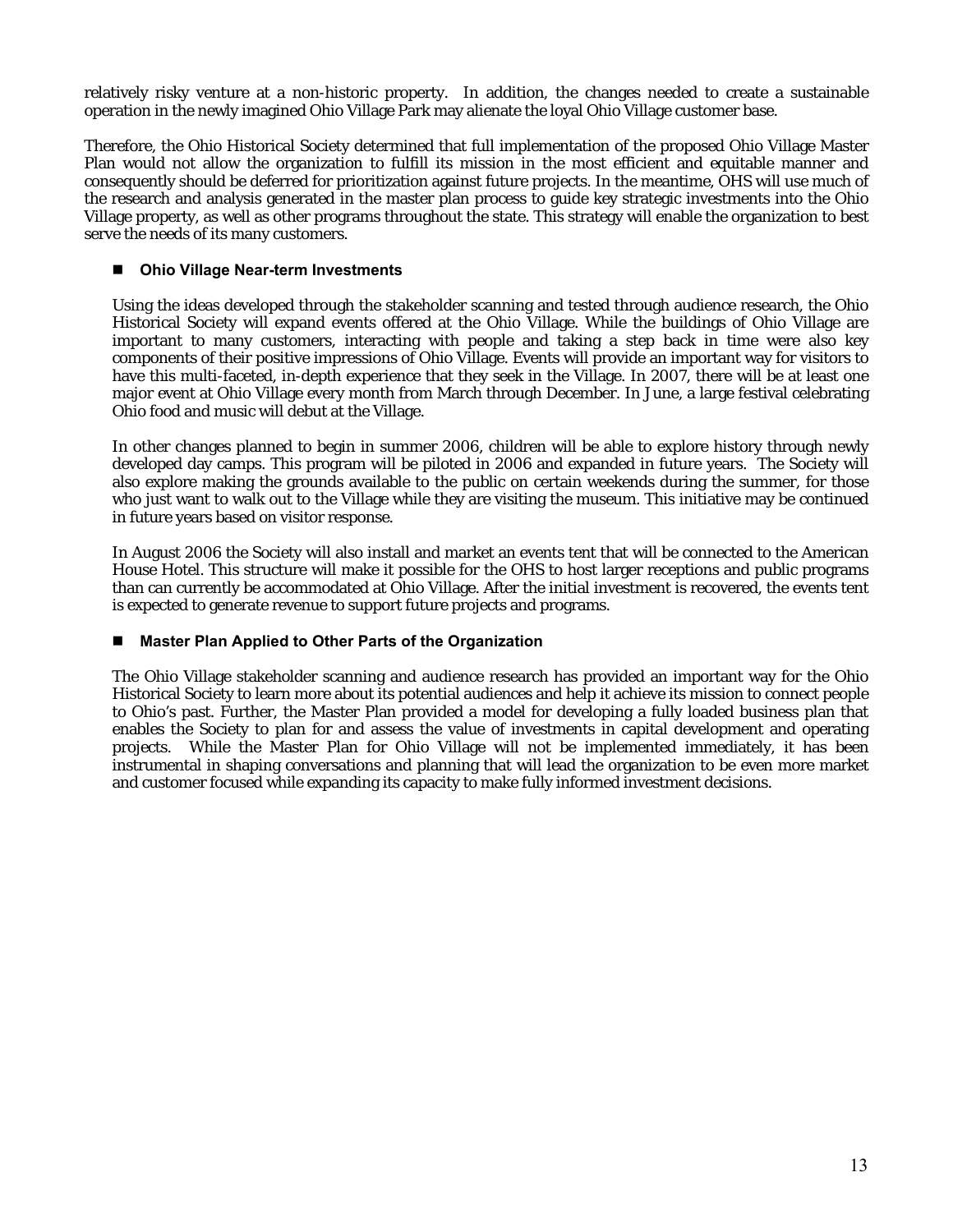relatively risky venture at a non-historic property. In addition, the changes needed to create a sustainable operation in the newly imagined Ohio Village Park may alienate the loyal Ohio Village customer base.

Therefore, the Ohio Historical Society determined that full implementation of the proposed Ohio Village Master Plan would not allow the organization to fulfill its mission in the most efficient and equitable manner and consequently should be deferred for prioritization against future projects. In the meantime, OHS will use much of the research and analysis generated in the master plan process to guide key strategic investments into the Ohio Village property, as well as other programs throughout the state. This strategy will enable the organization to best serve the needs of its many customers.

- **Ohio Village Near-term Investments**

Using the ideas developed through the stakeholder scanning and tested through audience research, the Ohio Historical Society will expand events offered at the Ohio Village. While the buildings of Ohio Village are important to many customers, interacting with people and taking a step back in time were also key components of their positive impressions of Ohio Village. Events will provide an important way for visitors to have this multi-faceted, in-depth experience that they seek in the Village. In 2007, there will be at least one major event at Ohio Village every month from March through December. In June, a large festival celebrating Ohio food and music will debut at the Village.

In other changes planned to begin in summer 2006, children will be able to explore history through newly developed day camps. This program will be piloted in 2006 and expanded in future years. The Society will also explore making the grounds available to the public on certain weekends during the summer, for those who just want to walk out to the Village while they are visiting the museum. This initiative may be continued in future years based on visitor response.

In August 2006 the Society will also install and market an events tent that will be connected to the American House Hotel. This structure will make it possible for the OHS to host larger receptions and public programs than can currently be accommodated at Ohio Village. After the initial investment is recovered, the events tent is expected to generate revenue to support future projects and programs.

- **Master Plan Applied to Other Parts of the Organization**

The Ohio Village stakeholder scanning and audience research has provided an important way for the Ohio Historical Society to learn more about its potential audiences and help it achieve its mission to connect people to Ohio's past. Further, the Master Plan provided a model for developing a fully loaded business plan that enables the Society to plan for and assess the value of investments in capital development and operating projects. While the Master Plan for Ohio Village will not be implemented immediately, it has been instrumental in shaping conversations and planning that will lead the organization to be even more market and customer focused while expanding its capacity to make fully informed investment decisions.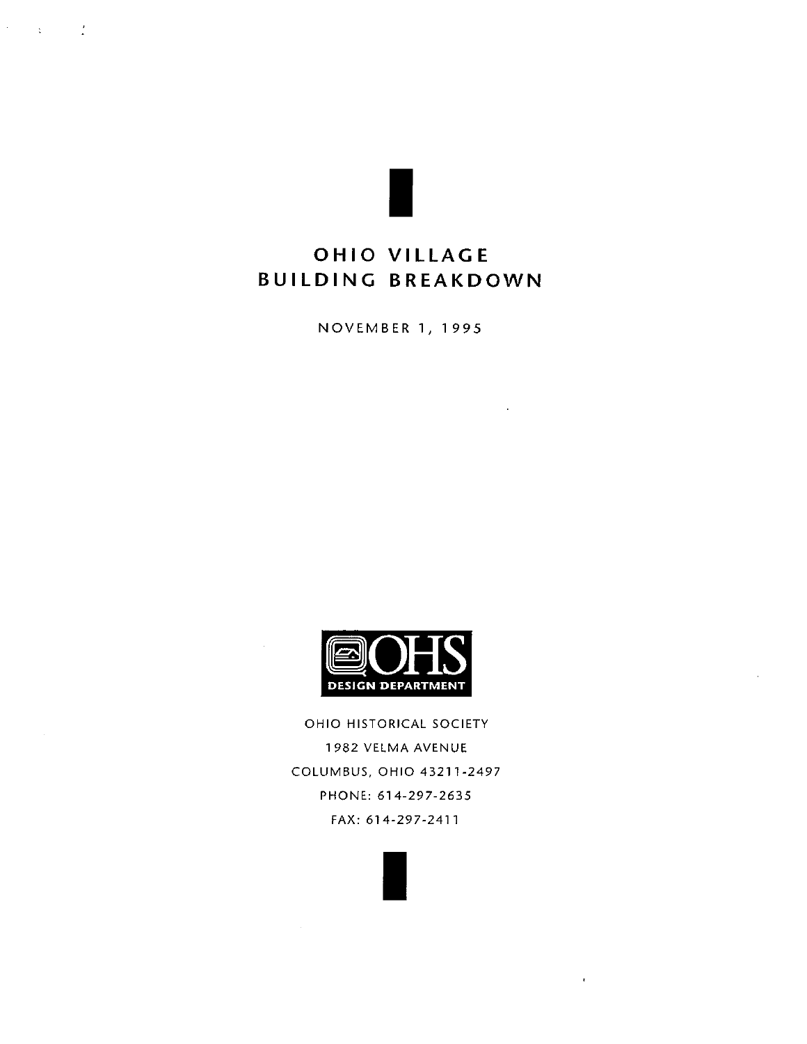# OHIO VILLAGE BUILDING BREAKDOWN

NOVEMBER 1, 1995

OHS
DESIGN DEPARTMENT

OHIO HISTORICAL SOCIETY
1982 VELMA AVENUE
COLUMBUS, OHIO 43211-2497
PHONE: 614-297-2635
FAX: 614-297-2411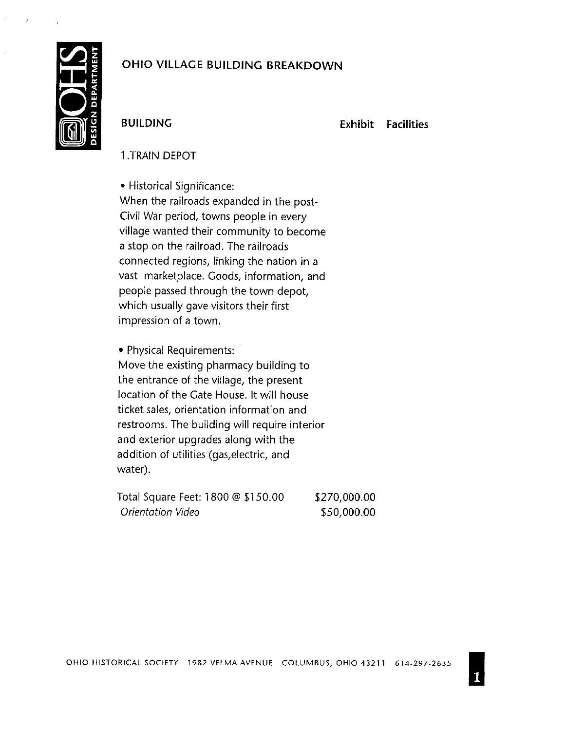# OHIO VILLAGE BUILDING BREAKDOWN

**BUILDING** **Exhibit** **Facilities**

1.TRAIN DEPOT

• Historical Significance:
When the railroads expanded in the post-Civil War period, towns people in every village wanted their community to become a stop on the railroad. The railroads connected regions, linking the nation in a vast marketplace. Goods, information, and people passed through the town depot, which usually gave visitors their first impression of a town.

• Physical Requirements:
Move the existing pharmacy building to the entrance of the village, the present location of the Gate House. It will house ticket sales, orientation information and restrooms. The building will require interior and exterior upgrades along with the addition of utilities (gas,electric, and water).

| | |
|---|---|
| Total Square Feet: 1800 @ $150.00 | $270,000.00 |
| *Orientation Video* | $50,000.00 |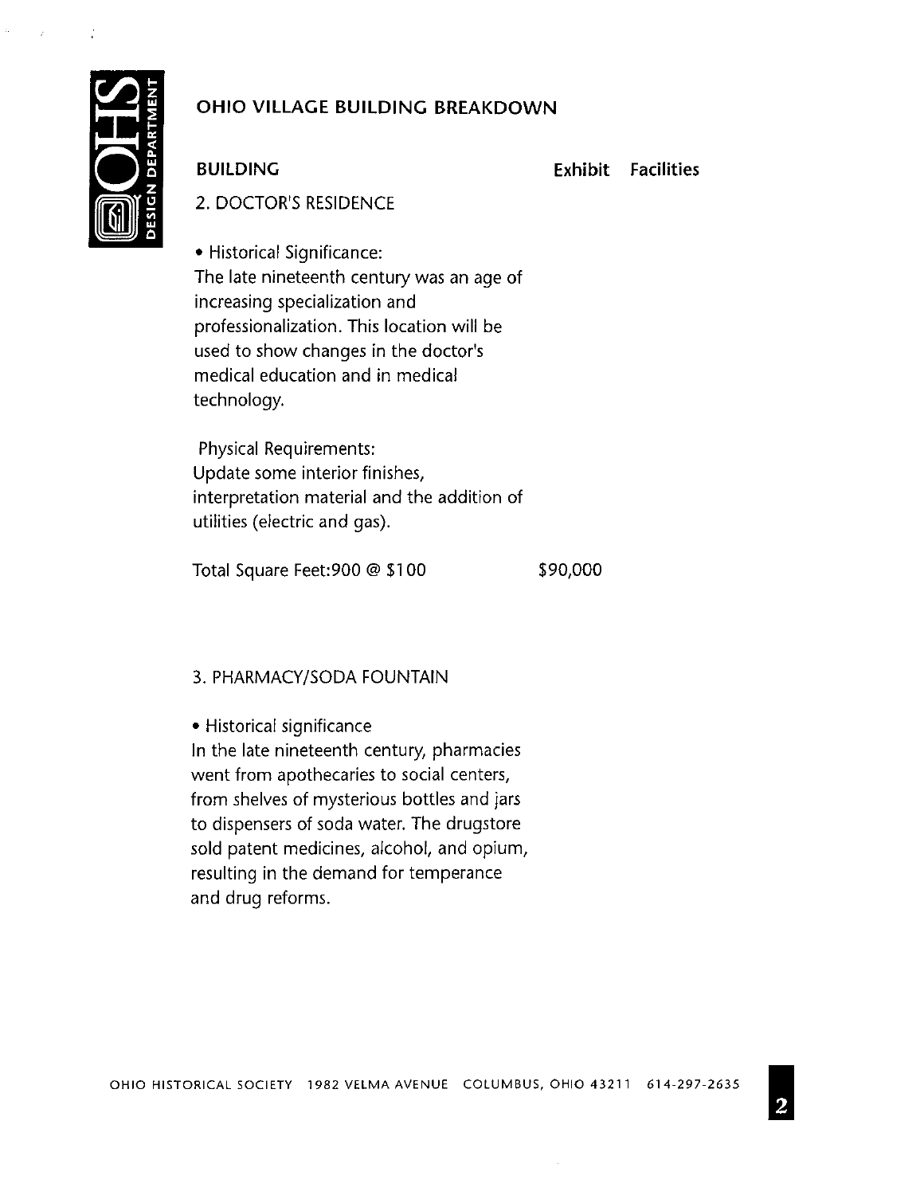## OHIO VILLAGE BUILDING BREAKDOWN

| BUILDING | Exhibit | Facilities |
|---|---|---|
| 2. DOCTOR'S RESIDENCE | | |

• Historical Significance:
The late nineteenth century was an age of increasing specialization and professionalization. This location will be used to show changes in the doctor's medical education and in medical technology.

Physical Requirements:
Update some interior finishes, interpretation material and the addition of utilities (electric and gas).

Total Square Feet:900 @ $100 — $90,000

3. PHARMACY/SODA FOUNTAIN

• Historical significance
In the late nineteenth century, pharmacies went from apothecaries to social centers, from shelves of mysterious bottles and jars to dispensers of soda water. The drugstore sold patent medicines, alcohol, and opium, resulting in the demand for temperance and drug reforms.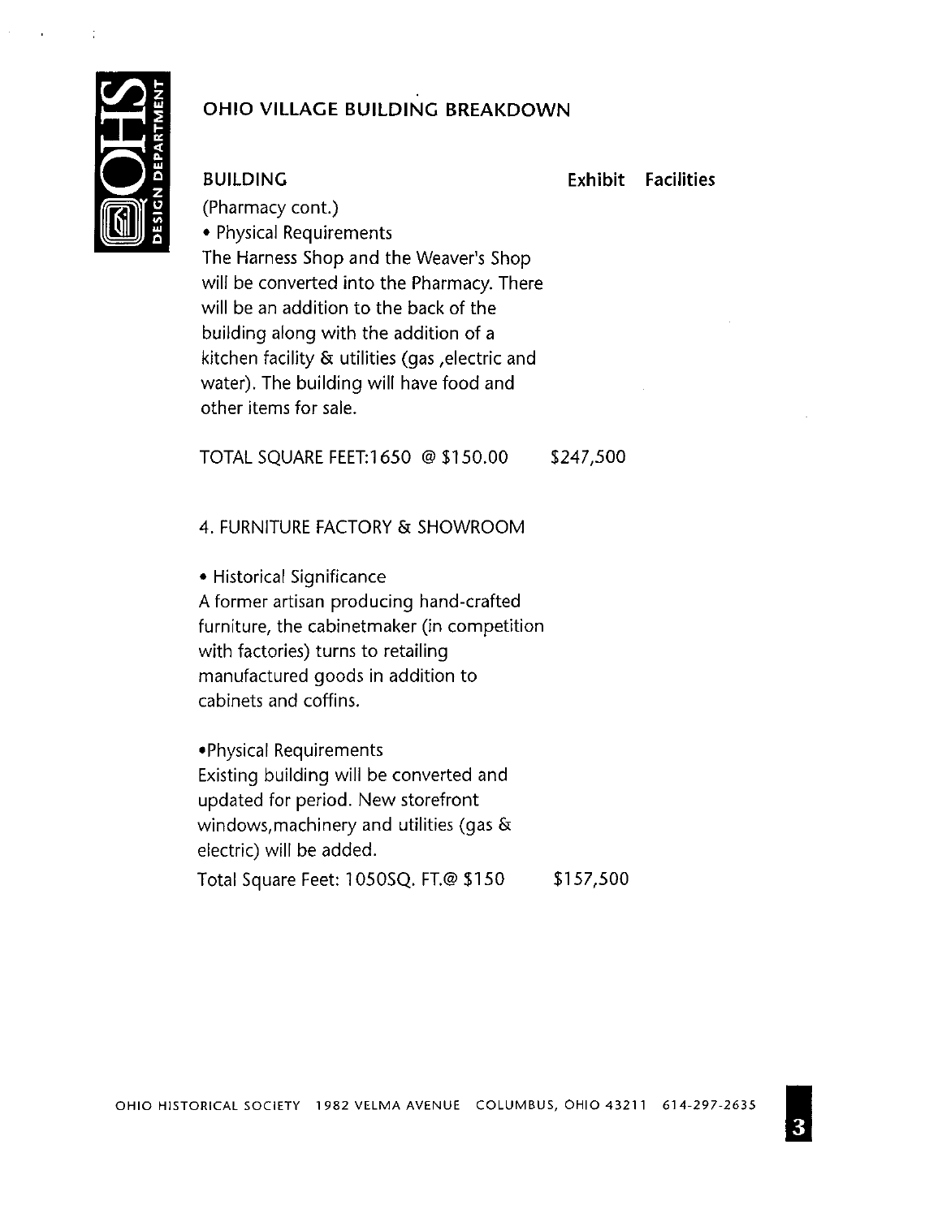## OHIO VILLAGE BUILDING BREAKDOWN

| BUILDING | Exhibit | Facilities |
|---|---|---|

(Pharmacy cont.)

• Physical Requirements

The Harness Shop and the Weaver's Shop will be converted into the Pharmacy. There will be an addition to the back of the building along with the addition of a kitchen facility & utilities (gas ,electric and water). The building will have food and other items for sale.

TOTAL SQUARE FEET:1650 @ $150.00 $247,500

### 4. FURNITURE FACTORY & SHOWROOM

• Historical Significance

A former artisan producing hand-crafted furniture, the cabinetmaker (in competition with factories) turns to retailing manufactured goods in addition to cabinets and coffins.

•Physical Requirements

Existing building will be converted and updated for period. New storefront windows,machinery and utilities (gas & electric) will be added.

Total Square Feet: 1050SQ. FT.@ $150 $157,500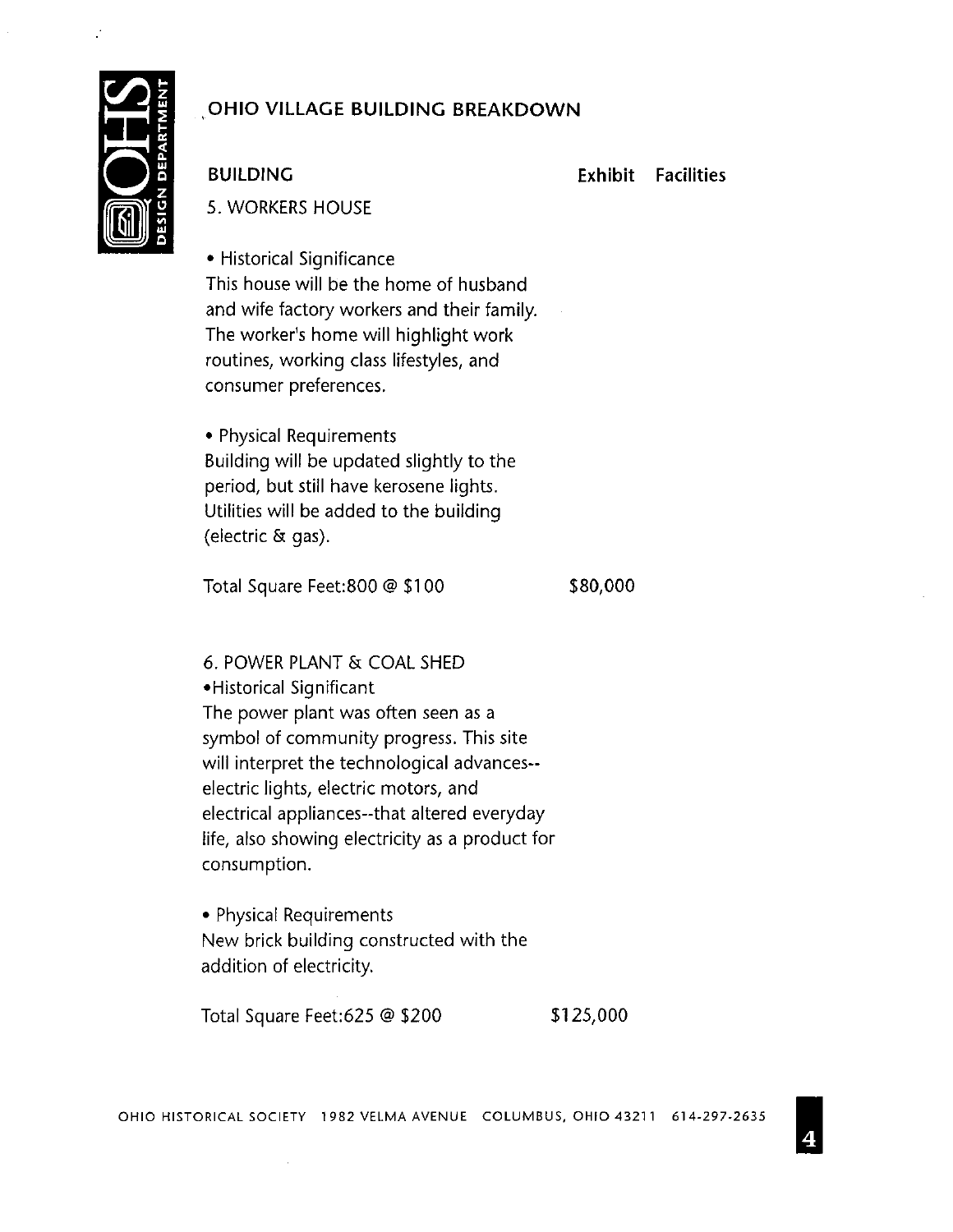## OHIO VILLAGE BUILDING BREAKDOWN

**BUILDING** **Exhibit** **Facilities**

5. WORKERS HOUSE

• Historical Significance
This house will be the home of husband and wife factory workers and their family. The worker's home will highlight work routines, working class lifestyles, and consumer preferences.

• Physical Requirements
Building will be updated slightly to the period, but still have kerosene lights. Utilities will be added to the building (electric & gas).

Total Square Feet:800 @ $100 $80,000

6. POWER PLANT & COAL SHED

•Historical Significant
The power plant was often seen as a symbol of community progress. This site will interpret the technological advances--electric lights, electric motors, and electrical appliances--that altered everyday life, also showing electricity as a product for consumption.

• Physical Requirements
New brick building constructed with the addition of electricity.

Total Square Feet:625 @ $200 $125,000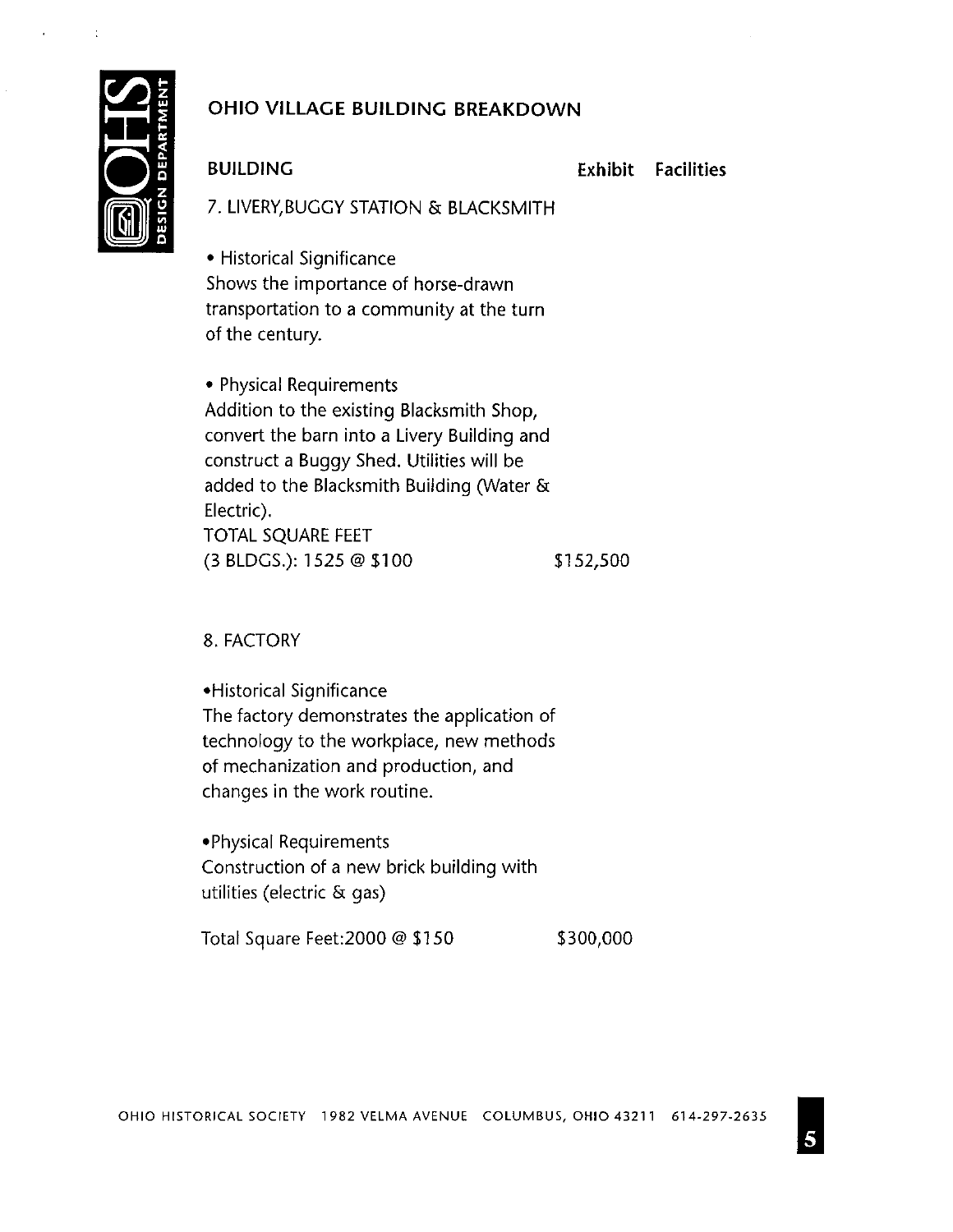## OHIO VILLAGE BUILDING BREAKDOWN

**BUILDING** **Exhibit** **Facilities**

7. LIVERY,BUGGY STATION & BLACKSMITH

• Historical Significance
Shows the importance of horse-drawn transportation to a community at the turn of the century.

• Physical Requirements
Addition to the existing Blacksmith Shop, convert the barn into a Livery Building and construct a Buggy Shed. Utilities will be added to the Blacksmith Building (Water & Electric).
TOTAL SQUARE FEET
(3 BLDGS.): 1525 @ $100 $152,500

8. FACTORY

•Historical Significance
The factory demonstrates the application of technology to the workplace, new methods of mechanization and production, and changes in the work routine.

•Physical Requirements
Construction of a new brick building with utilities (electric & gas)

Total Square Feet:2000 @ $150 $300,000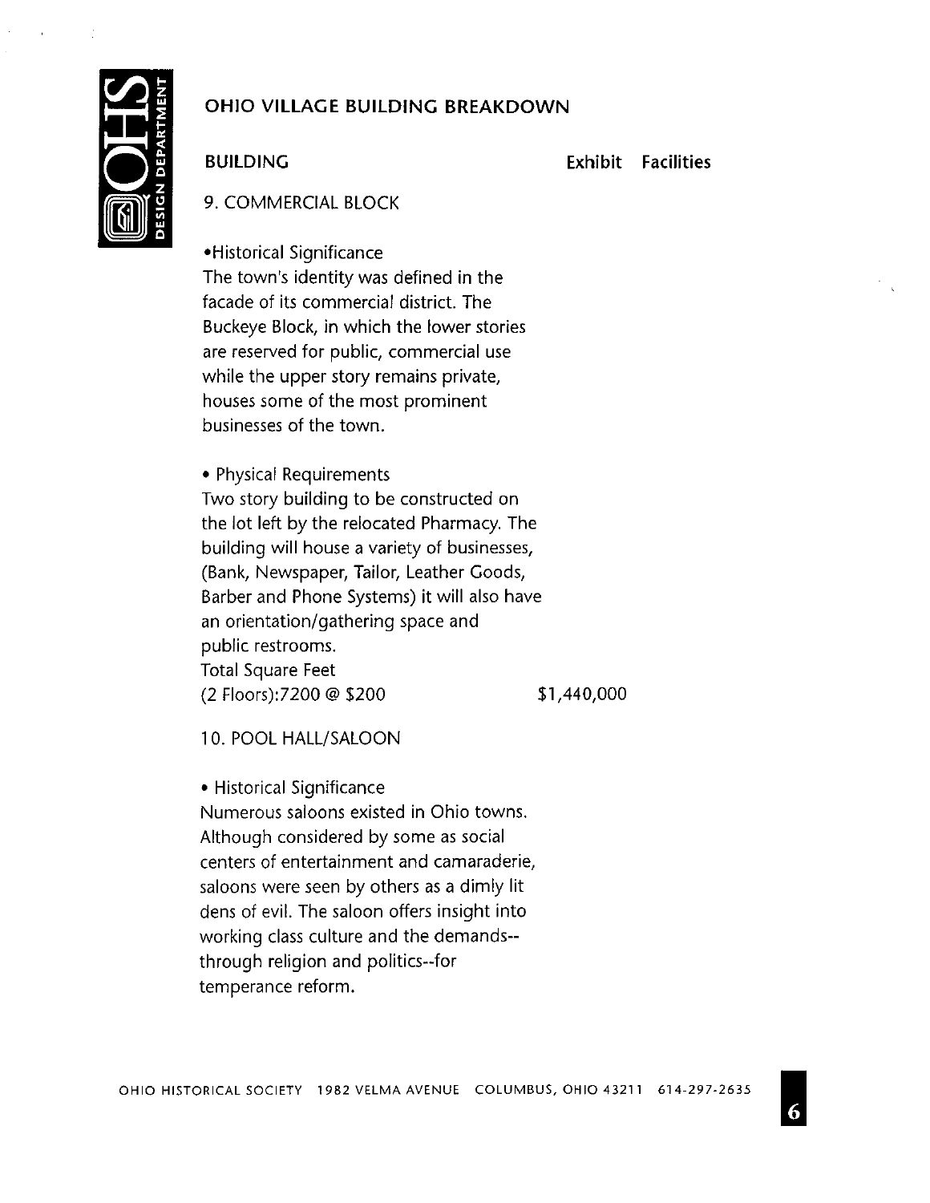## OHIO VILLAGE BUILDING BREAKDOWN

**BUILDING** **Exhibit Facilities**

9. COMMERCIAL BLOCK

•Historical Significance
The town's identity was defined in the facade of its commercial district. The Buckeye Block, in which the lower stories are reserved for public, commercial use while the upper story remains private, houses some of the most prominent businesses of the town.

• Physical Requirements
Two story building to be constructed on the lot left by the relocated Pharmacy. The building will house a variety of businesses, (Bank, Newspaper, Tailor, Leather Goods, Barber and Phone Systems) it will also have an orientation/gathering space and public restrooms.
Total Square Feet
(2 Floors):7200 @ $200 $1,440,000

10. POOL HALL/SALOON

• Historical Significance
Numerous saloons existed in Ohio towns. Although considered by some as social centers of entertainment and camaraderie, saloons were seen by others as a dimly lit dens of evil. The saloon offers insight into working class culture and the demands--through religion and politics--for temperance reform.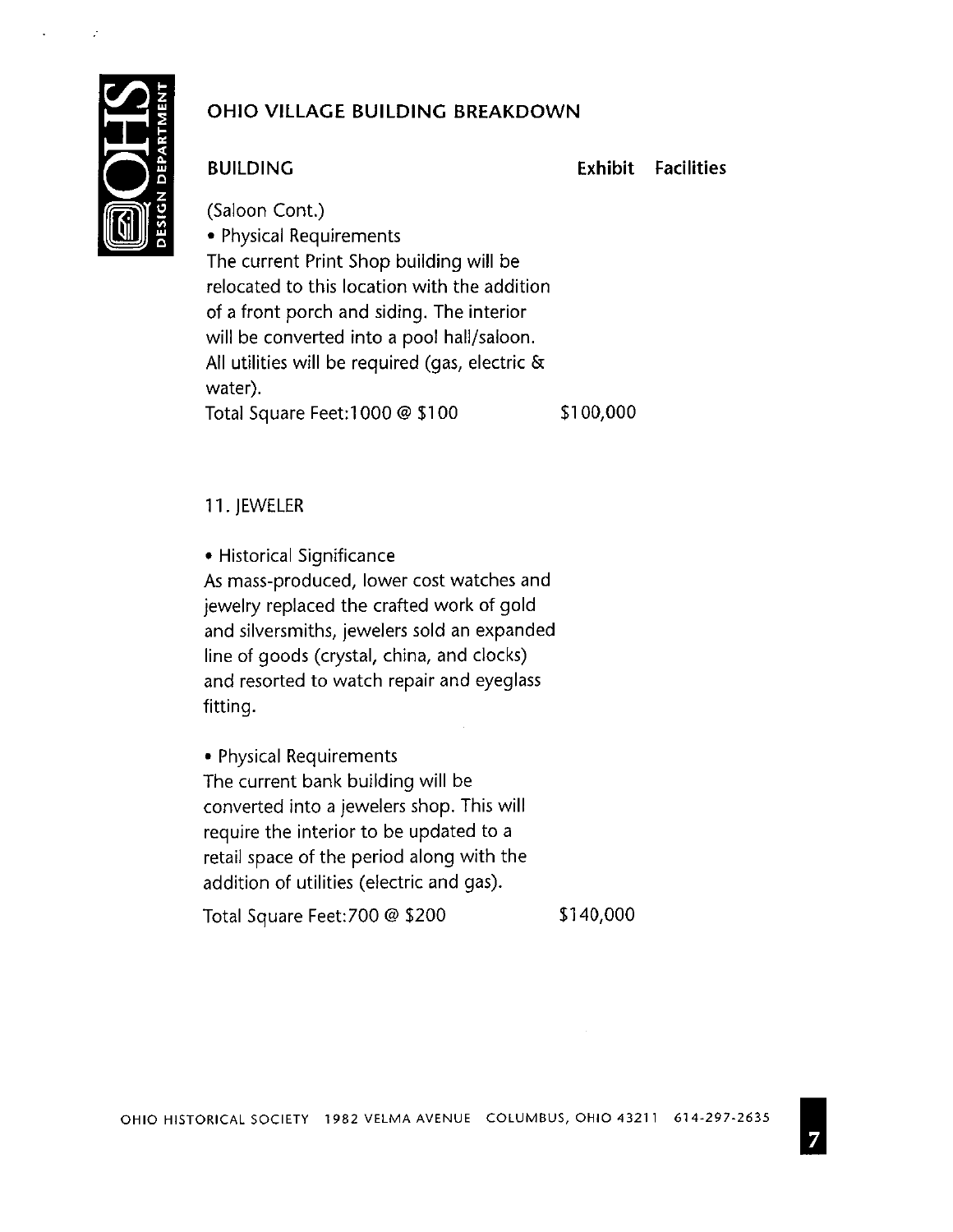## OHIO VILLAGE BUILDING BREAKDOWN

| BUILDING | Exhibit | Facilities |
|---|---|---|
| (Saloon Cont.) | | |
| • Physical Requirements<br>The current Print Shop building will be relocated to this location with the addition of a front porch and siding. The interior will be converted into a pool hall/saloon. All utilities will be required (gas, electric & water). | | |
| Total Square Feet:1000 @ $100 | $100,000 | |
| 11. JEWELER | | |
| • Historical Significance<br>As mass-produced, lower cost watches and jewelry replaced the crafted work of gold and silversmiths, jewelers sold an expanded line of goods (crystal, china, and clocks) and resorted to watch repair and eyeglass fitting. | | |
| • Physical Requirements<br>The current bank building will be converted into a jewelers shop. This will require the interior to be updated to a retail space of the period along with the addition of utilities (electric and gas). | | |
| Total Square Feet:700 @ $200 | $140,000 | |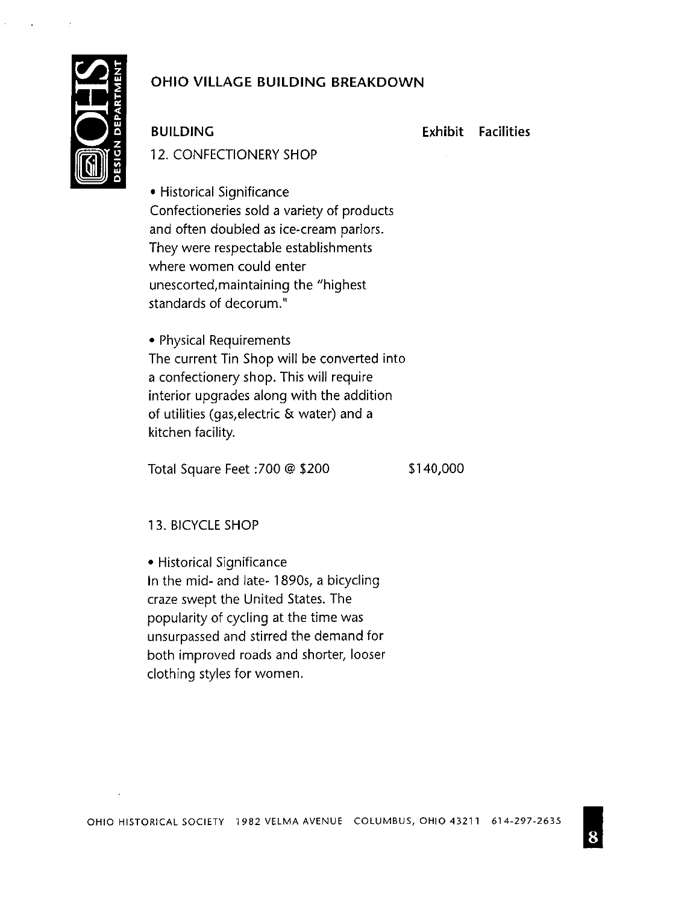## OHIO VILLAGE BUILDING BREAKDOWN

| BUILDING | Exhibit | Facilities |
|---|---|---|

### 12. CONFECTIONERY SHOP

• Historical Significance
Confectioneries sold a variety of products and often doubled as ice-cream parlors. They were respectable establishments where women could enter unescorted,maintaining the "highest standards of decorum."

• Physical Requirements
The current Tin Shop will be converted into a confectionery shop. This will require interior upgrades along with the addition of utilities (gas,electric & water) and a kitchen facility.

| | Exhibit | Facilities |
|---|---|---|
| Total Square Feet :700 @ $200 | $140,000 | |

### 13. BICYCLE SHOP

• Historical Significance
In the mid- and late- 1890s, a bicycling craze swept the United States. The popularity of cycling at the time was unsurpassed and stirred the demand for both improved roads and shorter, looser clothing styles for women.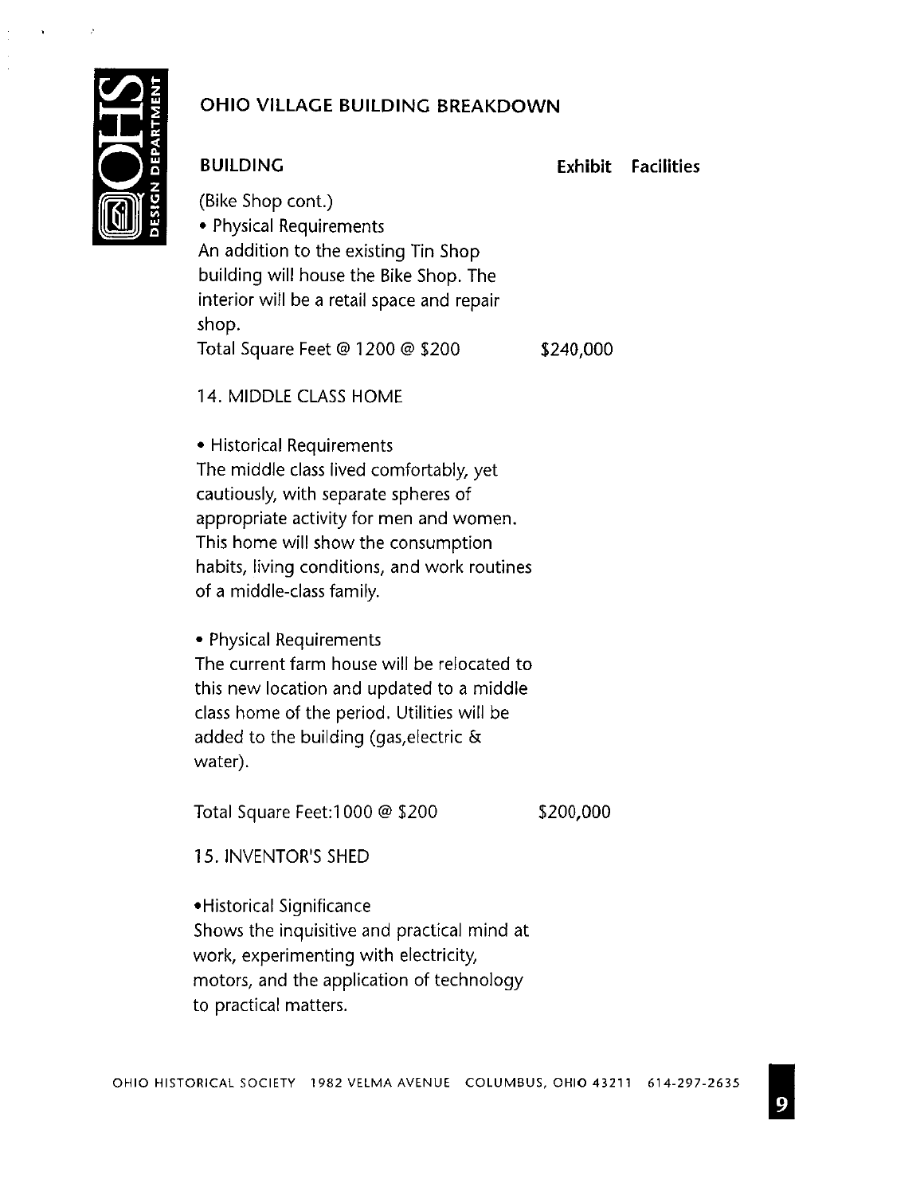## OHIO VILLAGE BUILDING BREAKDOWN

| BUILDING | Exhibit | Facilities |
|---|---|---|
| (Bike Shop cont.) | | |
| • Physical Requirements | | |
| An addition to the existing Tin Shop building will house the Bike Shop. The interior will be a retail space and repair shop. | | |
| Total Square Feet @ 1200 @ $200 | $240,000 | |
| 14. MIDDLE CLASS HOME | | |
| • Historical Requirements | | |
| The middle class lived comfortably, yet cautiously, with separate spheres of appropriate activity for men and women. This home will show the consumption habits, living conditions, and work routines of a middle-class family. | | |
| • Physical Requirements | | |
| The current farm house will be relocated to this new location and updated to a middle class home of the period. Utilities will be added to the building (gas,electric & water). | | |
| Total Square Feet:1000 @ $200 | $200,000 | |
| 15. INVENTOR'S SHED | | |
| •Historical Significance | | |
| Shows the inquisitive and practical mind at work, experimenting with electricity, motors, and the application of technology to practical matters. | | |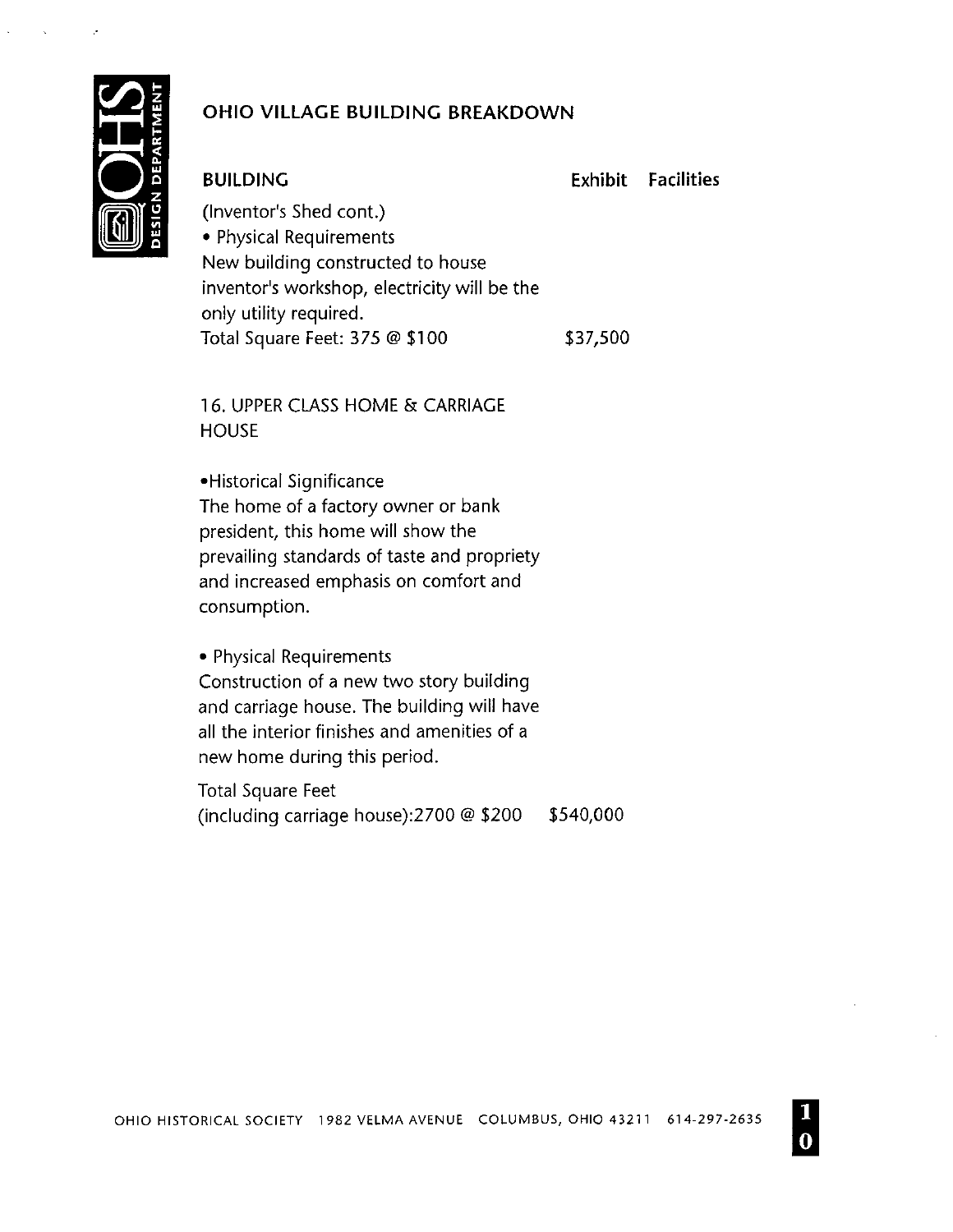## OHIO VILLAGE BUILDING BREAKDOWN

| BUILDING | Exhibit | Facilities |
|---|---|---|
| (Inventor's Shed cont.) | | |
| • Physical Requirements | | |
| New building constructed to house inventor's workshop, electricity will be the only utility required. | | |
| Total Square Feet: 375 @ $100 | $37,500 | |
| | | |
| 16. UPPER CLASS HOME & CARRIAGE HOUSE | | |
| •Historical Significance | | |
| The home of a factory owner or bank president, this home will show the prevailing standards of taste and propriety and increased emphasis on comfort and consumption. | | |
| • Physical Requirements | | |
| Construction of a new two story building and carriage house. The building will have all the interior finishes and amenities of a new home during this period. | | |
| Total Square Feet (including carriage house):2700 @ $200 | $540,000 | |

OHIO HISTORICAL SOCIETY 1982 VELMA AVENUE COLUMBUS, OHIO 43211 614-297-2635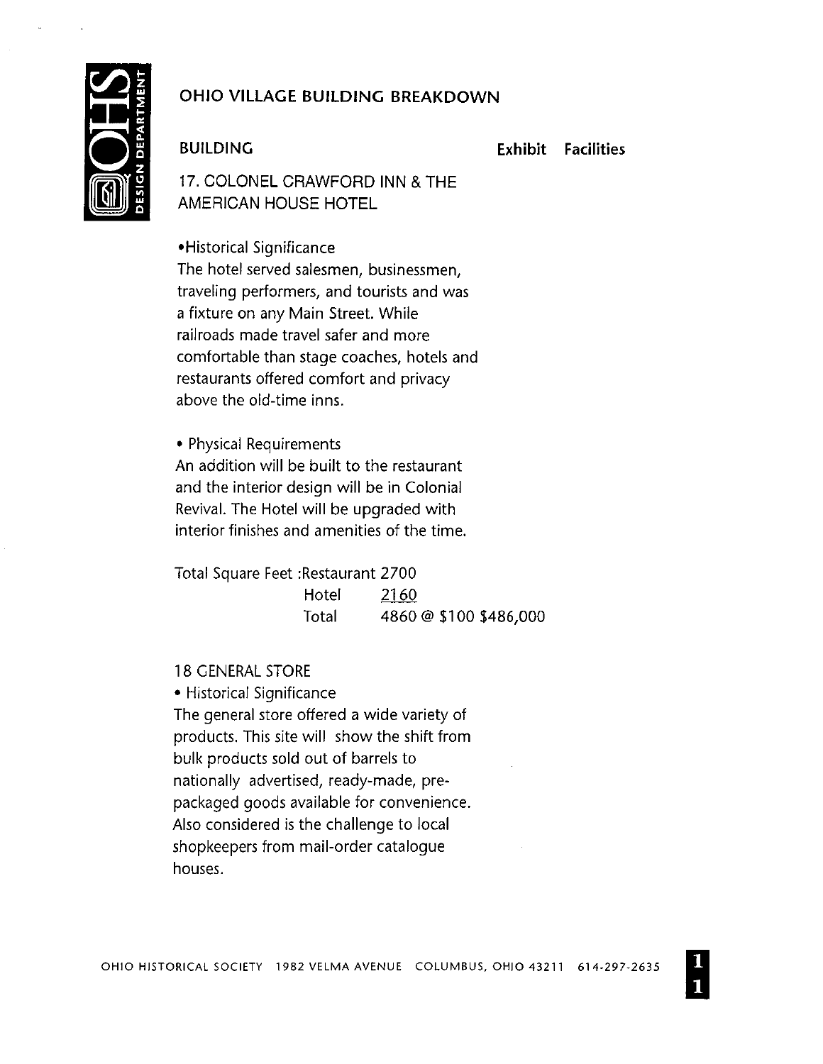## OHIO VILLAGE BUILDING BREAKDOWN

**BUILDING** **Exhibit Facilities**

### 17. COLONEL CRAWFORD INN & THE AMERICAN HOUSE HOTEL

•Historical Significance

The hotel served salesmen, businessmen, traveling performers, and tourists and was a fixture on any Main Street. While railroads made travel safer and more comfortable than stage coaches, hotels and restaurants offered comfort and privacy above the old-time inns.

• Physical Requirements

An addition will be built to the restaurant and the interior design will be in Colonial Revival. The Hotel will be upgraded with interior finishes and amenities of the time.

| Total Square Feet : | Restaurant | 2700 |
|---|---|---|
| | Hotel | 2160 |
| | Total | 4860 @ $100 $486,000 |

### 18 GENERAL STORE

• Historical Significance

The general store offered a wide variety of products. This site will show the shift from bulk products sold out of barrels to nationally advertised, ready-made, pre-packaged goods available for convenience. Also considered is the challenge to local shopkeepers from mail-order catalogue houses.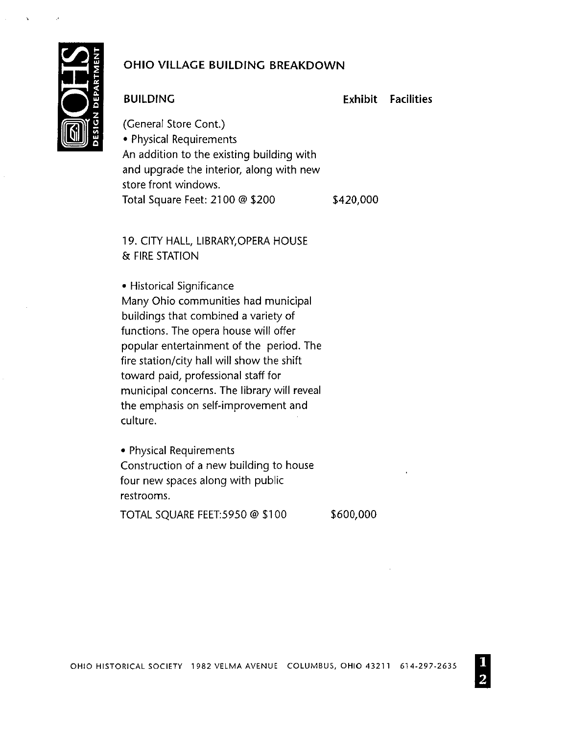## OHIO VILLAGE BUILDING BREAKDOWN

| BUILDING | Exhibit | Facilities |
|---|---|---|
| (General Store Cont.)<br>• Physical Requirements<br>An addition to the existing building with and upgrade the interior, along with new store front windows.<br>Total Square Feet: 2100 @ $200 | $420,000 | |
| 19. CITY HALL, LIBRARY,OPERA HOUSE & FIRE STATION | | |
| • Historical Significance<br>Many Ohio communities had municipal buildings that combined a variety of functions. The opera house will offer popular entertainment of the period. The fire station/city hall will show the shift toward paid, professional staff for municipal concerns. The library will reveal the emphasis on self-improvement and culture. | | |
| • Physical Requirements<br>Construction of a new building to house four new spaces along with public restrooms.<br>TOTAL SQUARE FEET:5950 @ $100 | $600,000 | |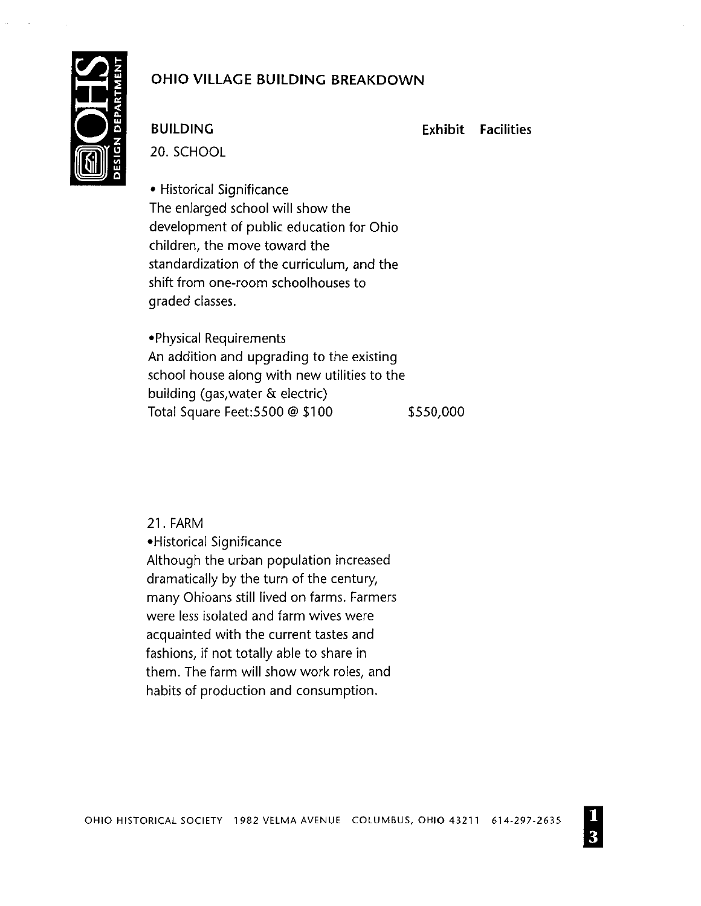## OHIO VILLAGE BUILDING BREAKDOWN

| BUILDING | Exhibit | Facilities |
|---|---|---|
| 20. SCHOOL | | |

• Historical Significance
The enlarged school will show the development of public education for Ohio children, the move toward the standardization of the curriculum, and the shift from one-room schoolhouses to graded classes.

•Physical Requirements
An addition and upgrading to the existing school house along with new utilities to the building (gas,water & electric)

| | Exhibit | Facilities |
|---|---|---|
| Total Square Feet:5500 @ $100 | $550,000 | |

21. FARM
•Historical Significance
Although the urban population increased dramatically by the turn of the century, many Ohioans still lived on farms. Farmers were less isolated and farm wives were acquainted with the current tastes and fashions, if not totally able to share in them. The farm will show work roles, and habits of production and consumption.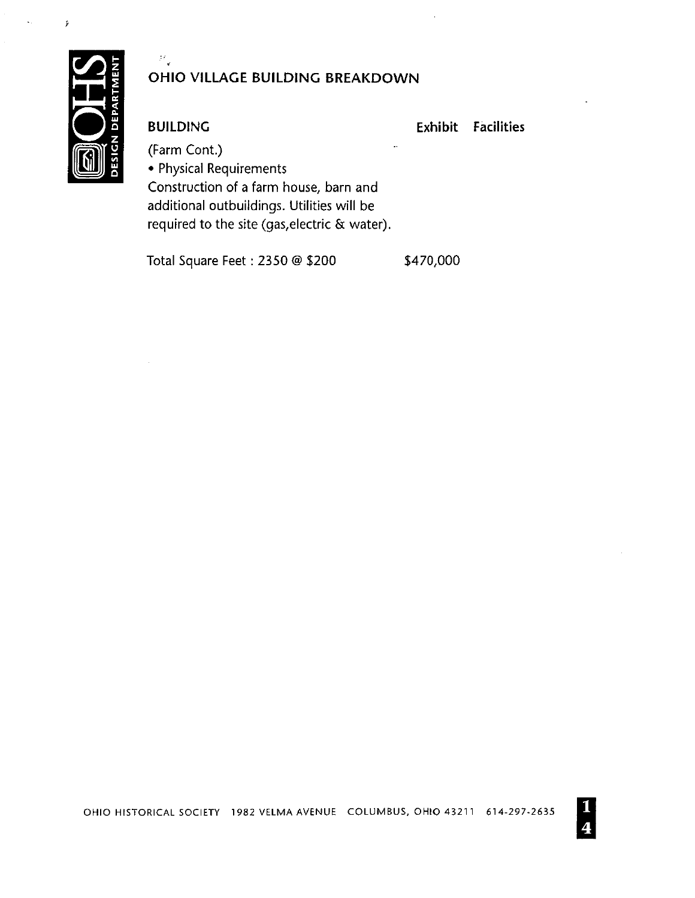## OHIO VILLAGE BUILDING BREAKDOWN

| BUILDING | Exhibit | Facilities |
| --- | --- | --- |
| (Farm Cont.)<br>• Physical Requirements<br>Construction of a farm house, barn and additional outbuildings. Utilities will be required to the site (gas,electric & water). | | |
| Total Square Feet : 2350 @ $200 | $470,000 | |